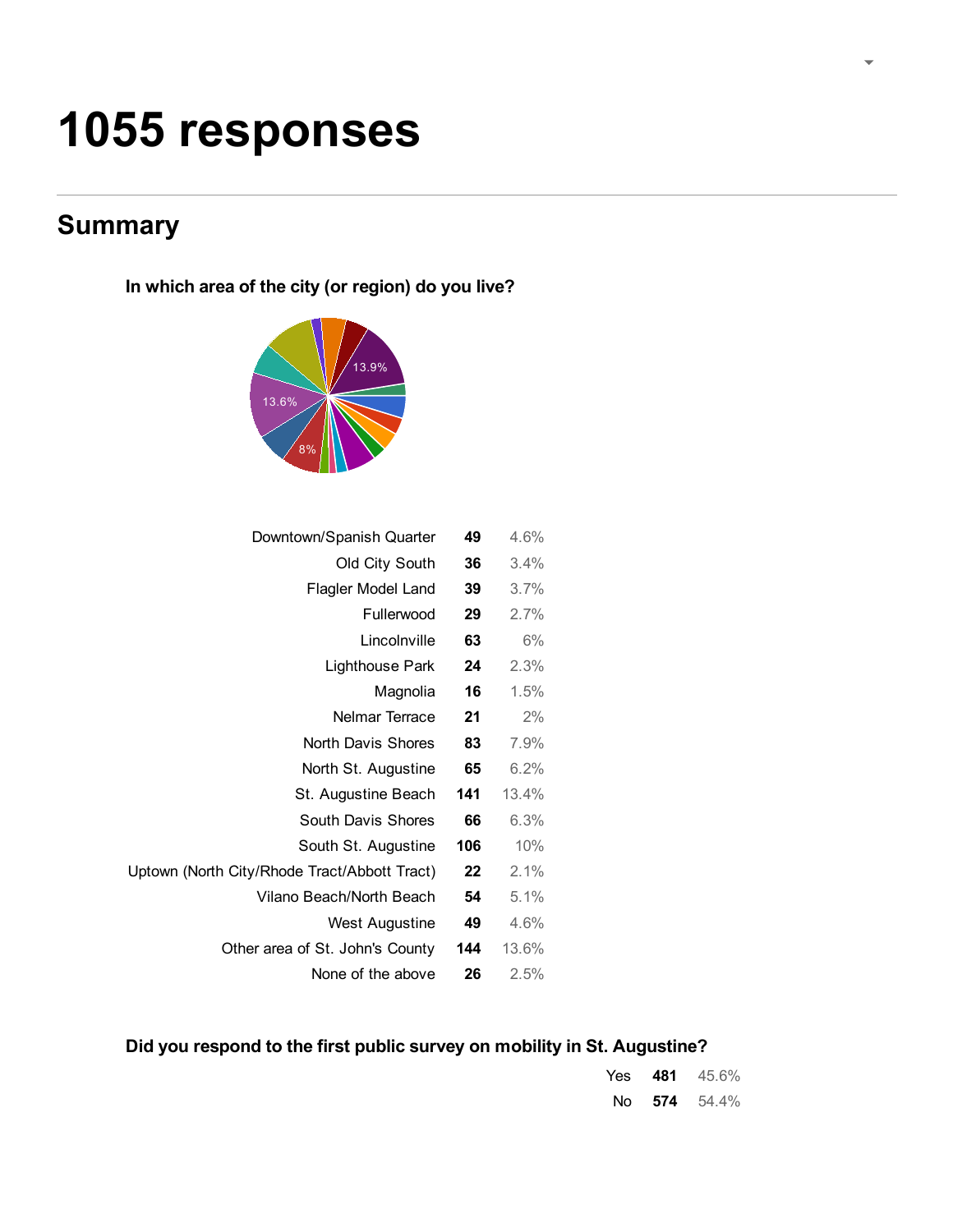# 1055 responses

## Summary

### In which area of the city (or region) do you live?

| Area | Count | Percent |
|---|---|---|
| Downtown/Spanish Quarter | **49** | 4.6% |
| Old City South | **36** | 3.4% |
| Flagler Model Land | **39** | 3.7% |
| Fullerwood | **29** | 2.7% |
| Lincolnville | **63** | 6% |
| Lighthouse Park | **24** | 2.3% |
| Magnolia | **16** | 1.5% |
| Nelmar Terrace | **21** | 2% |
| North Davis Shores | **83** | 7.9% |
| North St. Augustine | **65** | 6.2% |
| St. Augustine Beach | **141** | 13.4% |
| South Davis Shores | **66** | 6.3% |
| South St. Augustine | **106** | 10% |
| Uptown (North City/Rhode Tract/Abbott Tract) | **22** | 2.1% |
| Vilano Beach/North Beach | **54** | 5.1% |
| West Augustine | **49** | 4.6% |
| Other area of St. John's County | **144** | 13.6% |
| None of the above | **26** | 2.5% |

### Did you respond to the first public survey on mobility in St. Augustine?

| Response | Count | Percent |
|---|---|---|
| Yes | **481** | 45.6% |
| No | **574** | 54.4% |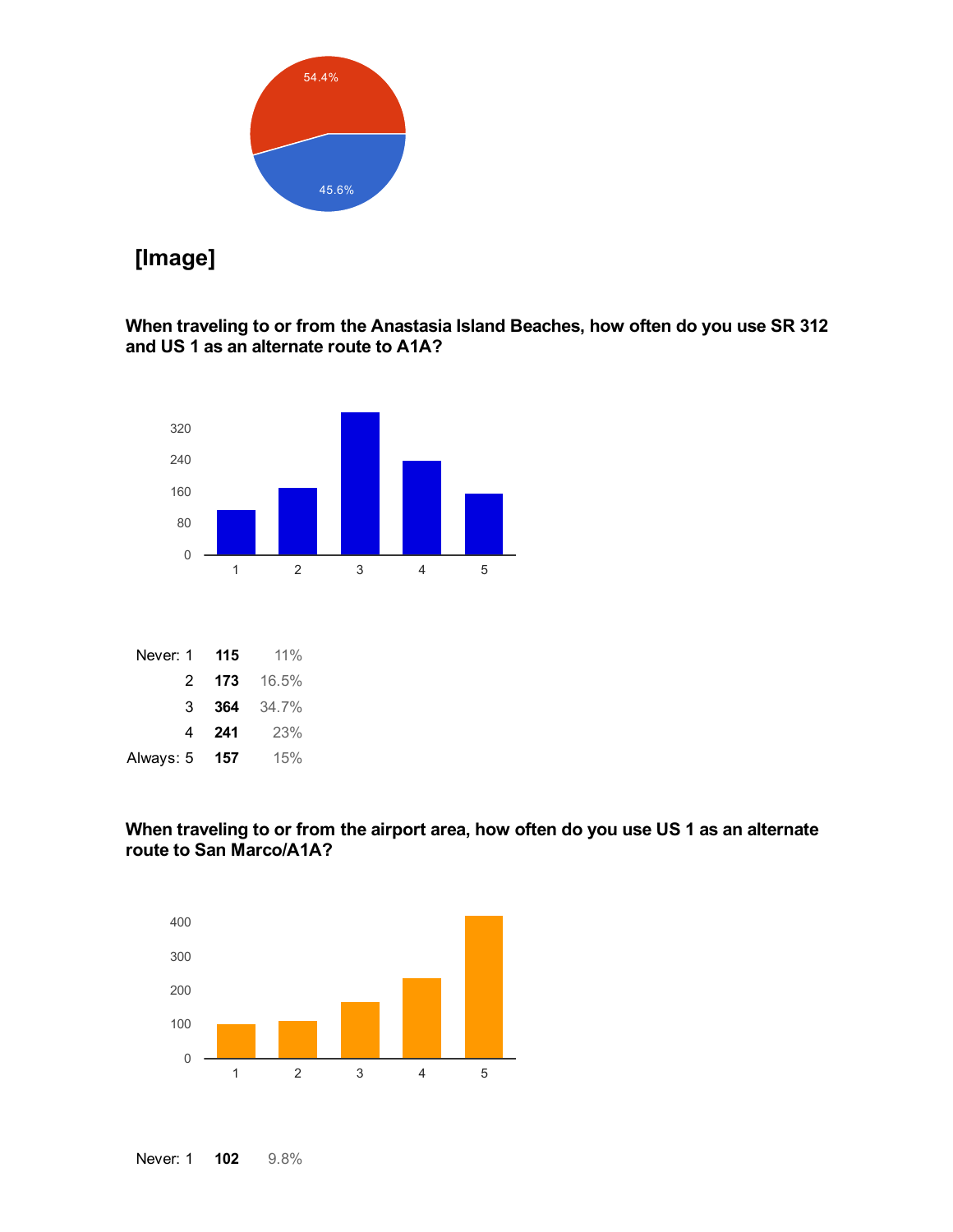54.4%

45.6%

**[Image]**

**When traveling to or from the Anastasia Island Beaches, how often do you use SR 312 and US 1 as an alternate route to A1A?**

| | | |
|---|---|---|
| Never: 1 | **115** | 11% |
| 2 | **173** | 16.5% |
| 3 | **364** | 34.7% |
| 4 | **241** | 23% |
| Always: 5 | **157** | 15% |

**When traveling to or from the airport area, how often do you use US 1 as an alternate route to San Marco/A1A?**

| | | |
|---|---|---|
| Never: 1 | **102** | 9.8% |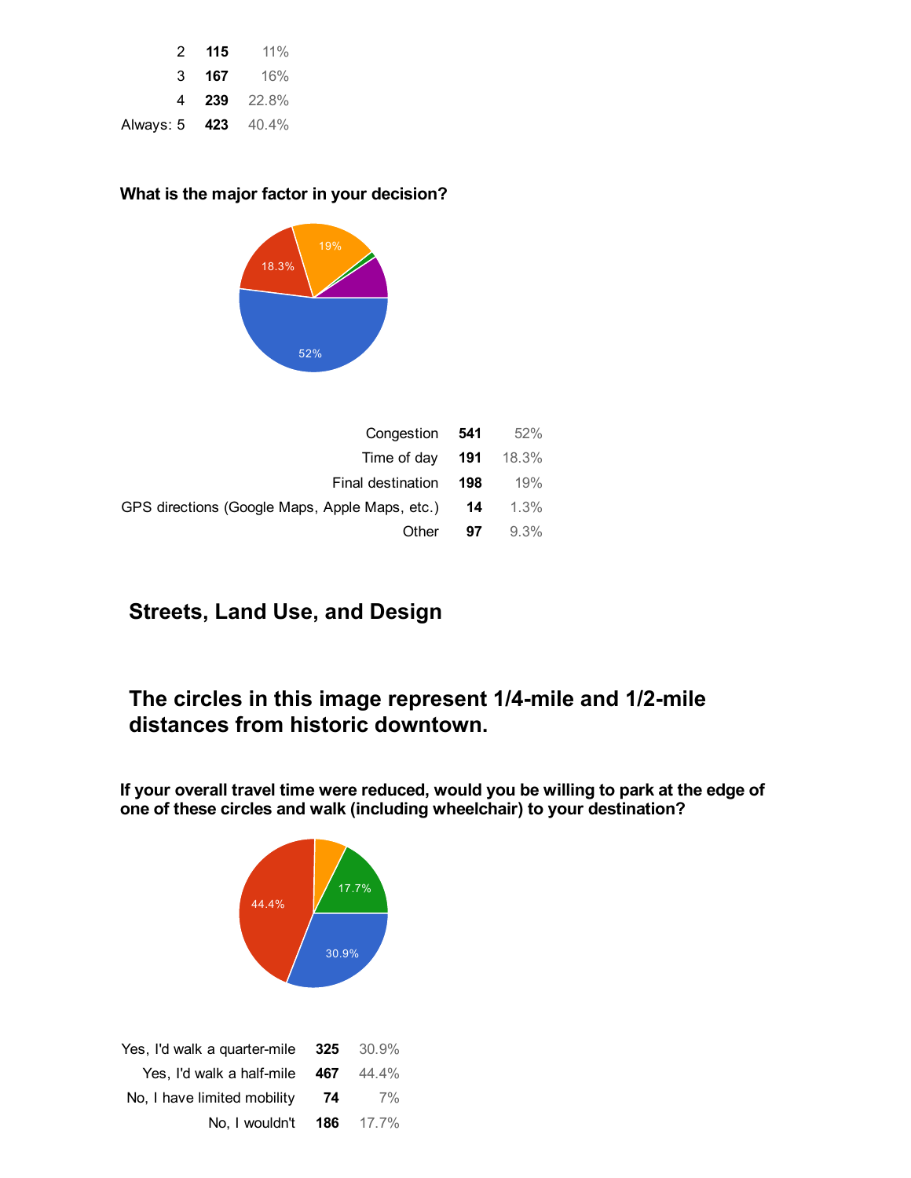| | | |
|---|---|---|
| 2 | **115** | 11% |
| 3 | **167** | 16% |
| 4 | **239** | 22.8% |
| Always: 5 | **423** | 40.4% |

### What is the major factor in your decision?

| | | |
|---|---|---|
| Congestion | **541** | 52% |
| Time of day | **191** | 18.3% |
| Final destination | **198** | 19% |
| GPS directions (Google Maps, Apple Maps, etc.) | **14** | 1.3% |
| Other | **97** | 9.3% |

## Streets, Land Use, and Design

## The circles in this image represent 1/4-mile and 1/2-mile distances from historic downtown.

### If your overall travel time were reduced, would you be willing to park at the edge of one of these circles and walk (including wheelchair) to your destination?

| | | |
|---|---|---|
| Yes, I'd walk a quarter-mile | **325** | 30.9% |
| Yes, I'd walk a half-mile | **467** | 44.4% |
| No, I have limited mobility | **74** | 7% |
| No, I wouldn't | **186** | 17.7% |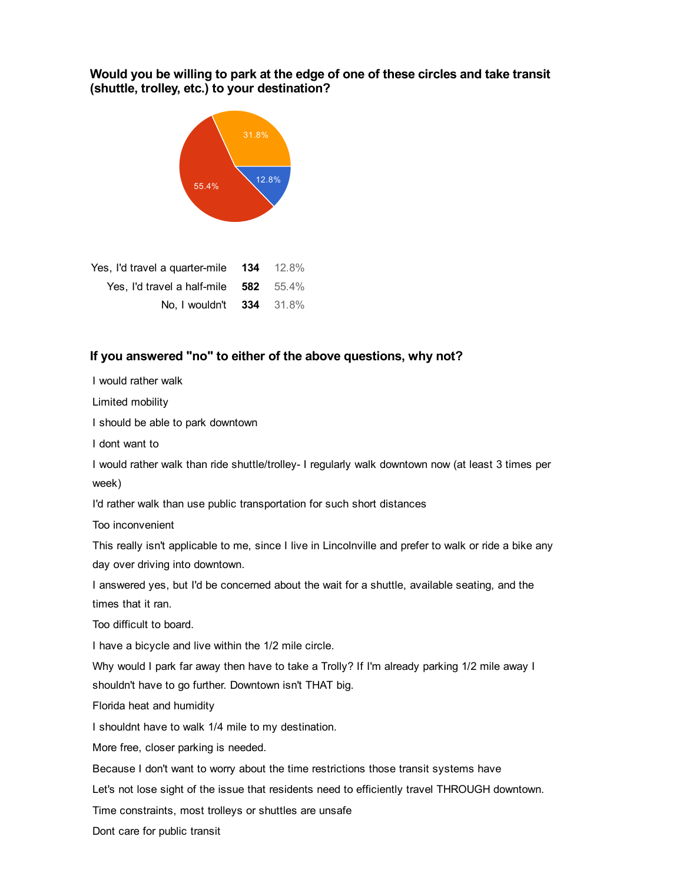### Would you be willing to park at the edge of one of these circles and take transit (shuttle, trolley, etc.) to your destination?

| | | |
|---|---|---|
| Yes, I'd travel a quarter-mile | **134** | 12.8% |
| Yes, I'd travel a half-mile | **582** | 55.4% |
| No, I wouldn't | **334** | 31.8% |

### If you answered "no" to either of the above questions, why not?

I would rather walk

Limited mobility

I should be able to park downtown

I dont want to

I would rather walk than ride shuttle/trolley- I regularly walk downtown now (at least 3 times per week)

I'd rather walk than use public transportation for such short distances

Too inconvenient

This really isn't applicable to me, since I live in Lincolnville and prefer to walk or ride a bike any day over driving into downtown.

I answered yes, but I'd be concerned about the wait for a shuttle, available seating, and the times that it ran.

Too difficult to board.

I have a bicycle and live within the 1/2 mile circle.

Why would I park far away then have to take a Trolly? If I'm already parking 1/2 mile away I shouldn't have to go further. Downtown isn't THAT big.

Florida heat and humidity

I shouldnt have to walk 1/4 mile to my destination.

More free, closer parking is needed.

Because I don't want to worry about the time restrictions those transit systems have

Let's not lose sight of the issue that residents need to efficiently travel THROUGH downtown.

Time constraints, most trolleys or shuttles are unsafe

Dont care for public transit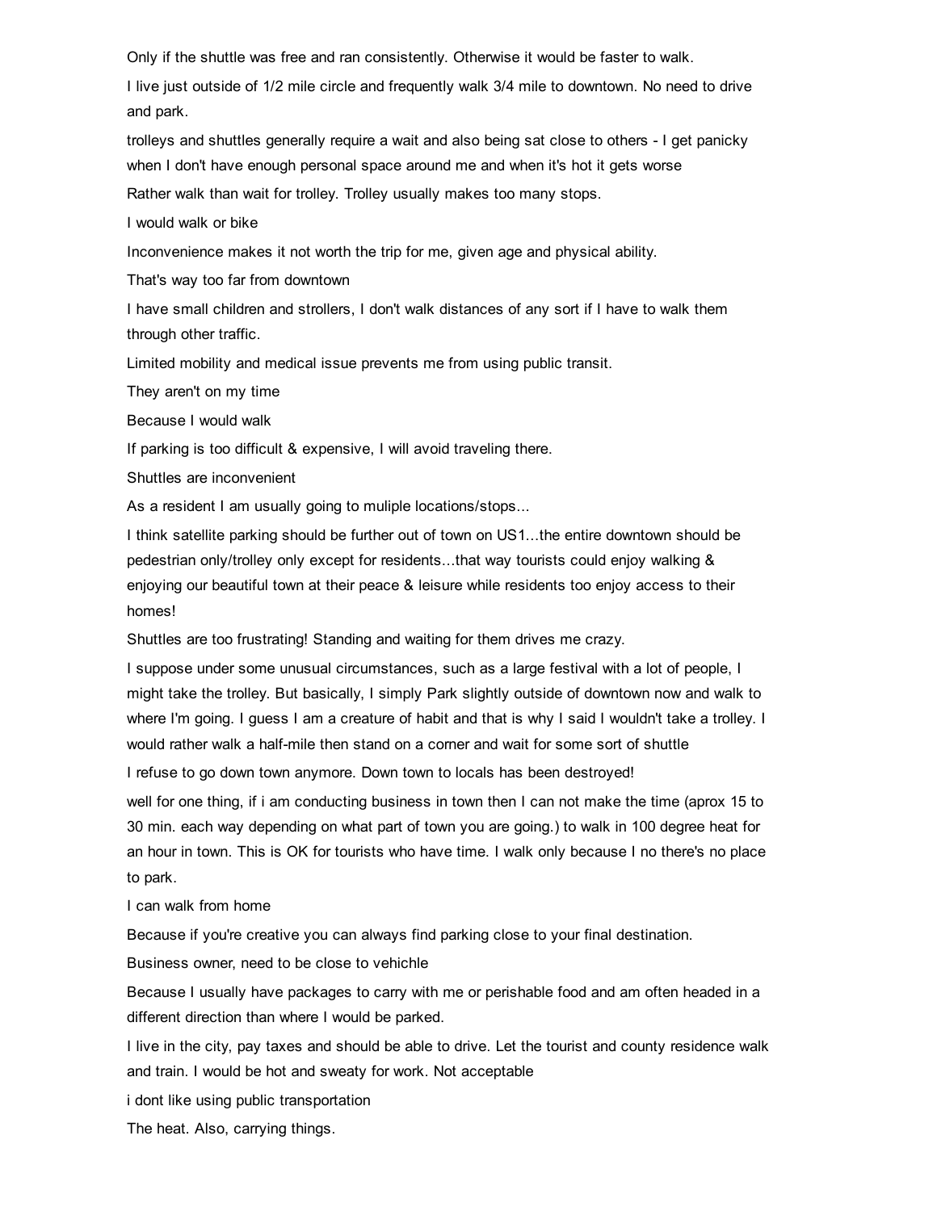Only if the shuttle was free and ran consistently. Otherwise it would be faster to walk.

I live just outside of 1/2 mile circle and frequently walk 3/4 mile to downtown. No need to drive and park.

trolleys and shuttles generally require a wait and also being sat close to others - I get panicky when I don't have enough personal space around me and when it's hot it gets worse

Rather walk than wait for trolley. Trolley usually makes too many stops.

I would walk or bike

Inconvenience makes it not worth the trip for me, given age and physical ability.

That's way too far from downtown

I have small children and strollers, I don't walk distances of any sort if I have to walk them through other traffic.

Limited mobility and medical issue prevents me from using public transit.

They aren't on my time

Because I would walk

If parking is too difficult & expensive, I will avoid traveling there.

Shuttles are inconvenient

As a resident I am usually going to muliple locations/stops...

I think satellite parking should be further out of town on US1...the entire downtown should be pedestrian only/trolley only except for residents...that way tourists could enjoy walking & enjoying our beautiful town at their peace & leisure while residents too enjoy access to their homes!

Shuttles are too frustrating! Standing and waiting for them drives me crazy.

I suppose under some unusual circumstances, such as a large festival with a lot of people, I might take the trolley. But basically, I simply Park slightly outside of downtown now and walk to where I'm going. I guess I am a creature of habit and that is why I said I wouldn't take a trolley. I would rather walk a half-mile then stand on a corner and wait for some sort of shuttle

I refuse to go down town anymore. Down town to locals has been destroyed!

well for one thing, if i am conducting business in town then I can not make the time (aprox 15 to 30 min. each way depending on what part of town you are going.) to walk in 100 degree heat for an hour in town. This is OK for tourists who have time. I walk only because I no there's no place to park.

I can walk from home

Because if you're creative you can always find parking close to your final destination.

Business owner, need to be close to vehichle

Because I usually have packages to carry with me or perishable food and am often headed in a different direction than where I would be parked.

I live in the city, pay taxes and should be able to drive. Let the tourist and county residence walk and train. I would be hot and sweaty for work. Not acceptable

i dont like using public transportation

The heat. Also, carrying things.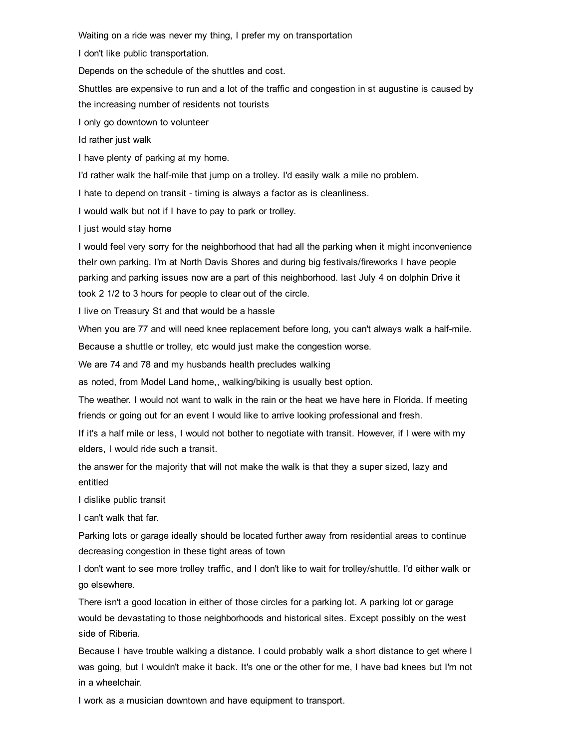Waiting on a ride was never my thing, I prefer my on transportation

I don't like public transportation.

Depends on the schedule of the shuttles and cost.

Shuttles are expensive to run and a lot of the traffic and congestion in st augustine is caused by the increasing number of residents not tourists

I only go downtown to volunteer

Id rather just walk

I have plenty of parking at my home.

I'd rather walk the half-mile that jump on a trolley. I'd easily walk a mile no problem.

I hate to depend on transit - timing is always a factor as is cleanliness.

I would walk but not if I have to pay to park or trolley.

I just would stay home

I would feel very sorry for the neighborhood that had all the parking when it might inconvenience theIr own parking. I'm at North Davis Shores and during big festivals/fireworks I have people parking and parking issues now are a part of this neighborhood. last July 4 on dolphin Drive it took 2 1/2 to 3 hours for people to clear out of the circle.

I live on Treasury St and that would be a hassle

When you are 77 and will need knee replacement before long, you can't always walk a half-mile.

Because a shuttle or trolley, etc would just make the congestion worse.

We are 74 and 78 and my husbands health precludes walking

as noted, from Model Land home,, walking/biking is usually best option.

The weather. I would not want to walk in the rain or the heat we have here in Florida. If meeting friends or going out for an event I would like to arrive looking professional and fresh.

If it's a half mile or less, I would not bother to negotiate with transit. However, if I were with my elders, I would ride such a transit.

the answer for the majority that will not make the walk is that they a super sized, lazy and entitled

I dislike public transit

I can't walk that far.

Parking lots or garage ideally should be located further away from residential areas to continue decreasing congestion in these tight areas of town

I don't want to see more trolley traffic, and I don't like to wait for trolley/shuttle. I'd either walk or go elsewhere.

There isn't a good location in either of those circles for a parking lot. A parking lot or garage would be devastating to those neighborhoods and historical sites. Except possibly on the west side of Riberia.

Because I have trouble walking a distance. I could probably walk a short distance to get where I was going, but I wouldn't make it back. It's one or the other for me, I have bad knees but I'm not in a wheelchair.

I work as a musician downtown and have equipment to transport.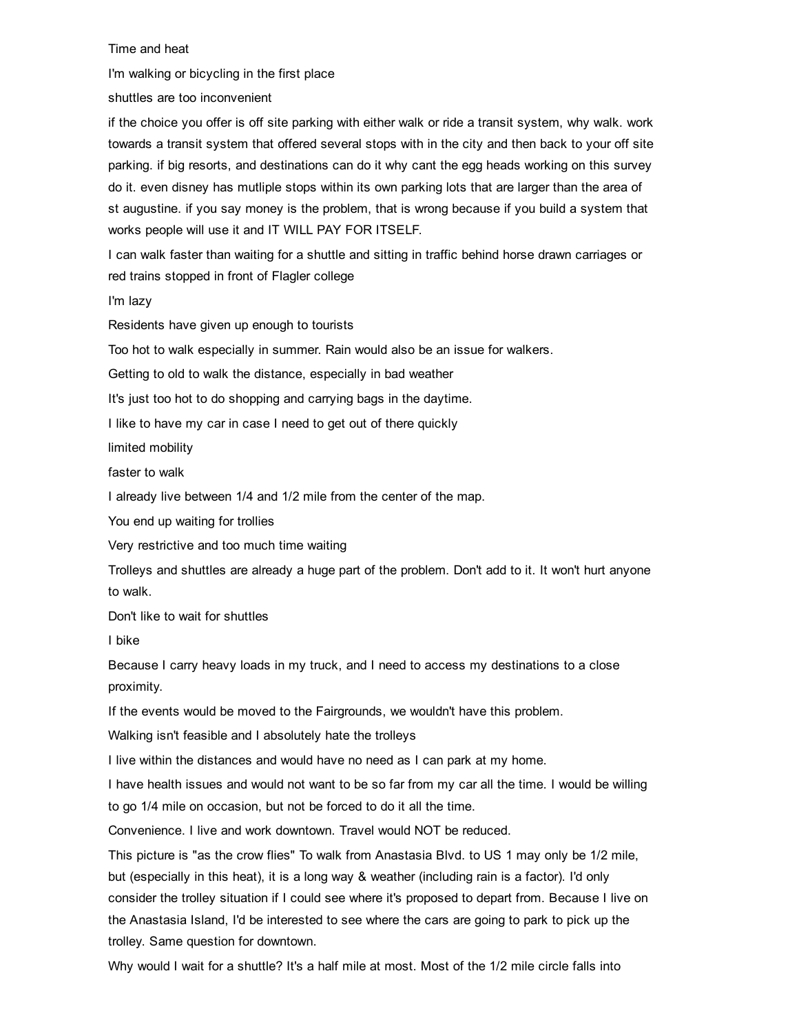Time and heat

I'm walking or bicycling in the first place

shuttles are too inconvenient

if the choice you offer is off site parking with either walk or ride a transit system, why walk. work towards a transit system that offered several stops with in the city and then back to your off site parking. if big resorts, and destinations can do it why cant the egg heads working on this survey do it. even disney has mutliple stops within its own parking lots that are larger than the area of st augustine. if you say money is the problem, that is wrong because if you build a system that works people will use it and IT WILL PAY FOR ITSELF.

I can walk faster than waiting for a shuttle and sitting in traffic behind horse drawn carriages or red trains stopped in front of Flagler college

I'm lazy

Residents have given up enough to tourists

Too hot to walk especially in summer. Rain would also be an issue for walkers.

Getting to old to walk the distance, especially in bad weather

It's just too hot to do shopping and carrying bags in the daytime.

I like to have my car in case I need to get out of there quickly

limited mobility

faster to walk

I already live between 1/4 and 1/2 mile from the center of the map.

You end up waiting for trollies

Very restrictive and too much time waiting

Trolleys and shuttles are already a huge part of the problem. Don't add to it. It won't hurt anyone to walk.

Don't like to wait for shuttles

I bike

Because I carry heavy loads in my truck, and I need to access my destinations to a close proximity.

If the events would be moved to the Fairgrounds, we wouldn't have this problem.

Walking isn't feasible and I absolutely hate the trolleys

I live within the distances and would have no need as I can park at my home.

I have health issues and would not want to be so far from my car all the time. I would be willing to go 1/4 mile on occasion, but not be forced to do it all the time.

Convenience. I live and work downtown. Travel would NOT be reduced.

This picture is "as the crow flies" To walk from Anastasia Blvd. to US 1 may only be 1/2 mile, but (especially in this heat), it is a long way & weather (including rain is a factor). I'd only consider the trolley situation if I could see where it's proposed to depart from. Because I live on the Anastasia Island, I'd be interested to see where the cars are going to park to pick up the trolley. Same question for downtown.

Why would I wait for a shuttle? It's a half mile at most. Most of the 1/2 mile circle falls into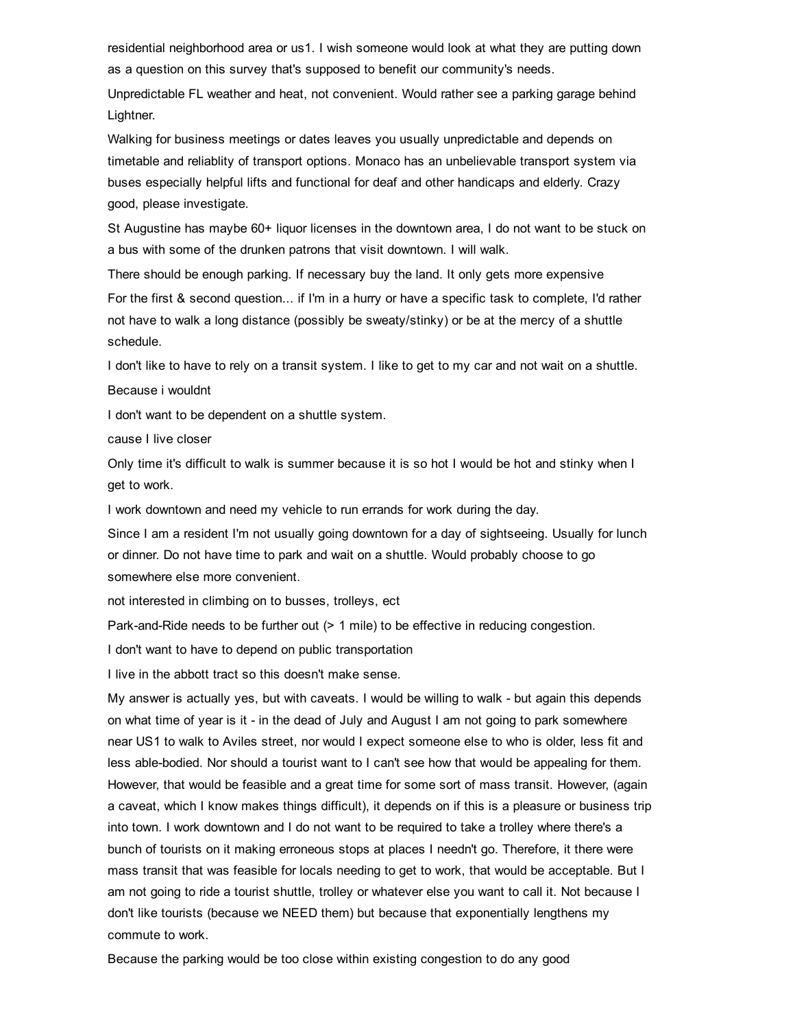residential neighborhood area or us1. I wish someone would look at what they are putting down as a question on this survey that's supposed to benefit our community's needs.

Unpredictable FL weather and heat, not convenient. Would rather see a parking garage behind Lightner.

Walking for business meetings or dates leaves you usually unpredictable and depends on timetable and reliablity of transport options. Monaco has an unbelievable transport system via buses especially helpful lifts and functional for deaf and other handicaps and elderly. Crazy good, please investigate.

St Augustine has maybe 60+ liquor licenses in the downtown area, I do not want to be stuck on a bus with some of the drunken patrons that visit downtown. I will walk.

There should be enough parking. If necessary buy the land. It only gets more expensive

For the first & second question... if I'm in a hurry or have a specific task to complete, I'd rather not have to walk a long distance (possibly be sweaty/stinky) or be at the mercy of a shuttle schedule.

I don't like to have to rely on a transit system. I like to get to my car and not wait on a shuttle.

Because i wouldnt

I don't want to be dependent on a shuttle system.

cause I live closer

Only time it's difficult to walk is summer because it is so hot I would be hot and stinky when I get to work.

I work downtown and need my vehicle to run errands for work during the day.

Since I am a resident I'm not usually going downtown for a day of sightseeing. Usually for lunch or dinner. Do not have time to park and wait on a shuttle. Would probably choose to go somewhere else more convenient.

not interested in climbing on to busses, trolleys, ect

Park-and-Ride needs to be further out (> 1 mile) to be effective in reducing congestion.

I don't want to have to depend on public transportation

I live in the abbott tract so this doesn't make sense.

My answer is actually yes, but with caveats. I would be willing to walk - but again this depends on what time of year is it - in the dead of July and August I am not going to park somewhere near US1 to walk to Aviles street, nor would I expect someone else to who is older, less fit and less able-bodied. Nor should a tourist want to I can't see how that would be appealing for them. However, that would be feasible and a great time for some sort of mass transit. However, (again a caveat, which I know makes things difficult), it depends on if this is a pleasure or business trip into town. I work downtown and I do not want to be required to take a trolley where there's a bunch of tourists on it making erroneous stops at places I needn't go. Therefore, it there were mass transit that was feasible for locals needing to get to work, that would be acceptable. But I am not going to ride a tourist shuttle, trolley or whatever else you want to call it. Not because I don't like tourists (because we NEED them) but because that exponentially lengthens my commute to work.

Because the parking would be too close within existing congestion to do any good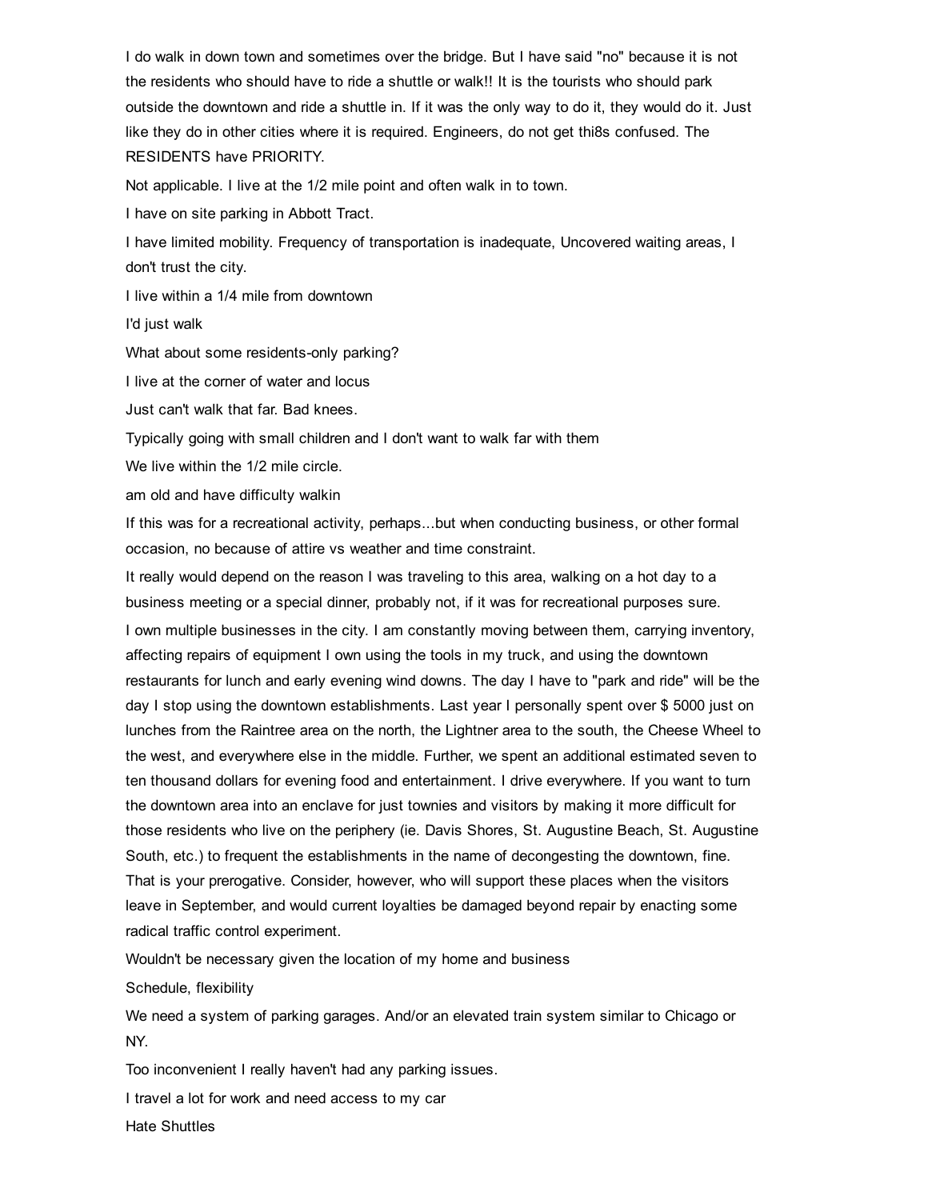I do walk in down town and sometimes over the bridge. But I have said "no" because it is not the residents who should have to ride a shuttle or walk!! It is the tourists who should park outside the downtown and ride a shuttle in. If it was the only way to do it, they would do it. Just like they do in other cities where it is required. Engineers, do not get thi8s confused. The RESIDENTS have PRIORITY.

Not applicable. I live at the 1/2 mile point and often walk in to town.

I have on site parking in Abbott Tract.

I have limited mobility. Frequency of transportation is inadequate, Uncovered waiting areas, I don't trust the city.

I live within a 1/4 mile from downtown

I'd just walk

What about some residents-only parking?

I live at the corner of water and locus

Just can't walk that far. Bad knees.

Typically going with small children and I don't want to walk far with them

We live within the 1/2 mile circle.

am old and have difficulty walkin

If this was for a recreational activity, perhaps...but when conducting business, or other formal occasion, no because of attire vs weather and time constraint.

It really would depend on the reason I was traveling to this area, walking on a hot day to a business meeting or a special dinner, probably not, if it was for recreational purposes sure.

I own multiple businesses in the city. I am constantly moving between them, carrying inventory, affecting repairs of equipment I own using the tools in my truck, and using the downtown restaurants for lunch and early evening wind downs. The day I have to "park and ride" will be the day I stop using the downtown establishments. Last year I personally spent over $ 5000 just on lunches from the Raintree area on the north, the Lightner area to the south, the Cheese Wheel to the west, and everywhere else in the middle. Further, we spent an additional estimated seven to ten thousand dollars for evening food and entertainment. I drive everywhere. If you want to turn the downtown area into an enclave for just townies and visitors by making it more difficult for those residents who live on the periphery (ie. Davis Shores, St. Augustine Beach, St. Augustine South, etc.) to frequent the establishments in the name of decongesting the downtown, fine. That is your prerogative. Consider, however, who will support these places when the visitors leave in September, and would current loyalties be damaged beyond repair by enacting some radical traffic control experiment.

Wouldn't be necessary given the location of my home and business

Schedule, flexibility

We need a system of parking garages. And/or an elevated train system similar to Chicago or NY.

Too inconvenient I really haven't had any parking issues.

I travel a lot for work and need access to my car

Hate Shuttles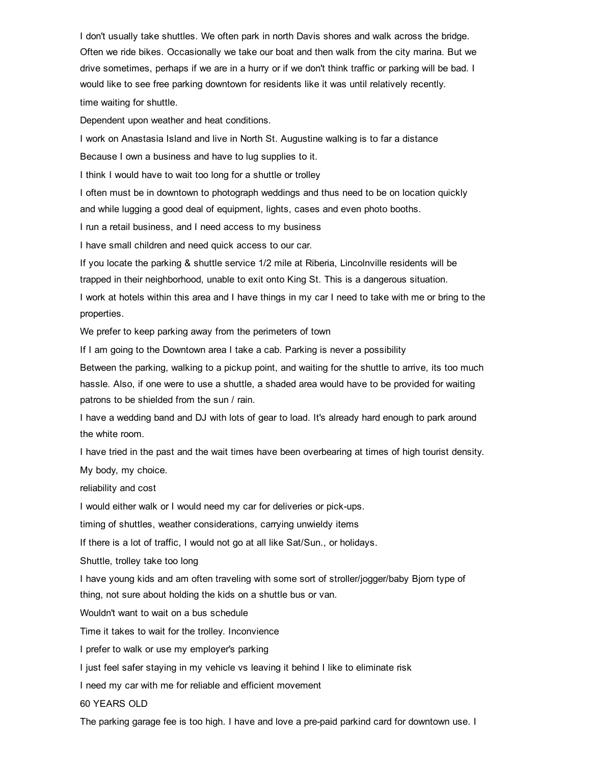I don't usually take shuttles. We often park in north Davis shores and walk across the bridge. Often we ride bikes. Occasionally we take our boat and then walk from the city marina. But we drive sometimes, perhaps if we are in a hurry or if we don't think traffic or parking will be bad. I would like to see free parking downtown for residents like it was until relatively recently.

time waiting for shuttle.

Dependent upon weather and heat conditions.

I work on Anastasia Island and live in North St. Augustine walking is to far a distance

Because I own a business and have to lug supplies to it.

I think I would have to wait too long for a shuttle or trolley

I often must be in downtown to photograph weddings and thus need to be on location quickly and while lugging a good deal of equipment, lights, cases and even photo booths.

I run a retail business, and I need access to my business

I have small children and need quick access to our car.

If you locate the parking & shuttle service 1/2 mile at Riberia, Lincolnville residents will be trapped in their neighborhood, unable to exit onto King St. This is a dangerous situation.

I work at hotels within this area and I have things in my car I need to take with me or bring to the properties.

We prefer to keep parking away from the perimeters of town

If I am going to the Downtown area I take a cab. Parking is never a possibility

Between the parking, walking to a pickup point, and waiting for the shuttle to arrive, its too much hassle. Also, if one were to use a shuttle, a shaded area would have to be provided for waiting patrons to be shielded from the sun / rain.

I have a wedding band and DJ with lots of gear to load. It's already hard enough to park around the white room.

I have tried in the past and the wait times have been overbearing at times of high tourist density.

My body, my choice.

reliability and cost

I would either walk or I would need my car for deliveries or pick-ups.

timing of shuttles, weather considerations, carrying unwieldy items

If there is a lot of traffic, I would not go at all like Sat/Sun., or holidays.

Shuttle, trolley take too long

I have young kids and am often traveling with some sort of stroller/jogger/baby Bjorn type of thing, not sure about holding the kids on a shuttle bus or van.

Wouldn't want to wait on a bus schedule

Time it takes to wait for the trolley. Inconvience

I prefer to walk or use my employer's parking

I just feel safer staying in my vehicle vs leaving it behind I like to eliminate risk

I need my car with me for reliable and efficient movement

60 YEARS OLD

The parking garage fee is too high. I have and love a pre-paid parkind card for downtown use. I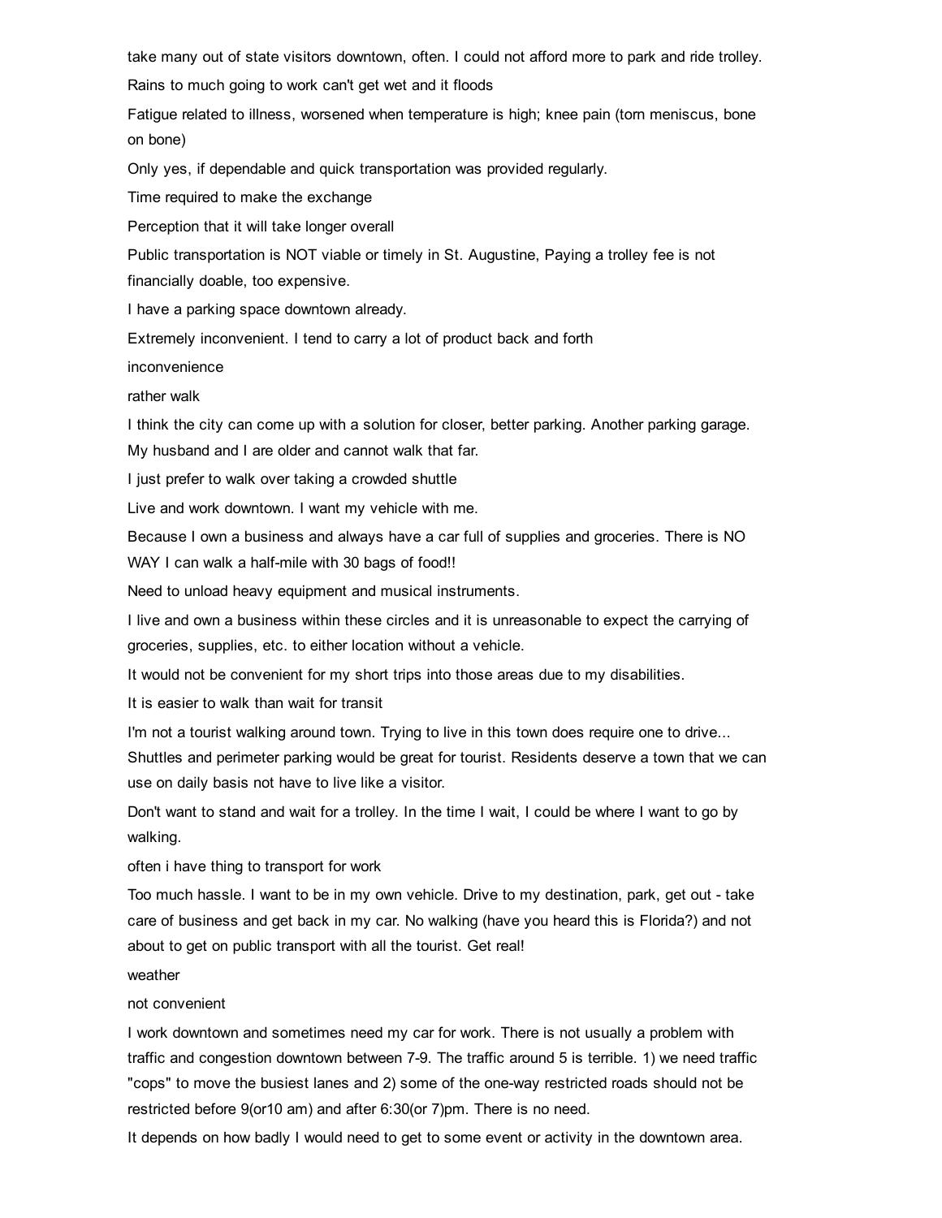take many out of state visitors downtown, often. I could not afford more to park and ride trolley.

Rains to much going to work can't get wet and it floods

Fatigue related to illness, worsened when temperature is high; knee pain (torn meniscus, bone on bone)

Only yes, if dependable and quick transportation was provided regularly.

Time required to make the exchange

Perception that it will take longer overall

Public transportation is NOT viable or timely in St. Augustine, Paying a trolley fee is not financially doable, too expensive.

I have a parking space downtown already.

Extremely inconvenient. I tend to carry a lot of product back and forth

inconvenience

rather walk

I think the city can come up with a solution for closer, better parking. Another parking garage. My husband and I are older and cannot walk that far.

I just prefer to walk over taking a crowded shuttle

Live and work downtown. I want my vehicle with me.

Because I own a business and always have a car full of supplies and groceries. There is NO WAY I can walk a half-mile with 30 bags of food!!

Need to unload heavy equipment and musical instruments.

I live and own a business within these circles and it is unreasonable to expect the carrying of groceries, supplies, etc. to either location without a vehicle.

It would not be convenient for my short trips into those areas due to my disabilities.

It is easier to walk than wait for transit

I'm not a tourist walking around town. Trying to live in this town does require one to drive... Shuttles and perimeter parking would be great for tourist. Residents deserve a town that we can use on daily basis not have to live like a visitor.

Don't want to stand and wait for a trolley. In the time I wait, I could be where I want to go by walking.

often i have thing to transport for work

Too much hassle. I want to be in my own vehicle. Drive to my destination, park, get out - take care of business and get back in my car. No walking (have you heard this is Florida?) and not about to get on public transport with all the tourist. Get real!

weather

not convenient

I work downtown and sometimes need my car for work. There is not usually a problem with traffic and congestion downtown between 7-9. The traffic around 5 is terrible. 1) we need traffic "cops" to move the busiest lanes and 2) some of the one-way restricted roads should not be restricted before 9(or10 am) and after 6:30(or 7)pm. There is no need.

It depends on how badly I would need to get to some event or activity in the downtown area.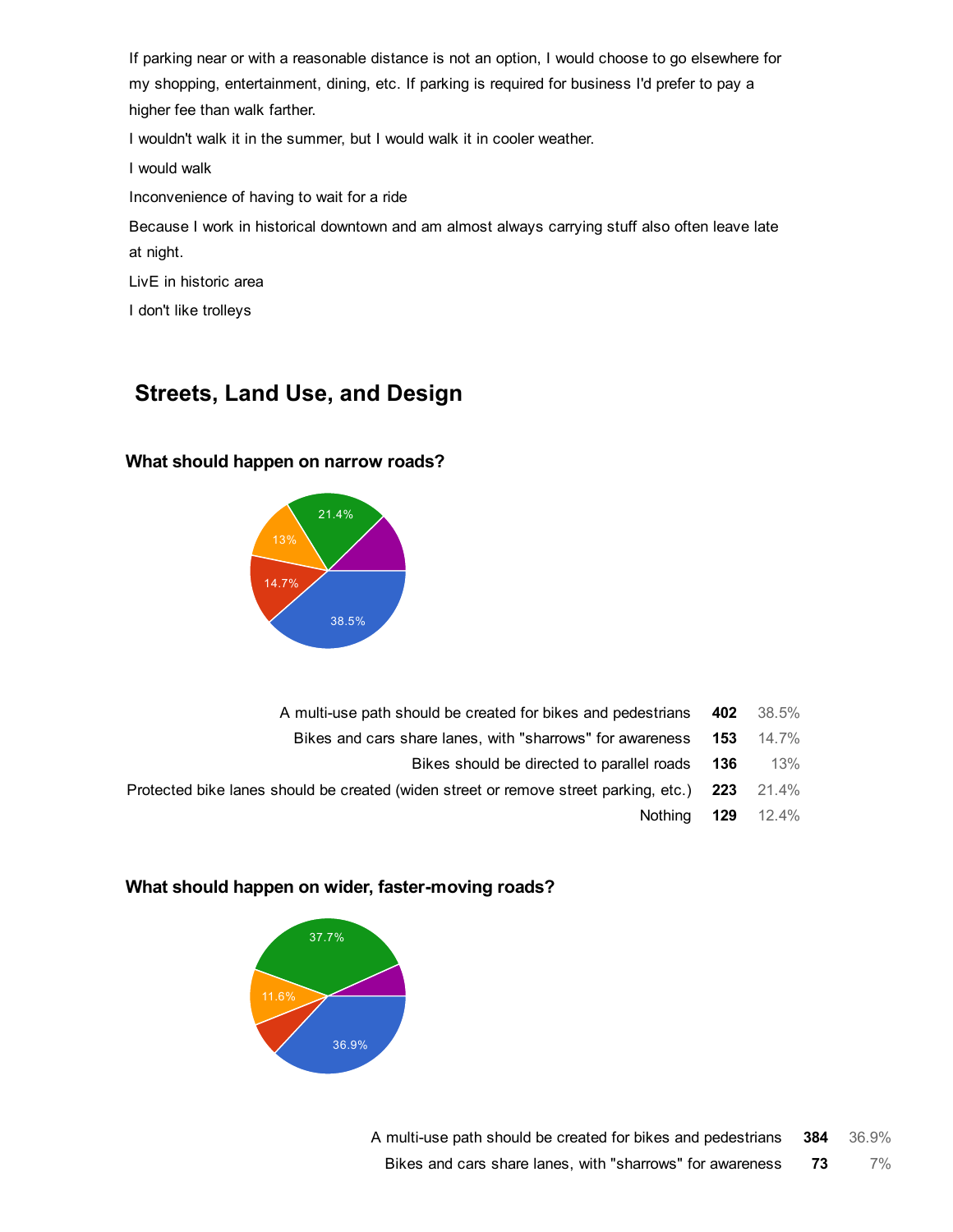If parking near or with a reasonable distance is not an option, I would choose to go elsewhere for my shopping, entertainment, dining, etc. If parking is required for business I'd prefer to pay a higher fee than walk farther.

I wouldn't walk it in the summer, but I would walk it in cooler weather.

I would walk

Inconvenience of having to wait for a ride

Because I work in historical downtown and am almost always carrying stuff also often leave late at night.

LivE in historic area

I don't like trolleys

## Streets, Land Use, and Design

### What should happen on narrow roads?

| Response | Count | Percent |
|---|---|---|
| A multi-use path should be created for bikes and pedestrians | 402 | 38.5% |
| Bikes and cars share lanes, with "sharrows" for awareness | 153 | 14.7% |
| Bikes should be directed to parallel roads | 136 | 13% |
| Protected bike lanes should be created (widen street or remove street parking, etc.) | 223 | 21.4% |
| Nothing | 129 | 12.4% |

### What should happen on wider, faster-moving roads?

| Response | Count | Percent |
|---|---|---|
| A multi-use path should be created for bikes and pedestrians | 384 | 36.9% |
| Bikes and cars share lanes, with "sharrows" for awareness | 73 | 7% |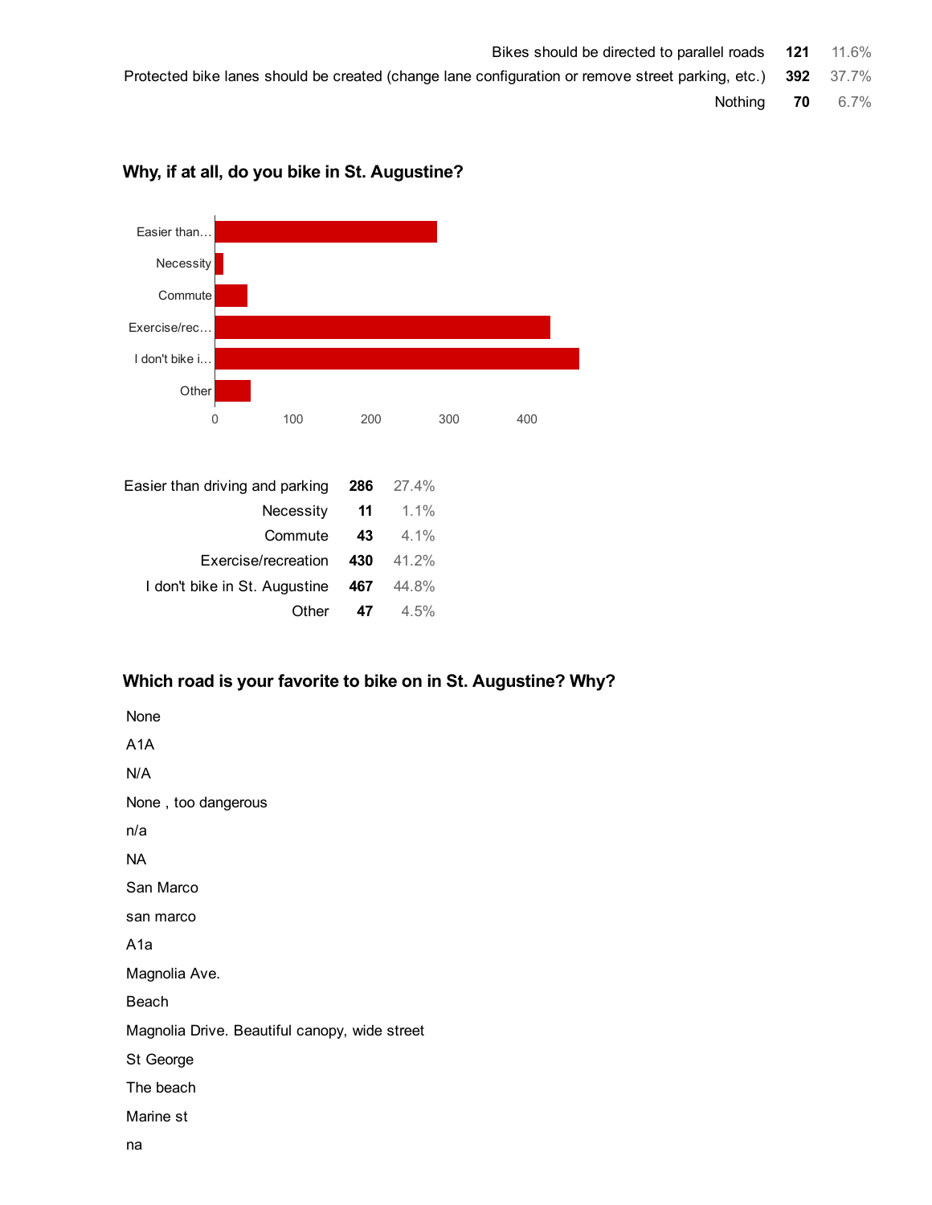| | | |
|---|---|---|
| Bikes should be directed to parallel roads | **121** | 11.6% |
| Protected bike lanes should be created (change lane configuration or remove street parking, etc.) | **392** | 37.7% |
| Nothing | **70** | 6.7% |

## Why, if at all, do you bike in St. Augustine?

| | | |
|---|---|---|
| Easier than driving and parking | **286** | 27.4% |
| Necessity | **11** | 1.1% |
| Commute | **43** | 4.1% |
| Exercise/recreation | **430** | 41.2% |
| I don't bike in St. Augustine | **467** | 44.8% |
| Other | **47** | 4.5% |

## Which road is your favorite to bike on in St. Augustine? Why?

None

A1A

N/A

None , too dangerous

n/a

NA

San Marco

san marco

A1a

Magnolia Ave.

Beach

Magnolia Drive. Beautiful canopy, wide street

St George

The beach

Marine st

na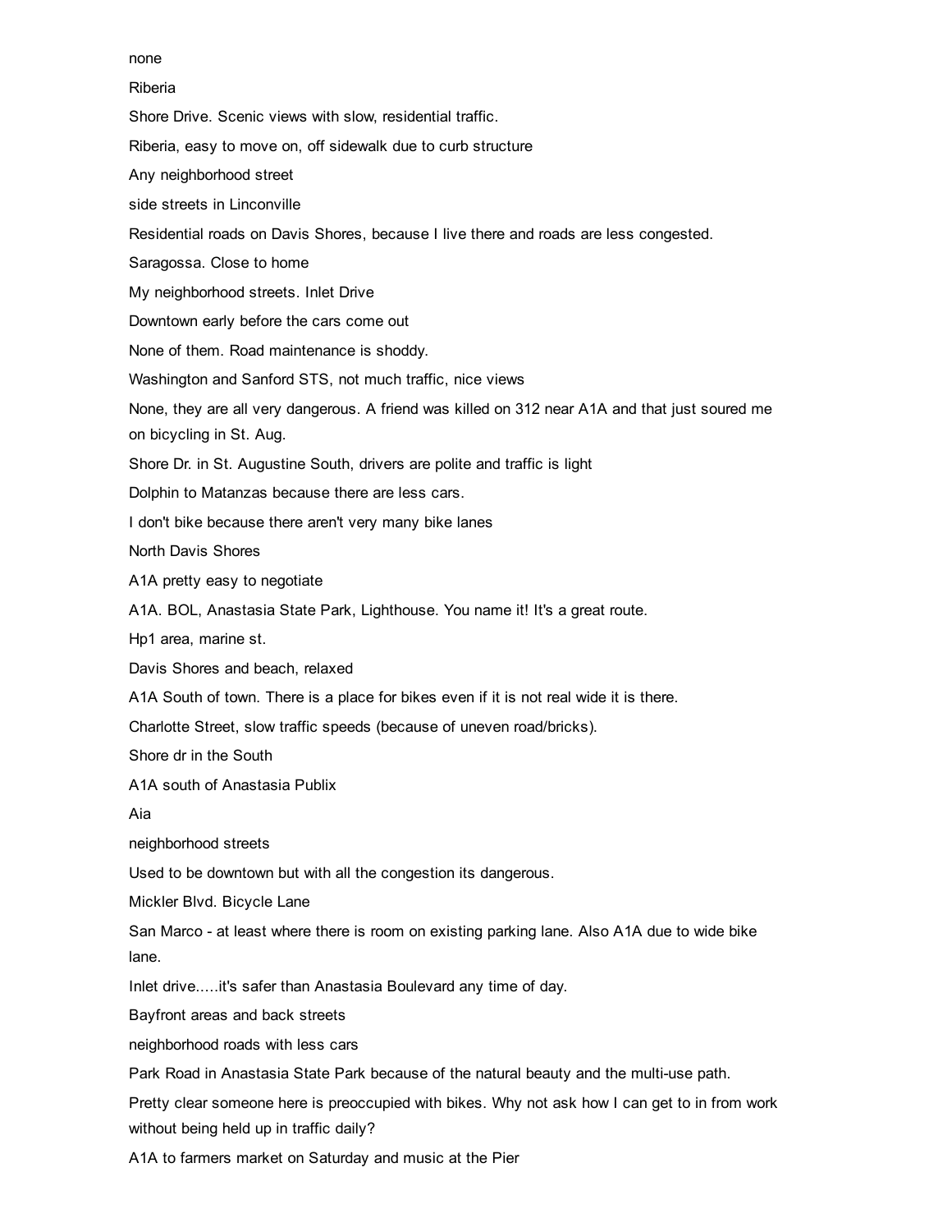none

Riberia

Shore Drive. Scenic views with slow, residential traffic.

Riberia, easy to move on, off sidewalk due to curb structure

Any neighborhood street

side streets in Linconville

Residential roads on Davis Shores, because I live there and roads are less congested.

Saragossa. Close to home

My neighborhood streets. Inlet Drive

Downtown early before the cars come out

None of them. Road maintenance is shoddy.

Washington and Sanford STS, not much traffic, nice views

None, they are all very dangerous. A friend was killed on 312 near A1A and that just soured me on bicycling in St. Aug.

Shore Dr. in St. Augustine South, drivers are polite and traffic is light

Dolphin to Matanzas because there are less cars.

I don't bike because there aren't very many bike lanes

North Davis Shores

A1A pretty easy to negotiate

A1A. BOL, Anastasia State Park, Lighthouse. You name it! It's a great route.

Hp1 area, marine st.

Davis Shores and beach, relaxed

A1A South of town. There is a place for bikes even if it is not real wide it is there.

Charlotte Street, slow traffic speeds (because of uneven road/bricks).

Shore dr in the South

A1A south of Anastasia Publix

Aia

neighborhood streets

Used to be downtown but with all the congestion its dangerous.

Mickler Blvd. Bicycle Lane

San Marco - at least where there is room on existing parking lane. Also A1A due to wide bike lane.

Inlet drive.....it's safer than Anastasia Boulevard any time of day.

Bayfront areas and back streets

neighborhood roads with less cars

Park Road in Anastasia State Park because of the natural beauty and the multi-use path.

Pretty clear someone here is preoccupied with bikes. Why not ask how I can get to in from work without being held up in traffic daily?

A1A to farmers market on Saturday and music at the Pier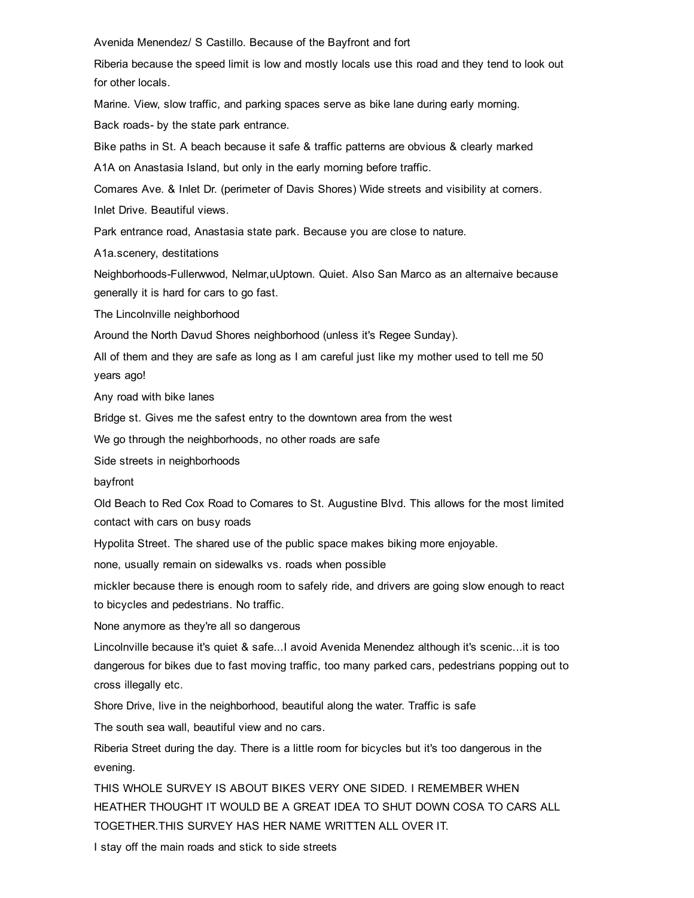Avenida Menendez/ S Castillo. Because of the Bayfront and fort

Riberia because the speed limit is low and mostly locals use this road and they tend to look out for other locals.

Marine. View, slow traffic, and parking spaces serve as bike lane during early morning.

Back roads- by the state park entrance.

Bike paths in St. A beach because it safe & traffic patterns are obvious & clearly marked

A1A on Anastasia Island, but only in the early morning before traffic.

Comares Ave. & Inlet Dr. (perimeter of Davis Shores) Wide streets and visibility at corners.

Inlet Drive. Beautiful views.

Park entrance road, Anastasia state park. Because you are close to nature.

A1a.scenery, destitations

Neighborhoods-Fullerwwod, Nelmar,uUptown. Quiet. Also San Marco as an alternaive because generally it is hard for cars to go fast.

The Lincolnville neighborhood

Around the North Davud Shores neighborhood (unless it's Regee Sunday).

All of them and they are safe as long as I am careful just like my mother used to tell me 50 years ago!

Any road with bike lanes

Bridge st. Gives me the safest entry to the downtown area from the west

We go through the neighborhoods, no other roads are safe

Side streets in neighborhoods

bayfront

Old Beach to Red Cox Road to Comares to St. Augustine Blvd. This allows for the most limited contact with cars on busy roads

Hypolita Street. The shared use of the public space makes biking more enjoyable.

none, usually remain on sidewalks vs. roads when possible

mickler because there is enough room to safely ride, and drivers are going slow enough to react to bicycles and pedestrians. No traffic.

None anymore as they're all so dangerous

Lincolnville because it's quiet & safe...I avoid Avenida Menendez although it's scenic...it is too dangerous for bikes due to fast moving traffic, too many parked cars, pedestrians popping out to cross illegally etc.

Shore Drive, live in the neighborhood, beautiful along the water. Traffic is safe

The south sea wall, beautiful view and no cars.

Riberia Street during the day. There is a little room for bicycles but it's too dangerous in the evening.

THIS WHOLE SURVEY IS ABOUT BIKES VERY ONE SIDED. I REMEMBER WHEN HEATHER THOUGHT IT WOULD BE A GREAT IDEA TO SHUT DOWN COSA TO CARS ALL TOGETHER.THIS SURVEY HAS HER NAME WRITTEN ALL OVER IT.

I stay off the main roads and stick to side streets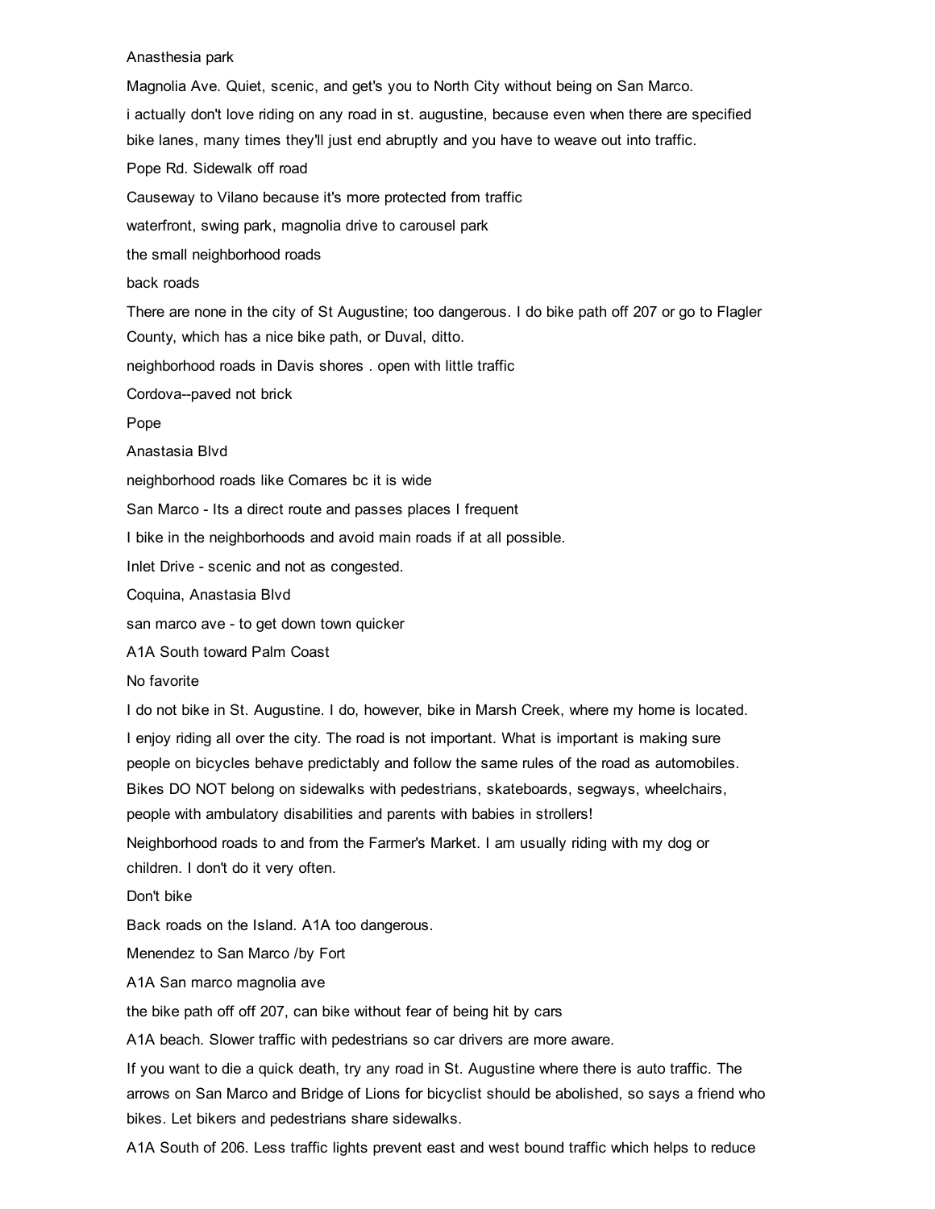Anasthesia park

Magnolia Ave. Quiet, scenic, and get's you to North City without being on San Marco.

i actually don't love riding on any road in st. augustine, because even when there are specified bike lanes, many times they'll just end abruptly and you have to weave out into traffic.

Pope Rd. Sidewalk off road

Causeway to Vilano because it's more protected from traffic

waterfront, swing park, magnolia drive to carousel park

the small neighborhood roads

back roads

There are none in the city of St Augustine; too dangerous. I do bike path off 207 or go to Flagler County, which has a nice bike path, or Duval, ditto.

neighborhood roads in Davis shores . open with little traffic

Cordova--paved not brick

Pope

Anastasia Blvd

neighborhood roads like Comares bc it is wide

San Marco - Its a direct route and passes places I frequent

I bike in the neighborhoods and avoid main roads if at all possible.

Inlet Drive - scenic and not as congested.

Coquina, Anastasia Blvd

san marco ave - to get down town quicker

A1A South toward Palm Coast

No favorite

I do not bike in St. Augustine. I do, however, bike in Marsh Creek, where my home is located.

I enjoy riding all over the city. The road is not important. What is important is making sure people on bicycles behave predictably and follow the same rules of the road as automobiles. Bikes DO NOT belong on sidewalks with pedestrians, skateboards, segways, wheelchairs, people with ambulatory disabilities and parents with babies in strollers!

Neighborhood roads to and from the Farmer's Market. I am usually riding with my dog or children. I don't do it very often.

Don't bike

Back roads on the Island. A1A too dangerous.

Menendez to San Marco /by Fort

A1A San marco magnolia ave

the bike path off off 207, can bike without fear of being hit by cars

A1A beach. Slower traffic with pedestrians so car drivers are more aware.

If you want to die a quick death, try any road in St. Augustine where there is auto traffic. The arrows on San Marco and Bridge of Lions for bicyclist should be abolished, so says a friend who bikes. Let bikers and pedestrians share sidewalks.

A1A South of 206. Less traffic lights prevent east and west bound traffic which helps to reduce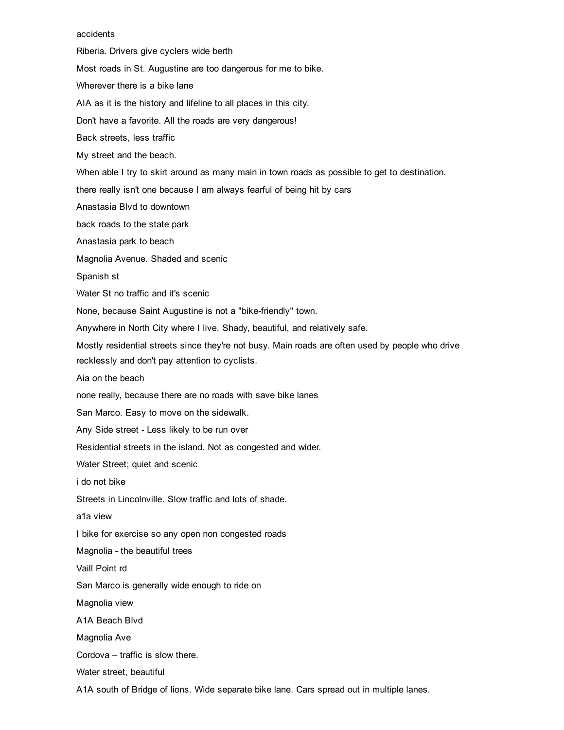accidents

Riberia. Drivers give cyclers wide berth

Most roads in St. Augustine are too dangerous for me to bike.

Wherever there is a bike lane

AIA as it is the history and lifeline to all places in this city.

Don't have a favorite. All the roads are very dangerous!

Back streets, less traffic

My street and the beach.

When able I try to skirt around as many main in town roads as possible to get to destination.

there really isn't one because I am always fearful of being hit by cars

Anastasia Blvd to downtown

back roads to the state park

Anastasia park to beach

Magnolia Avenue. Shaded and scenic

Spanish st

Water St no traffic and it's scenic

None, because Saint Augustine is not a "bike-friendly" town.

Anywhere in North City where I live. Shady, beautiful, and relatively safe.

Mostly residential streets since they're not busy. Main roads are often used by people who drive recklessly and don't pay attention to cyclists.

Aia on the beach

none really, because there are no roads with save bike lanes

San Marco. Easy to move on the sidewalk.

Any Side street - Less likely to be run over

Residential streets in the island. Not as congested and wider.

Water Street; quiet and scenic

i do not bike

Streets in Lincolnville. Slow traffic and lots of shade.

a1a view

I bike for exercise so any open non congested roads

Magnolia - the beautiful trees

Vaill Point rd

San Marco is generally wide enough to ride on

Magnolia view

A1A Beach Blvd

Magnolia Ave

Cordova – traffic is slow there.

Water street, beautiful

A1A south of Bridge of lions. Wide separate bike lane. Cars spread out in multiple lanes.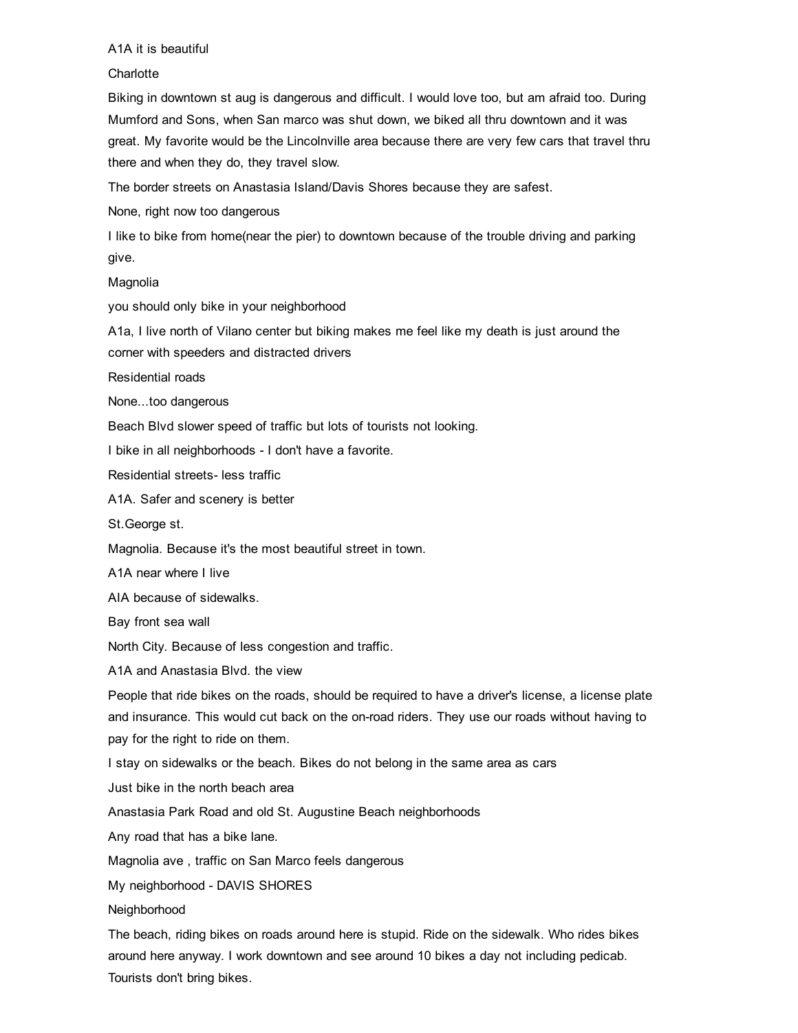A1A it is beautiful

Charlotte

Biking in downtown st aug is dangerous and difficult. I would love too, but am afraid too. During Mumford and Sons, when San marco was shut down, we biked all thru downtown and it was great. My favorite would be the Lincolnville area because there are very few cars that travel thru there and when they do, they travel slow.

The border streets on Anastasia Island/Davis Shores because they are safest.

None, right now too dangerous

I like to bike from home(near the pier) to downtown because of the trouble driving and parking give.

Magnolia

you should only bike in your neighborhood

A1a, I live north of Vilano center but biking makes me feel like my death is just around the corner with speeders and distracted drivers

Residential roads

None...too dangerous

Beach Blvd slower speed of traffic but lots of tourists not looking.

I bike in all neighborhoods - I don't have a favorite.

Residential streets- less traffic

A1A. Safer and scenery is better

St.George st.

Magnolia. Because it's the most beautiful street in town.

A1A near where I live

AIA because of sidewalks.

Bay front sea wall

North City. Because of less congestion and traffic.

A1A and Anastasia Blvd. the view

People that ride bikes on the roads, should be required to have a driver's license, a license plate and insurance. This would cut back on the on-road riders. They use our roads without having to pay for the right to ride on them.

I stay on sidewalks or the beach. Bikes do not belong in the same area as cars

Just bike in the north beach area

Anastasia Park Road and old St. Augustine Beach neighborhoods

Any road that has a bike lane.

Magnolia ave , traffic on San Marco feels dangerous

My neighborhood - DAVIS SHORES

Neighborhood

The beach, riding bikes on roads around here is stupid. Ride on the sidewalk. Who rides bikes around here anyway. I work downtown and see around 10 bikes a day not including pedicab. Tourists don't bring bikes.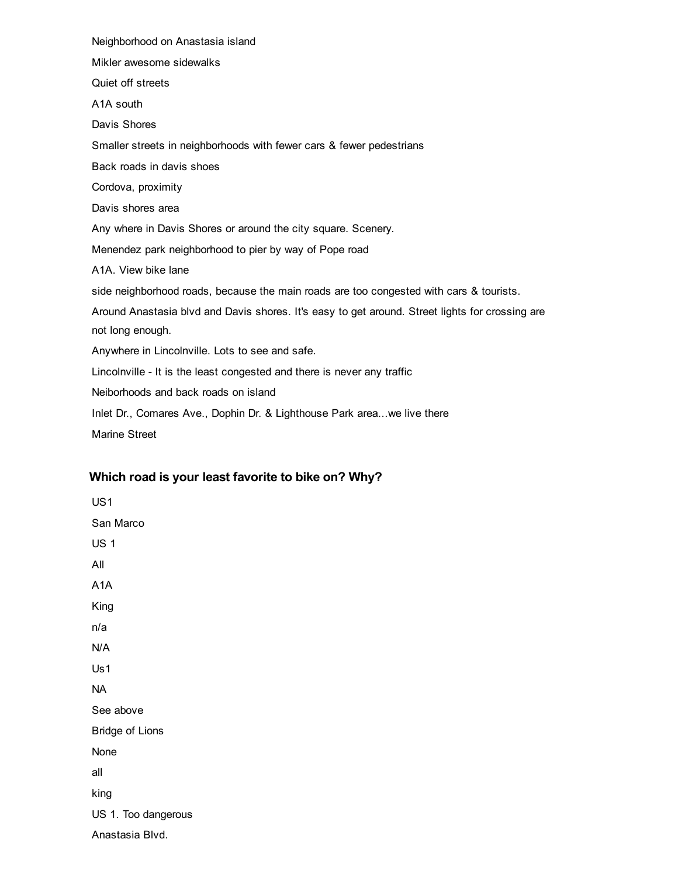Neighborhood on Anastasia island

Mikler awesome sidewalks

Quiet off streets

A1A south

Davis Shores

Smaller streets in neighborhoods with fewer cars & fewer pedestrians

Back roads in davis shoes

Cordova, proximity

Davis shores area

Any where in Davis Shores or around the city square. Scenery.

Menendez park neighborhood to pier by way of Pope road

A1A. View bike lane

side neighborhood roads, because the main roads are too congested with cars & tourists.

Around Anastasia blvd and Davis shores. It's easy to get around. Street lights for crossing are not long enough.

Anywhere in Lincolnville. Lots to see and safe.

Lincolnville - It is the least congested and there is never any traffic

Neiborhoods and back roads on island

Inlet Dr., Comares Ave., Dophin Dr. & Lighthouse Park area...we live there

Marine Street

### Which road is your least favorite to bike on? Why?

US1

San Marco

US 1

All

A1A

King

n/a

N/A

Us1

NA

See above

Bridge of Lions

None

all

king

US 1. Too dangerous

Anastasia Blvd.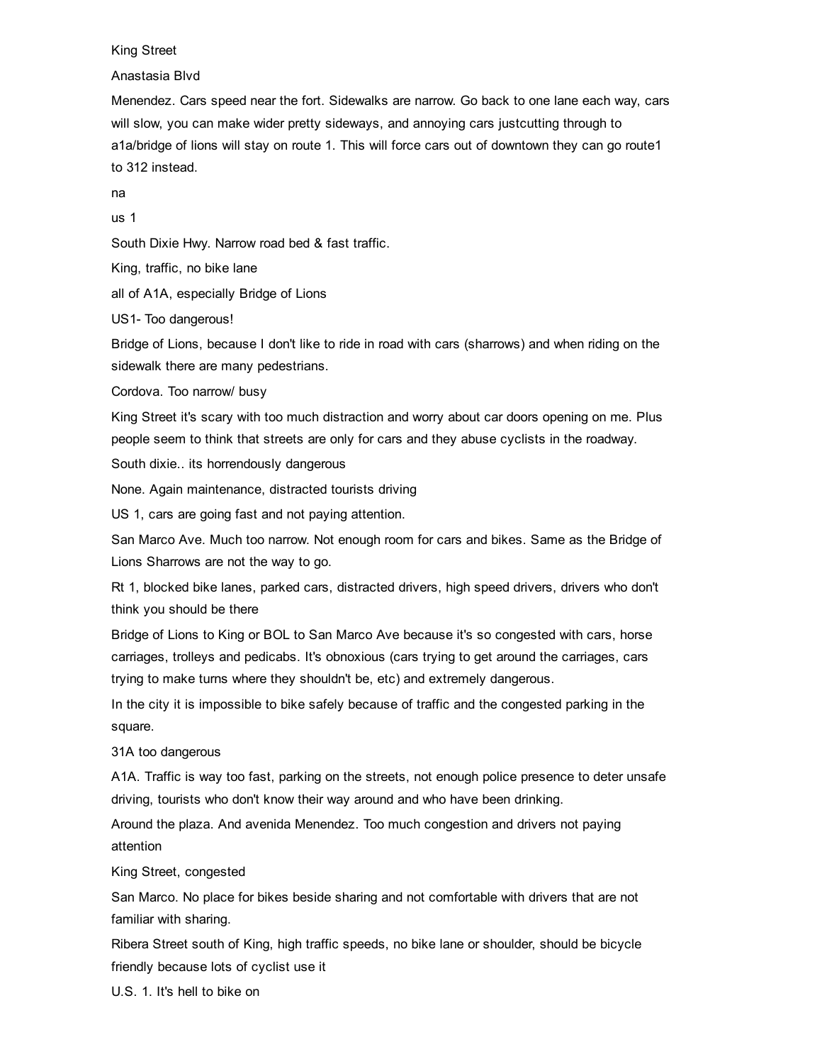King Street

Anastasia Blvd

Menendez. Cars speed near the fort. Sidewalks are narrow. Go back to one lane each way, cars will slow, you can make wider pretty sideways, and annoying cars justcutting through to a1a/bridge of lions will stay on route 1. This will force cars out of downtown they can go route1 to 312 instead.

na

us 1

South Dixie Hwy. Narrow road bed & fast traffic.

King, traffic, no bike lane

all of A1A, especially Bridge of Lions

US1- Too dangerous!

Bridge of Lions, because I don't like to ride in road with cars (sharrows) and when riding on the sidewalk there are many pedestrians.

Cordova. Too narrow/ busy

King Street it's scary with too much distraction and worry about car doors opening on me. Plus people seem to think that streets are only for cars and they abuse cyclists in the roadway.

South dixie.. its horrendously dangerous

None. Again maintenance, distracted tourists driving

US 1, cars are going fast and not paying attention.

San Marco Ave. Much too narrow. Not enough room for cars and bikes. Same as the Bridge of Lions Sharrows are not the way to go.

Rt 1, blocked bike lanes, parked cars, distracted drivers, high speed drivers, drivers who don't think you should be there

Bridge of Lions to King or BOL to San Marco Ave because it's so congested with cars, horse carriages, trolleys and pedicabs. It's obnoxious (cars trying to get around the carriages, cars trying to make turns where they shouldn't be, etc) and extremely dangerous.

In the city it is impossible to bike safely because of traffic and the congested parking in the square.

31A too dangerous

A1A. Traffic is way too fast, parking on the streets, not enough police presence to deter unsafe driving, tourists who don't know their way around and who have been drinking.

Around the plaza. And avenida Menendez. Too much congestion and drivers not paying attention

King Street, congested

San Marco. No place for bikes beside sharing and not comfortable with drivers that are not familiar with sharing.

Ribera Street south of King, high traffic speeds, no bike lane or shoulder, should be bicycle friendly because lots of cyclist use it

U.S. 1. It's hell to bike on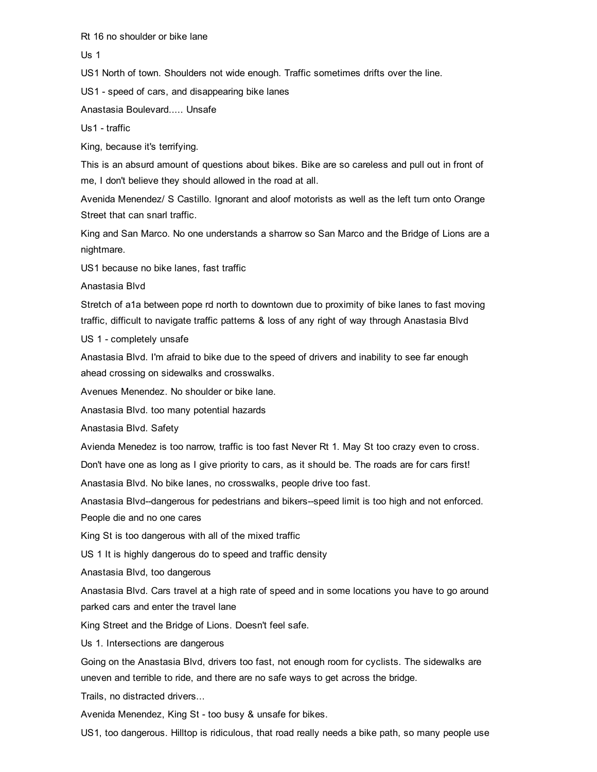Rt 16 no shoulder or bike lane

Us 1

US1 North of town. Shoulders not wide enough. Traffic sometimes drifts over the line.

US1 - speed of cars, and disappearing bike lanes

Anastasia Boulevard..... Unsafe

Us1 - traffic

King, because it's terrifying.

This is an absurd amount of questions about bikes. Bike are so careless and pull out in front of me, I don't believe they should allowed in the road at all.

Avenida Menendez/ S Castillo. Ignorant and aloof motorists as well as the left turn onto Orange Street that can snarl traffic.

King and San Marco. No one understands a sharrow so San Marco and the Bridge of Lions are a nightmare.

US1 because no bike lanes, fast traffic

Anastasia Blvd

Stretch of a1a between pope rd north to downtown due to proximity of bike lanes to fast moving traffic, difficult to navigate traffic patterns & loss of any right of way through Anastasia Blvd

US 1 - completely unsafe

Anastasia Blvd. I'm afraid to bike due to the speed of drivers and inability to see far enough ahead crossing on sidewalks and crosswalks.

Avenues Menendez. No shoulder or bike lane.

Anastasia Blvd. too many potential hazards

Anastasia Blvd. Safety

Avienda Menedez is too narrow, traffic is too fast Never Rt 1. May St too crazy even to cross.

Don't have one as long as I give priority to cars, as it should be. The roads are for cars first!

Anastasia Blvd. No bike lanes, no crosswalks, people drive too fast.

Anastasia Blvd--dangerous for pedestrians and bikers--speed limit is too high and not enforced. People die and no one cares

King St is too dangerous with all of the mixed traffic

US 1 It is highly dangerous do to speed and traffic density

Anastasia Blvd, too dangerous

Anastasia Blvd. Cars travel at a high rate of speed and in some locations you have to go around parked cars and enter the travel lane

King Street and the Bridge of Lions. Doesn't feel safe.

Us 1. Intersections are dangerous

Going on the Anastasia Blvd, drivers too fast, not enough room for cyclists. The sidewalks are uneven and terrible to ride, and there are no safe ways to get across the bridge.

Trails, no distracted drivers...

Avenida Menendez, King St - too busy & unsafe for bikes.

US1, too dangerous. Hilltop is ridiculous, that road really needs a bike path, so many people use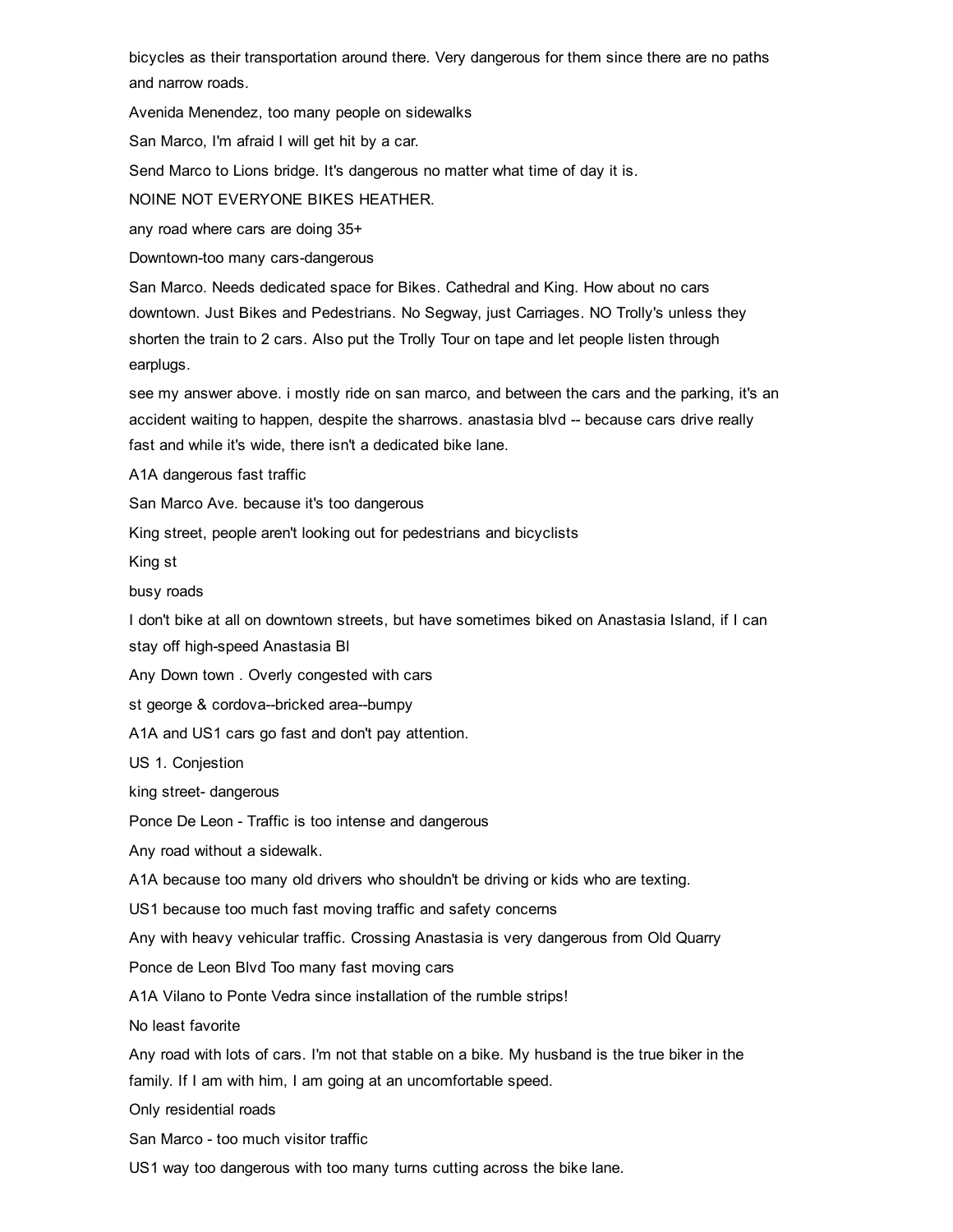bicycles as their transportation around there. Very dangerous for them since there are no paths and narrow roads.

Avenida Menendez, too many people on sidewalks

San Marco, I'm afraid I will get hit by a car.

Send Marco to Lions bridge. It's dangerous no matter what time of day it is.

NOINE NOT EVERYONE BIKES HEATHER.

any road where cars are doing 35+

Downtown-too many cars-dangerous

San Marco. Needs dedicated space for Bikes. Cathedral and King. How about no cars downtown. Just Bikes and Pedestrians. No Segway, just Carriages. NO Trolly's unless they shorten the train to 2 cars. Also put the Trolly Tour on tape and let people listen through earplugs.

see my answer above. i mostly ride on san marco, and between the cars and the parking, it's an accident waiting to happen, despite the sharrows. anastasia blvd -- because cars drive really fast and while it's wide, there isn't a dedicated bike lane.

A1A dangerous fast traffic

San Marco Ave. because it's too dangerous

King street, people aren't looking out for pedestrians and bicyclists

King st

busy roads

I don't bike at all on downtown streets, but have sometimes biked on Anastasia Island, if I can stay off high-speed Anastasia Bl

Any Down town . Overly congested with cars

st george & cordova--bricked area--bumpy

A1A and US1 cars go fast and don't pay attention.

US 1. Conjestion

king street- dangerous

Ponce De Leon - Traffic is too intense and dangerous

Any road without a sidewalk.

A1A because too many old drivers who shouldn't be driving or kids who are texting.

US1 because too much fast moving traffic and safety concerns

Any with heavy vehicular traffic. Crossing Anastasia is very dangerous from Old Quarry

Ponce de Leon Blvd Too many fast moving cars

A1A Vilano to Ponte Vedra since installation of the rumble strips!

No least favorite

Any road with lots of cars. I'm not that stable on a bike. My husband is the true biker in the family. If I am with him, I am going at an uncomfortable speed.

Only residential roads

San Marco - too much visitor traffic

US1 way too dangerous with too many turns cutting across the bike lane.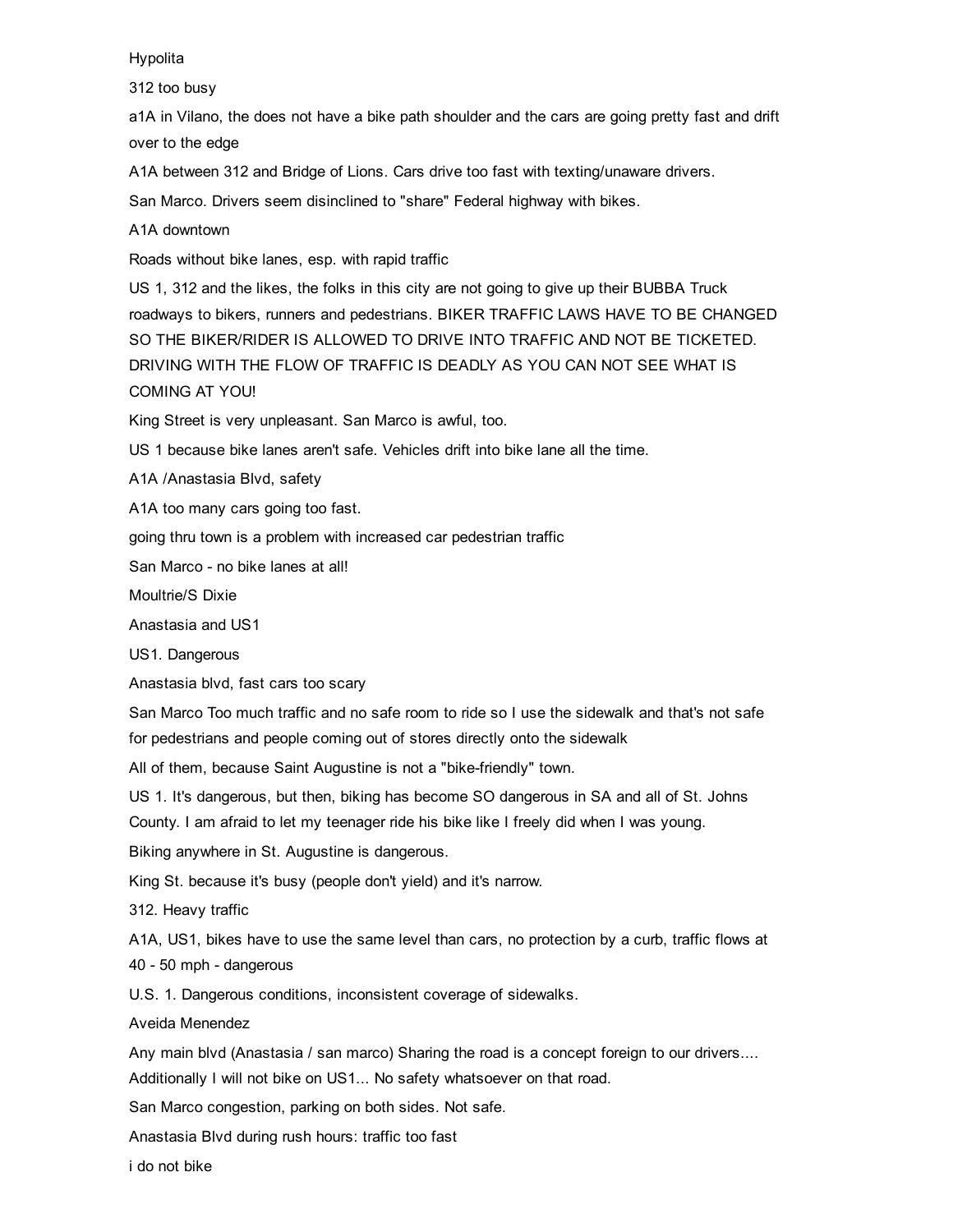Hypolita

312 too busy

a1A in Vilano, the does not have a bike path shoulder and the cars are going pretty fast and drift over to the edge

A1A between 312 and Bridge of Lions. Cars drive too fast with texting/unaware drivers.

San Marco. Drivers seem disinclined to "share" Federal highway with bikes.

A1A downtown

Roads without bike lanes, esp. with rapid traffic

US 1, 312 and the likes, the folks in this city are not going to give up their BUBBA Truck roadways to bikers, runners and pedestrians. BIKER TRAFFIC LAWS HAVE TO BE CHANGED SO THE BIKER/RIDER IS ALLOWED TO DRIVE INTO TRAFFIC AND NOT BE TICKETED. DRIVING WITH THE FLOW OF TRAFFIC IS DEADLY AS YOU CAN NOT SEE WHAT IS COMING AT YOU!

King Street is very unpleasant. San Marco is awful, too.

US 1 because bike lanes aren't safe. Vehicles drift into bike lane all the time.

A1A /Anastasia Blvd, safety

A1A too many cars going too fast.

going thru town is a problem with increased car pedestrian traffic

San Marco - no bike lanes at all!

Moultrie/S Dixie

Anastasia and US1

US1. Dangerous

Anastasia blvd, fast cars too scary

San Marco Too much traffic and no safe room to ride so I use the sidewalk and that's not safe for pedestrians and people coming out of stores directly onto the sidewalk

All of them, because Saint Augustine is not a "bike-friendly" town.

US 1. It's dangerous, but then, biking has become SO dangerous in SA and all of St. Johns County. I am afraid to let my teenager ride his bike like I freely did when I was young.

Biking anywhere in St. Augustine is dangerous.

King St. because it's busy (people don't yield) and it's narrow.

312. Heavy traffic

A1A, US1, bikes have to use the same level than cars, no protection by a curb, traffic flows at 40 - 50 mph - dangerous

U.S. 1. Dangerous conditions, inconsistent coverage of sidewalks.

Aveida Menendez

Any main blvd (Anastasia / san marco) Sharing the road is a concept foreign to our drivers.... Additionally I will not bike on US1... No safety whatsoever on that road.

San Marco congestion, parking on both sides. Not safe.

Anastasia Blvd during rush hours: traffic too fast

i do not bike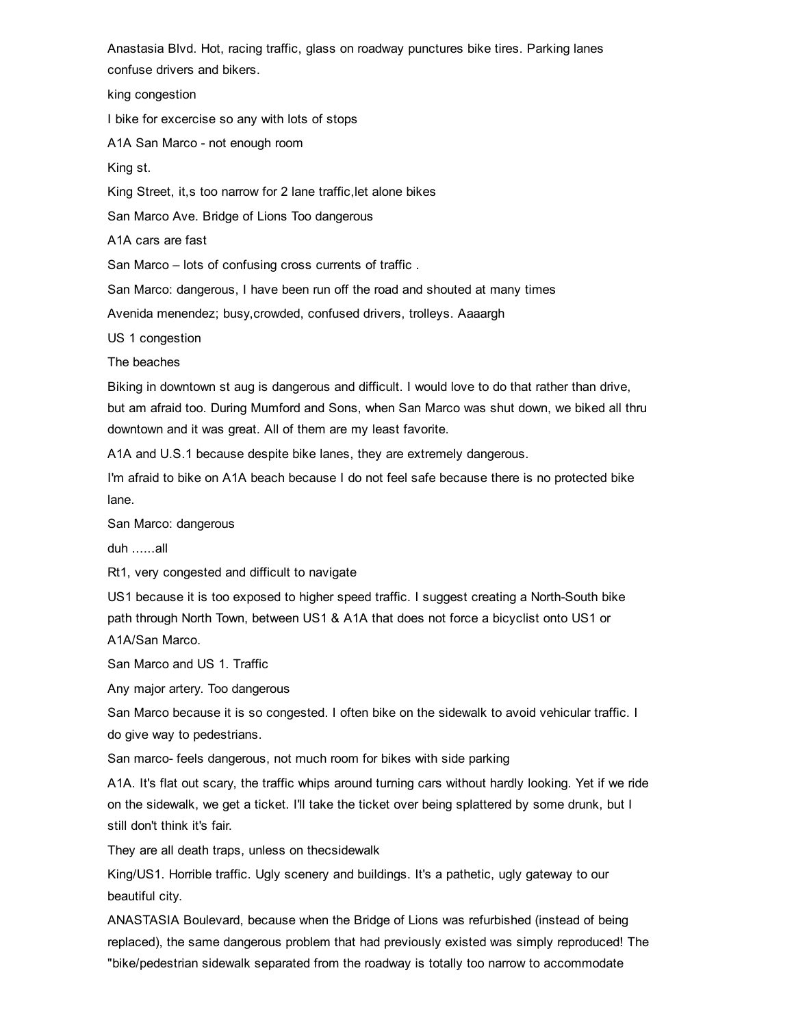Anastasia Blvd. Hot, racing traffic, glass on roadway punctures bike tires. Parking lanes confuse drivers and bikers.

king congestion

I bike for excercise so any with lots of stops

A1A San Marco - not enough room

King st.

King Street, it,s too narrow for 2 lane traffic,let alone bikes

San Marco Ave. Bridge of Lions Too dangerous

A1A cars are fast

San Marco – lots of confusing cross currents of traffic .

San Marco: dangerous, I have been run off the road and shouted at many times

Avenida menendez; busy,crowded, confused drivers, trolleys. Aaaargh

US 1 congestion

The beaches

Biking in downtown st aug is dangerous and difficult. I would love to do that rather than drive, but am afraid too. During Mumford and Sons, when San Marco was shut down, we biked all thru downtown and it was great. All of them are my least favorite.

A1A and U.S.1 because despite bike lanes, they are extremely dangerous.

I'm afraid to bike on A1A beach because I do not feel safe because there is no protected bike lane.

San Marco: dangerous

duh ......all

Rt1, very congested and difficult to navigate

US1 because it is too exposed to higher speed traffic. I suggest creating a North-South bike path through North Town, between US1 & A1A that does not force a bicyclist onto US1 or A1A/San Marco.

San Marco and US 1. Traffic

Any major artery. Too dangerous

San Marco because it is so congested. I often bike on the sidewalk to avoid vehicular traffic. I do give way to pedestrians.

San marco- feels dangerous, not much room for bikes with side parking

A1A. It's flat out scary, the traffic whips around turning cars without hardly looking. Yet if we ride on the sidewalk, we get a ticket. I'll take the ticket over being splattered by some drunk, but I still don't think it's fair.

They are all death traps, unless on thecsidewalk

King/US1. Horrible traffic. Ugly scenery and buildings. It's a pathetic, ugly gateway to our beautiful city.

ANASTASIA Boulevard, because when the Bridge of Lions was refurbished (instead of being replaced), the same dangerous problem that had previously existed was simply reproduced! The "bike/pedestrian sidewalk separated from the roadway is totally too narrow to accommodate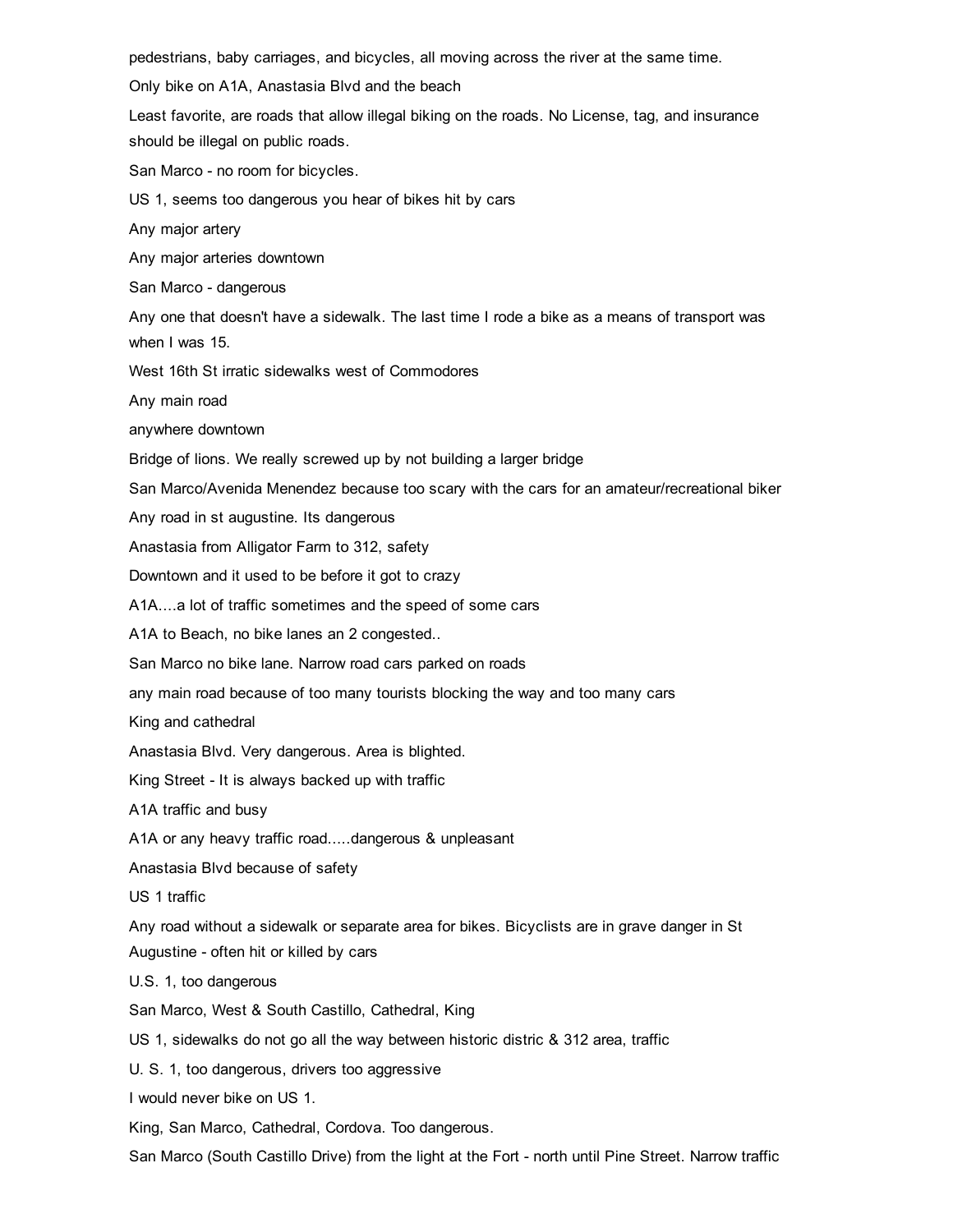pedestrians, baby carriages, and bicycles, all moving across the river at the same time.

Only bike on A1A, Anastasia Blvd and the beach

Least favorite, are roads that allow illegal biking on the roads. No License, tag, and insurance should be illegal on public roads.

San Marco - no room for bicycles.

US 1, seems too dangerous you hear of bikes hit by cars

Any major artery

Any major arteries downtown

San Marco - dangerous

Any one that doesn't have a sidewalk. The last time I rode a bike as a means of transport was when I was 15.

West 16th St irratic sidewalks west of Commodores

Any main road

anywhere downtown

Bridge of lions. We really screwed up by not building a larger bridge

San Marco/Avenida Menendez because too scary with the cars for an amateur/recreational biker

Any road in st augustine. Its dangerous

Anastasia from Alligator Farm to 312, safety

Downtown and it used to be before it got to crazy

A1A....a lot of traffic sometimes and the speed of some cars

A1A to Beach, no bike lanes an 2 congested..

San Marco no bike lane. Narrow road cars parked on roads

any main road because of too many tourists blocking the way and too many cars

King and cathedral

Anastasia Blvd. Very dangerous. Area is blighted.

King Street - It is always backed up with traffic

A1A traffic and busy

A1A or any heavy traffic road.....dangerous & unpleasant

Anastasia Blvd because of safety

US 1 traffic

Any road without a sidewalk or separate area for bikes. Bicyclists are in grave danger in St Augustine - often hit or killed by cars

U.S. 1, too dangerous

San Marco, West & South Castillo, Cathedral, King

US 1, sidewalks do not go all the way between historic distric & 312 area, traffic

U. S. 1, too dangerous, drivers too aggressive

I would never bike on US 1.

King, San Marco, Cathedral, Cordova. Too dangerous.

San Marco (South Castillo Drive) from the light at the Fort - north until Pine Street. Narrow traffic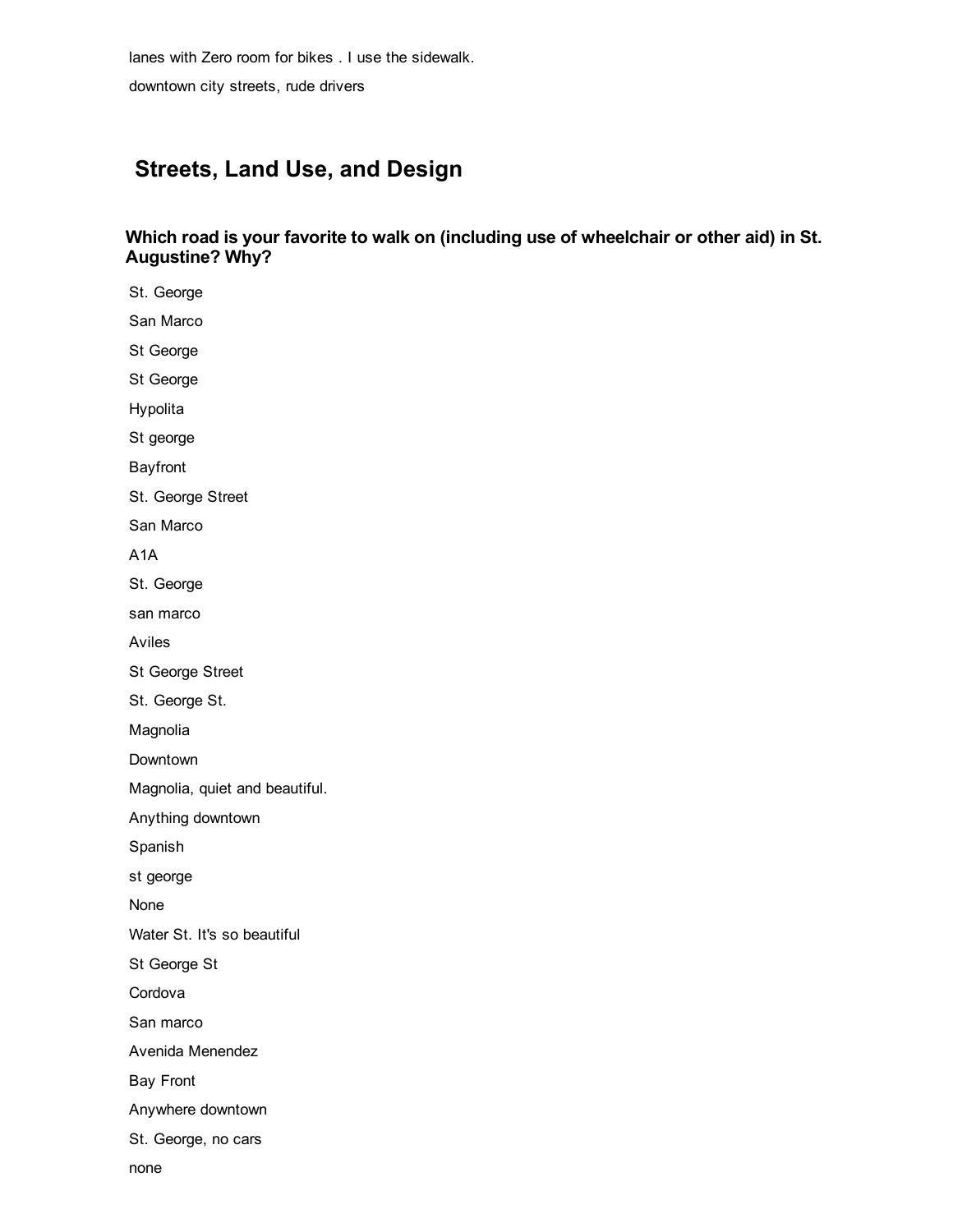lanes with Zero room for bikes . I use the sidewalk.

downtown city streets, rude drivers

## Streets, Land Use, and Design

### Which road is your favorite to walk on (including use of wheelchair or other aid) in St. Augustine? Why?

St. George

San Marco

St George

St George

Hypolita

St george

Bayfront

St. George Street

San Marco

A1A

St. George

san marco

Aviles

St George Street

St. George St.

Magnolia

Downtown

Magnolia, quiet and beautiful.

Anything downtown

Spanish

st george

None

Water St. It's so beautiful

St George St

Cordova

San marco

Avenida Menendez

Bay Front

Anywhere downtown

St. George, no cars

none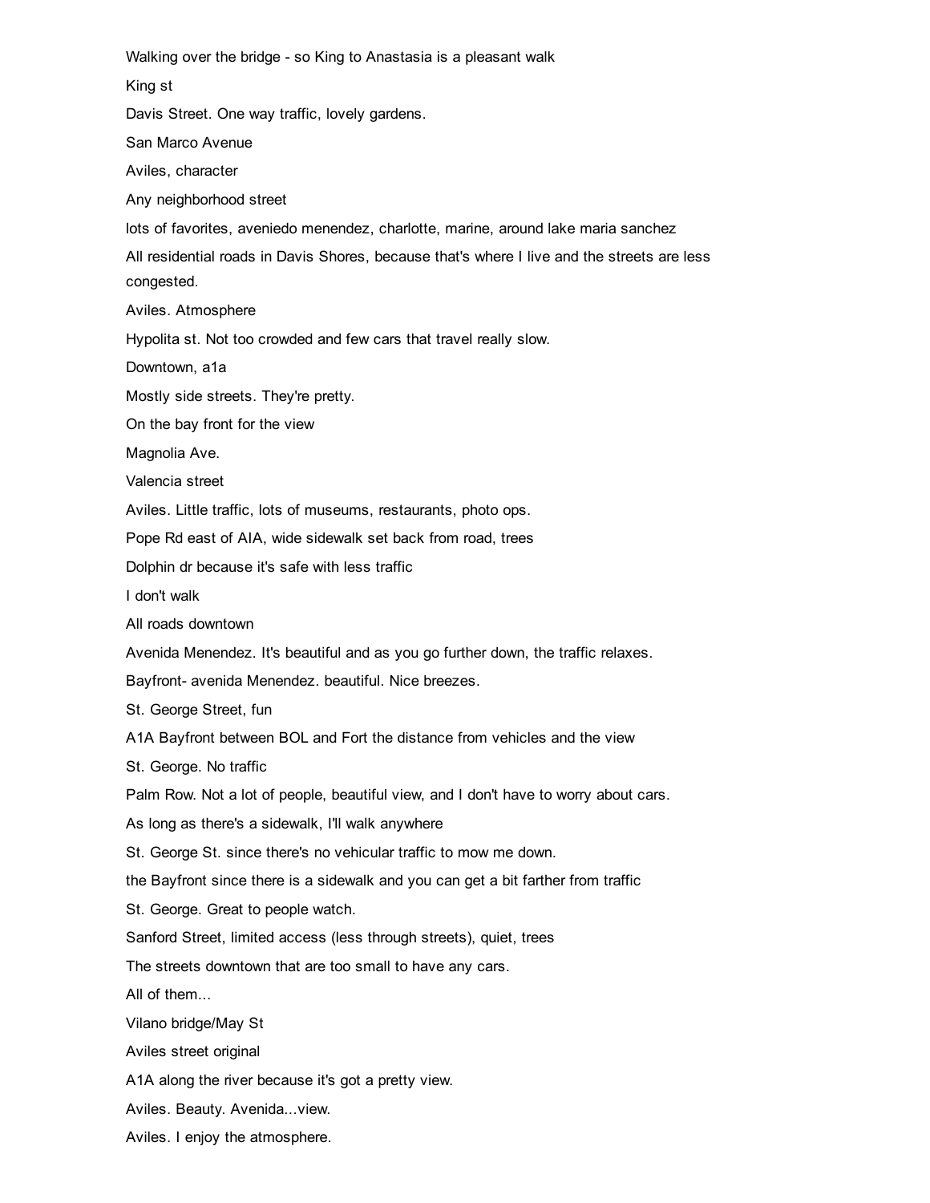Walking over the bridge - so King to Anastasia is a pleasant walk

King st

Davis Street. One way traffic, lovely gardens.

San Marco Avenue

Aviles, character

Any neighborhood street

lots of favorites, aveniedo menendez, charlotte, marine, around lake maria sanchez

All residential roads in Davis Shores, because that's where I live and the streets are less congested.

Aviles. Atmosphere

Hypolita st. Not too crowded and few cars that travel really slow.

Downtown, a1a

Mostly side streets. They're pretty.

On the bay front for the view

Magnolia Ave.

Valencia street

Aviles. Little traffic, lots of museums, restaurants, photo ops.

Pope Rd east of AIA, wide sidewalk set back from road, trees

Dolphin dr because it's safe with less traffic

I don't walk

All roads downtown

Avenida Menendez. It's beautiful and as you go further down, the traffic relaxes.

Bayfront- avenida Menendez. beautiful. Nice breezes.

St. George Street, fun

A1A Bayfront between BOL and Fort the distance from vehicles and the view

St. George. No traffic

Palm Row. Not a lot of people, beautiful view, and I don't have to worry about cars.

As long as there's a sidewalk, I'll walk anywhere

St. George St. since there's no vehicular traffic to mow me down.

the Bayfront since there is a sidewalk and you can get a bit farther from traffic

St. George. Great to people watch.

Sanford Street, limited access (less through streets), quiet, trees

The streets downtown that are too small to have any cars.

All of them...

Vilano bridge/May St

Aviles street original

A1A along the river because it's got a pretty view.

Aviles. Beauty. Avenida...view.

Aviles. I enjoy the atmosphere.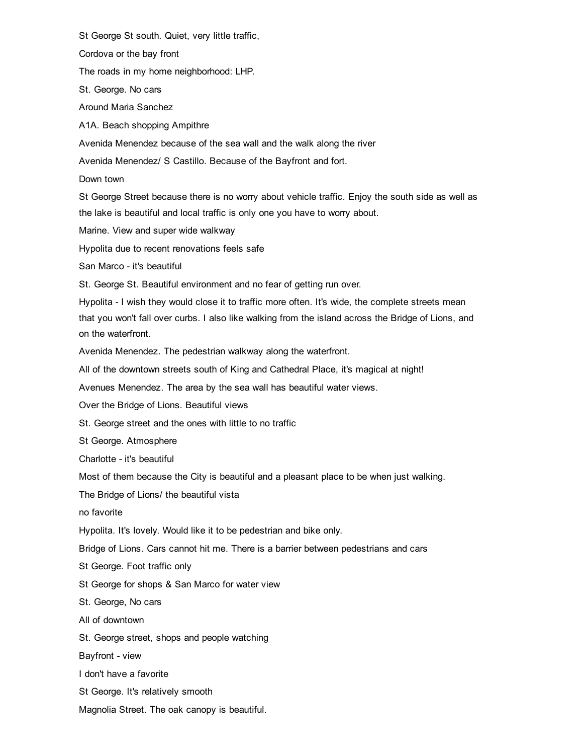St George St south. Quiet, very little traffic,

Cordova or the bay front

The roads in my home neighborhood: LHP.

St. George. No cars

Around Maria Sanchez

A1A. Beach shopping Ampithre

Avenida Menendez because of the sea wall and the walk along the river

Avenida Menendez/ S Castillo. Because of the Bayfront and fort.

Down town

St George Street because there is no worry about vehicle traffic. Enjoy the south side as well as the lake is beautiful and local traffic is only one you have to worry about.

Marine. View and super wide walkway

Hypolita due to recent renovations feels safe

San Marco - it's beautiful

St. George St. Beautiful environment and no fear of getting run over.

Hypolita - I wish they would close it to traffic more often. It's wide, the complete streets mean that you won't fall over curbs. I also like walking from the island across the Bridge of Lions, and on the waterfront.

Avenida Menendez. The pedestrian walkway along the waterfront.

All of the downtown streets south of King and Cathedral Place, it's magical at night!

Avenues Menendez. The area by the sea wall has beautiful water views.

Over the Bridge of Lions. Beautiful views

St. George street and the ones with little to no traffic

St George. Atmosphere

Charlotte - it's beautiful

Most of them because the City is beautiful and a pleasant place to be when just walking.

The Bridge of Lions/ the beautiful vista

no favorite

Hypolita. It's lovely. Would like it to be pedestrian and bike only.

Bridge of Lions. Cars cannot hit me. There is a barrier between pedestrians and cars

St George. Foot traffic only

St George for shops & San Marco for water view

St. George, No cars

All of downtown

St. George street, shops and people watching

Bayfront - view

I don't have a favorite

St George. It's relatively smooth

Magnolia Street. The oak canopy is beautiful.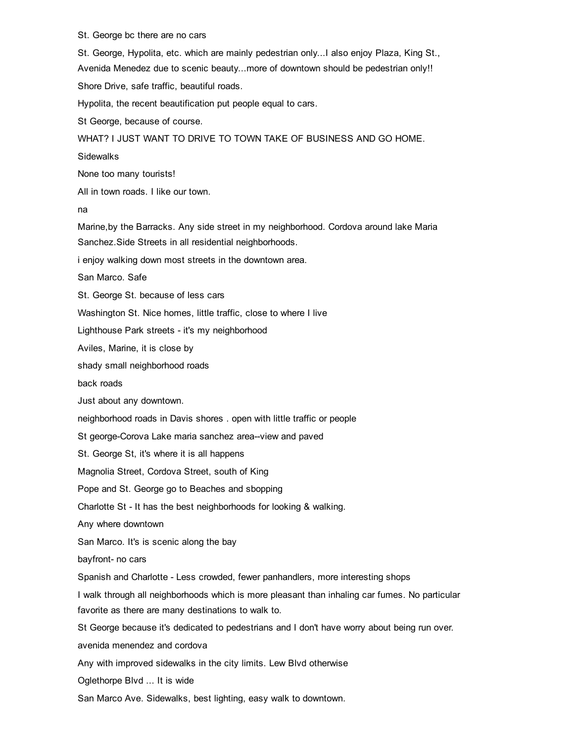St. George bc there are no cars

St. George, Hypolita, etc. which are mainly pedestrian only...I also enjoy Plaza, King St., Avenida Menedez due to scenic beauty...more of downtown should be pedestrian only!!

Shore Drive, safe traffic, beautiful roads.

Hypolita, the recent beautification put people equal to cars.

St George, because of course.

WHAT? I JUST WANT TO DRIVE TO TOWN TAKE OF BUSINESS AND GO HOME.

Sidewalks

None too many tourists!

All in town roads. I like our town.

na

Marine,by the Barracks. Any side street in my neighborhood. Cordova around lake Maria Sanchez.Side Streets in all residential neighborhoods.

i enjoy walking down most streets in the downtown area.

San Marco. Safe

St. George St. because of less cars

Washington St. Nice homes, little traffic, close to where I live

Lighthouse Park streets - it's my neighborhood

Aviles, Marine, it is close by

shady small neighborhood roads

back roads

Just about any downtown.

neighborhood roads in Davis shores . open with little traffic or people

St george-Corova Lake maria sanchez area--view and paved

St. George St, it's where it is all happens

Magnolia Street, Cordova Street, south of King

Pope and St. George go to Beaches and sbopping

Charlotte St - It has the best neighborhoods for looking & walking.

Any where downtown

San Marco. It's is scenic along the bay

bayfront- no cars

Spanish and Charlotte - Less crowded, fewer panhandlers, more interesting shops

I walk through all neighborhoods which is more pleasant than inhaling car fumes. No particular favorite as there are many destinations to walk to.

St George because it's dedicated to pedestrians and I don't have worry about being run over.

avenida menendez and cordova

Any with improved sidewalks in the city limits. Lew Blvd otherwise

Oglethorpe Blvd ... It is wide

San Marco Ave. Sidewalks, best lighting, easy walk to downtown.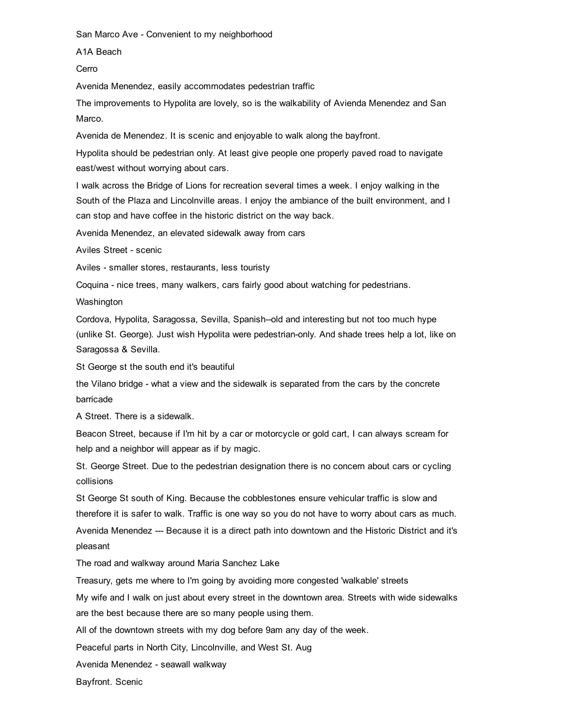San Marco Ave - Convenient to my neighborhood

A1A Beach

Cerro

Avenida Menendez, easily accommodates pedestrian traffic

The improvements to Hypolita are lovely, so is the walkability of Avienda Menendez and San Marco.

Avenida de Menendez. It is scenic and enjoyable to walk along the bayfront.

Hypolita should be pedestrian only. At least give people one properly paved road to navigate east/west without worrying about cars.

I walk across the Bridge of Lions for recreation several times a week. I enjoy walking in the South of the Plaza and Lincolnville areas. I enjoy the ambiance of the built environment, and I can stop and have coffee in the historic district on the way back.

Avenida Menendez, an elevated sidewalk away from cars

Aviles Street - scenic

Aviles - smaller stores, restaurants, less touristy

Coquina - nice trees, many walkers, cars fairly good about watching for pedestrians.

Washington

Cordova, Hypolita, Saragossa, Sevilla, Spanish--old and interesting but not too much hype (unlike St. George). Just wish Hypolita were pedestrian-only. And shade trees help a lot, like on Saragossa & Sevilla.

St George st the south end it's beautiful

the Vilano bridge - what a view and the sidewalk is separated from the cars by the concrete barricade

A Street. There is a sidewalk.

Beacon Street, because if I'm hit by a car or motorcycle or gold cart, I can always scream for help and a neighbor will appear as if by magic.

St. George Street. Due to the pedestrian designation there is no concern about cars or cycling collisions

St George St south of King. Because the cobblestones ensure vehicular traffic is slow and therefore it is safer to walk. Traffic is one way so you do not have to worry about cars as much.

Avenida Menendez --- Because it is a direct path into downtown and the Historic District and it's pleasant

The road and walkway around Maria Sanchez Lake

Treasury, gets me where to I'm going by avoiding more congested 'walkable' streets

My wife and I walk on just about every street in the downtown area. Streets with wide sidewalks are the best because there are so many people using them.

All of the downtown streets with my dog before 9am any day of the week.

Peaceful parts in North City, Lincolnville, and West St. Aug

Avenida Menendez - seawall walkway

Bayfront. Scenic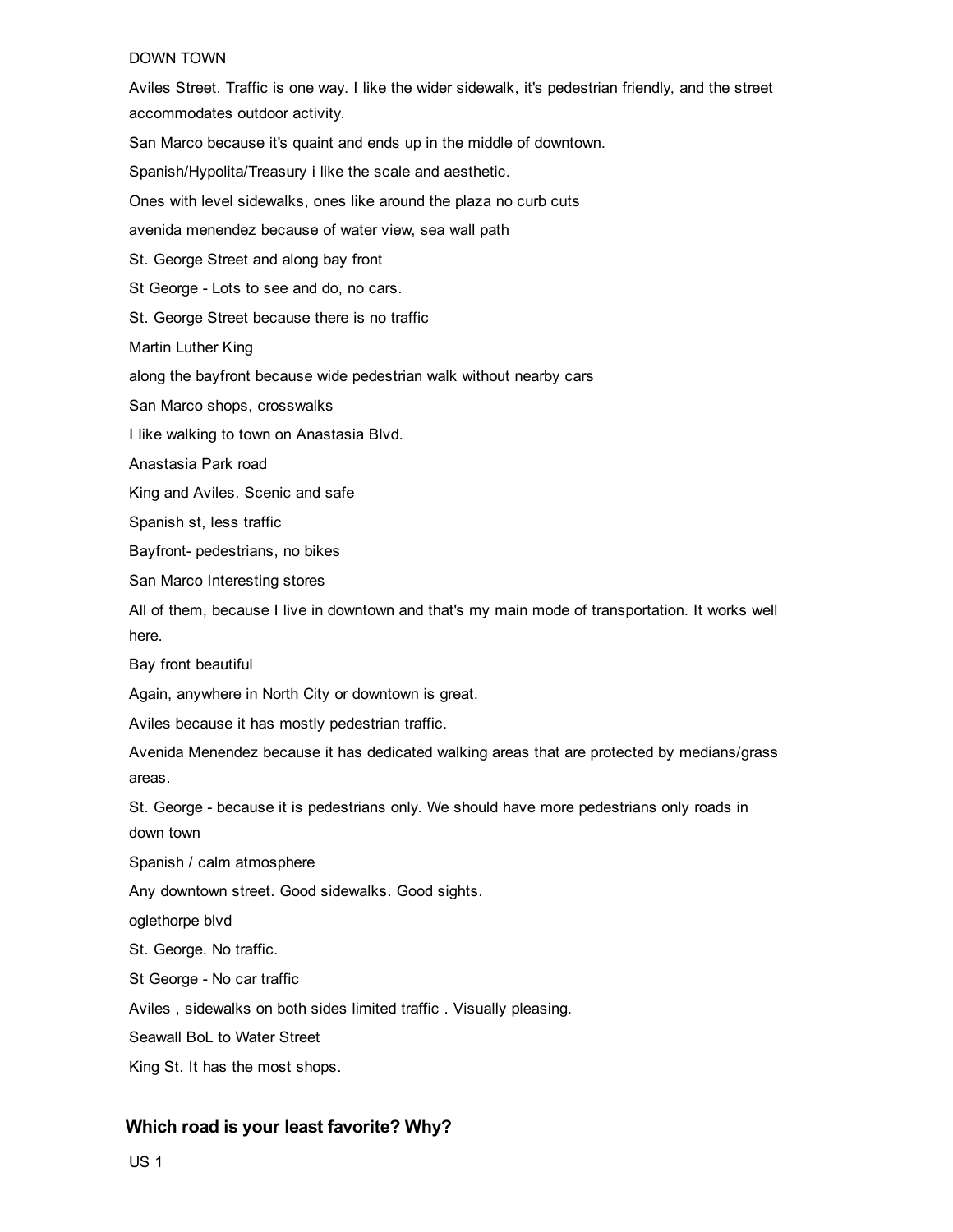DOWN TOWN

Aviles Street. Traffic is one way. I like the wider sidewalk, it's pedestrian friendly, and the street accommodates outdoor activity.

San Marco because it's quaint and ends up in the middle of downtown.

Spanish/Hypolita/Treasury i like the scale and aesthetic.

Ones with level sidewalks, ones like around the plaza no curb cuts

avenida menendez because of water view, sea wall path

St. George Street and along bay front

St George - Lots to see and do, no cars.

St. George Street because there is no traffic

Martin Luther King

along the bayfront because wide pedestrian walk without nearby cars

San Marco shops, crosswalks

I like walking to town on Anastasia Blvd.

Anastasia Park road

King and Aviles. Scenic and safe

Spanish st, less traffic

Bayfront- pedestrians, no bikes

San Marco Interesting stores

All of them, because I live in downtown and that's my main mode of transportation. It works well here.

Bay front beautiful

Again, anywhere in North City or downtown is great.

Aviles because it has mostly pedestrian traffic.

Avenida Menendez because it has dedicated walking areas that are protected by medians/grass areas.

St. George - because it is pedestrians only. We should have more pedestrians only roads in down town

Spanish / calm atmosphere

Any downtown street. Good sidewalks. Good sights.

oglethorpe blvd

St. George. No traffic.

St George - No car traffic

Aviles , sidewalks on both sides limited traffic . Visually pleasing.

Seawall BoL to Water Street

King St. It has the most shops.

## Which road is your least favorite? Why?

US 1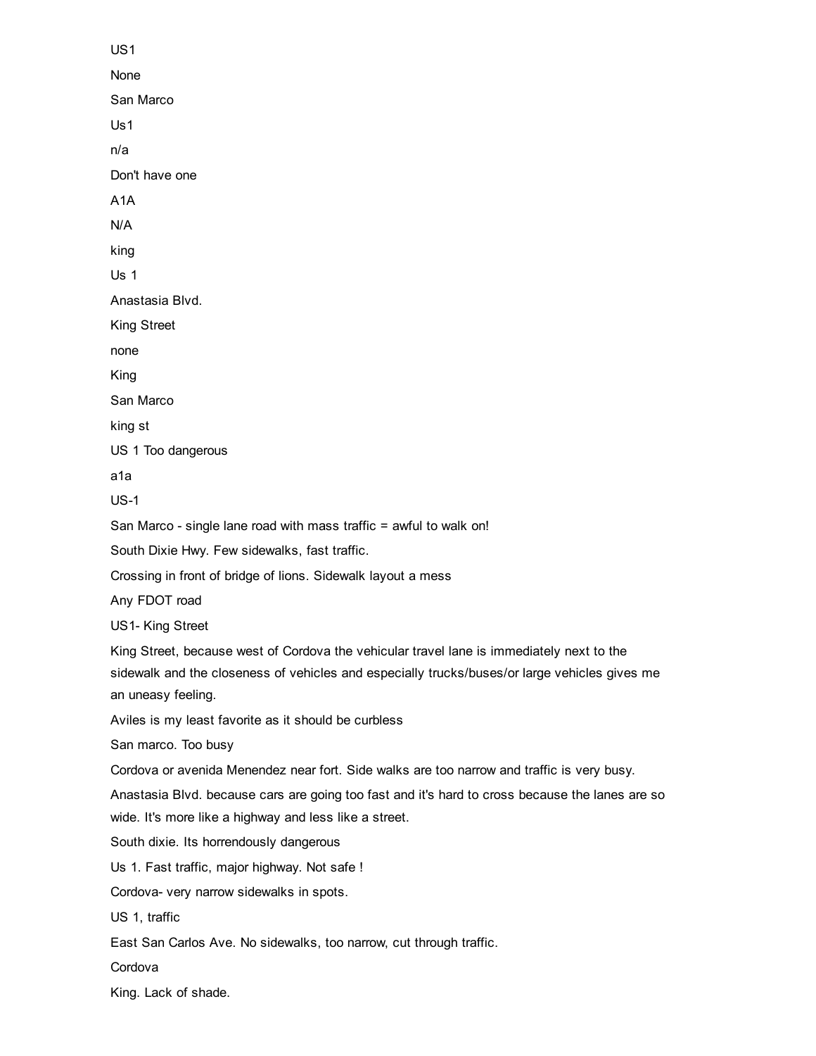US1

None

San Marco

Us1

n/a

Don't have one

A1A

N/A

king

Us 1

Anastasia Blvd.

King Street

none

King

San Marco

king st

US 1 Too dangerous

a1a

US-1

San Marco - single lane road with mass traffic = awful to walk on!

South Dixie Hwy. Few sidewalks, fast traffic.

Crossing in front of bridge of lions. Sidewalk layout a mess

Any FDOT road

US1- King Street

King Street, because west of Cordova the vehicular travel lane is immediately next to the sidewalk and the closeness of vehicles and especially trucks/buses/or large vehicles gives me an uneasy feeling.

Aviles is my least favorite as it should be curbless

San marco. Too busy

Cordova or avenida Menendez near fort. Side walks are too narrow and traffic is very busy.

Anastasia Blvd. because cars are going too fast and it's hard to cross because the lanes are so wide. It's more like a highway and less like a street.

South dixie. Its horrendously dangerous

Us 1. Fast traffic, major highway. Not safe !

Cordova- very narrow sidewalks in spots.

US 1, traffic

East San Carlos Ave. No sidewalks, too narrow, cut through traffic.

Cordova

King. Lack of shade.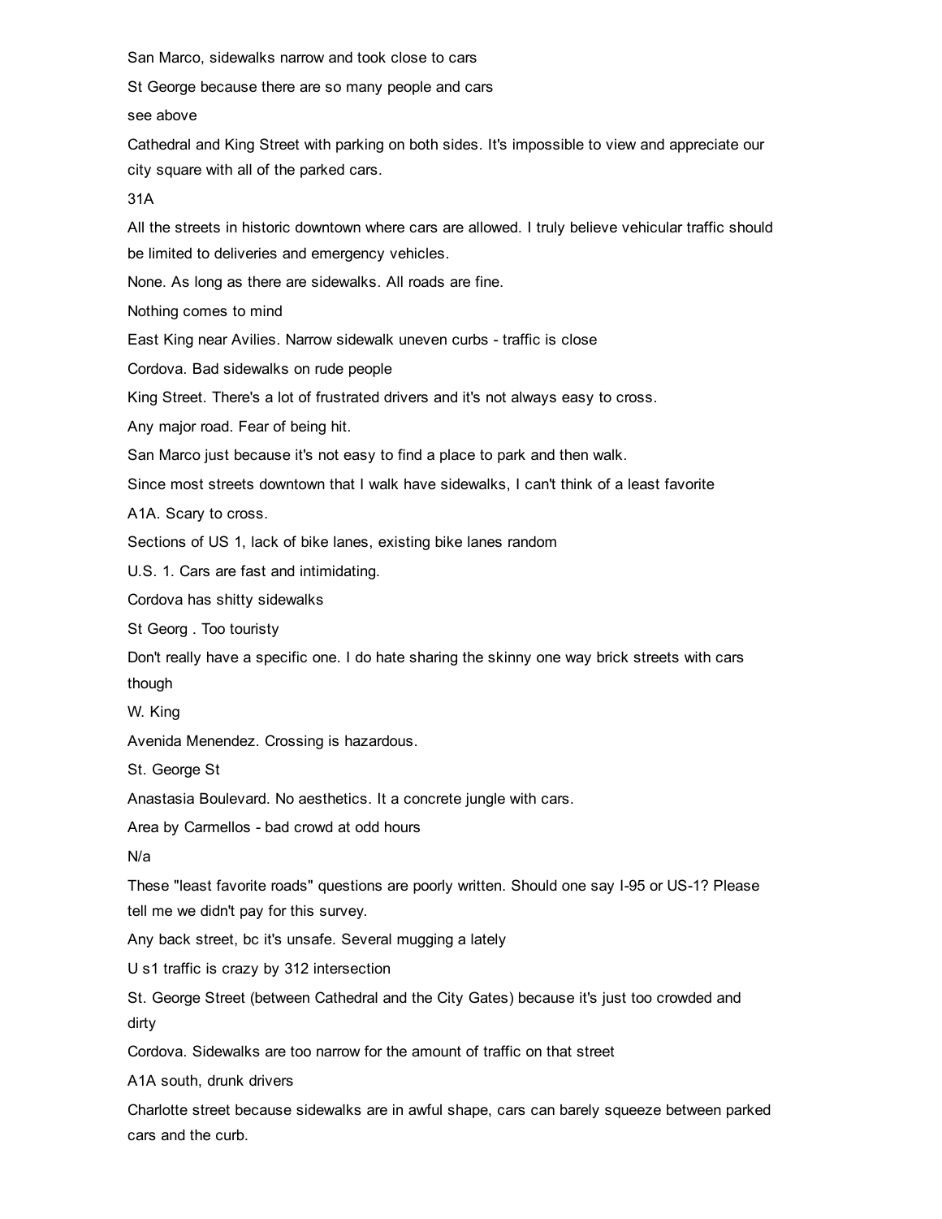San Marco, sidewalks narrow and took close to cars

St George because there are so many people and cars

see above

Cathedral and King Street with parking on both sides. It's impossible to view and appreciate our city square with all of the parked cars.

31A

All the streets in historic downtown where cars are allowed. I truly believe vehicular traffic should be limited to deliveries and emergency vehicles.

None. As long as there are sidewalks. All roads are fine.

Nothing comes to mind

East King near Avilies. Narrow sidewalk uneven curbs - traffic is close

Cordova. Bad sidewalks on rude people

King Street. There's a lot of frustrated drivers and it's not always easy to cross.

Any major road. Fear of being hit.

San Marco just because it's not easy to find a place to park and then walk.

Since most streets downtown that I walk have sidewalks, I can't think of a least favorite

A1A. Scary to cross.

Sections of US 1, lack of bike lanes, existing bike lanes random

U.S. 1. Cars are fast and intimidating.

Cordova has shitty sidewalks

St Georg . Too touristy

Don't really have a specific one. I do hate sharing the skinny one way brick streets with cars though

W. King

Avenida Menendez. Crossing is hazardous.

St. George St

Anastasia Boulevard. No aesthetics. It a concrete jungle with cars.

Area by Carmellos - bad crowd at odd hours

N/a

These "least favorite roads" questions are poorly written. Should one say I-95 or US-1? Please tell me we didn't pay for this survey.

Any back street, bc it's unsafe. Several mugging a lately

U s1 traffic is crazy by 312 intersection

St. George Street (between Cathedral and the City Gates) because it's just too crowded and dirty

Cordova. Sidewalks are too narrow for the amount of traffic on that street

A1A south, drunk drivers

Charlotte street because sidewalks are in awful shape, cars can barely squeeze between parked cars and the curb.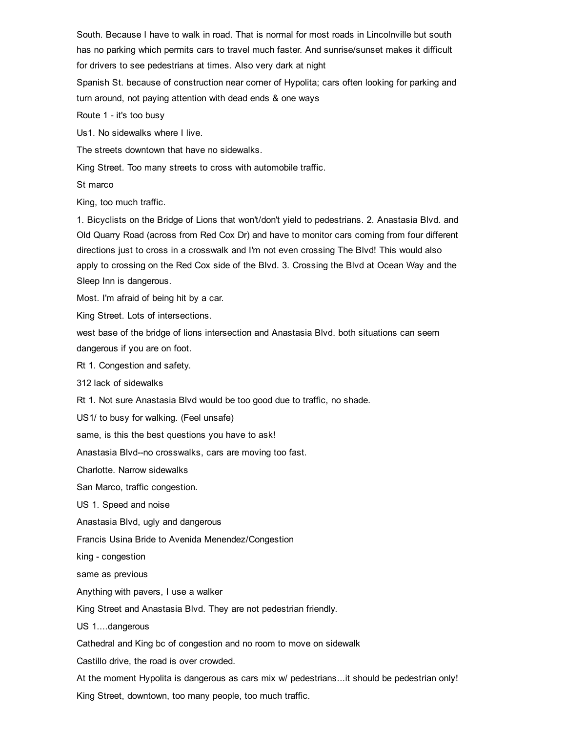South. Because I have to walk in road. That is normal for most roads in Lincolnville but south has no parking which permits cars to travel much faster. And sunrise/sunset makes it difficult for drivers to see pedestrians at times. Also very dark at night

Spanish St. because of construction near corner of Hypolita; cars often looking for parking and turn around, not paying attention with dead ends & one ways

Route 1 - it's too busy

Us1. No sidewalks where I live.

The streets downtown that have no sidewalks.

King Street. Too many streets to cross with automobile traffic.

St marco

King, too much traffic.

1. Bicyclists on the Bridge of Lions that won't/don't yield to pedestrians. 2. Anastasia Blvd. and Old Quarry Road (across from Red Cox Dr) and have to monitor cars coming from four different directions just to cross in a crosswalk and I'm not even crossing The Blvd! This would also apply to crossing on the Red Cox side of the Blvd. 3. Crossing the Blvd at Ocean Way and the Sleep Inn is dangerous.

Most. I'm afraid of being hit by a car.

King Street. Lots of intersections.

west base of the bridge of lions intersection and Anastasia Blvd. both situations can seem dangerous if you are on foot.

Rt 1. Congestion and safety.

312 lack of sidewalks

Rt 1. Not sure Anastasia Blvd would be too good due to traffic, no shade.

US1/ to busy for walking. (Feel unsafe)

same, is this the best questions you have to ask!

Anastasia Blvd--no crosswalks, cars are moving too fast.

Charlotte. Narrow sidewalks

San Marco, traffic congestion.

US 1. Speed and noise

Anastasia Blvd, ugly and dangerous

Francis Usina Bride to Avenida Menendez/Congestion

king - congestion

same as previous

Anything with pavers, I use a walker

King Street and Anastasia Blvd. They are not pedestrian friendly.

US 1....dangerous

Cathedral and King bc of congestion and no room to move on sidewalk

Castillo drive, the road is over crowded.

At the moment Hypolita is dangerous as cars mix w/ pedestrians...it should be pedestrian only!

King Street, downtown, too many people, too much traffic.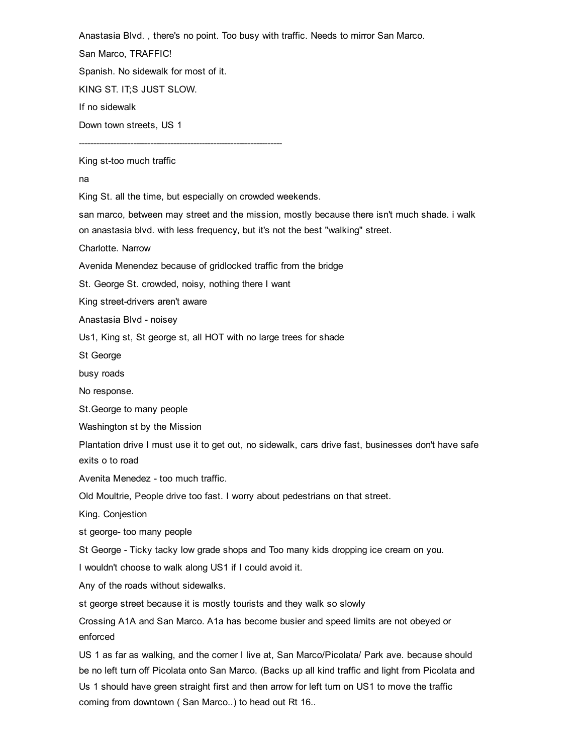Anastasia Blvd. , there's no point. Too busy with traffic. Needs to mirror San Marco.

San Marco, TRAFFIC!

Spanish. No sidewalk for most of it.

KING ST. IT;S JUST SLOW.

If no sidewalk

Down town streets, US 1

------------------------------------------------------------------------

King st-too much traffic

na

King St. all the time, but especially on crowded weekends.

san marco, between may street and the mission, mostly because there isn't much shade. i walk on anastasia blvd. with less frequency, but it's not the best "walking" street.

Charlotte. Narrow

Avenida Menendez because of gridlocked traffic from the bridge

St. George St. crowded, noisy, nothing there I want

King street-drivers aren't aware

Anastasia Blvd - noisey

Us1, King st, St george st, all HOT with no large trees for shade

St George

busy roads

No response.

St.George to many people

Washington st by the Mission

Plantation drive I must use it to get out, no sidewalk, cars drive fast, businesses don't have safe exits o to road

Avenita Menedez - too much traffic.

Old Moultrie, People drive too fast. I worry about pedestrians on that street.

King. Conjestion

st george- too many people

St George - Ticky tacky low grade shops and Too many kids dropping ice cream on you.

I wouldn't choose to walk along US1 if I could avoid it.

Any of the roads without sidewalks.

st george street because it is mostly tourists and they walk so slowly

Crossing A1A and San Marco. A1a has become busier and speed limits are not obeyed or enforced

US 1 as far as walking, and the corner I live at, San Marco/Picolata/ Park ave. because should be no left turn off Picolata onto San Marco. (Backs up all kind traffic and light from Picolata and Us 1 should have green straight first and then arrow for left turn on US1 to move the traffic coming from downtown ( San Marco..) to head out Rt 16..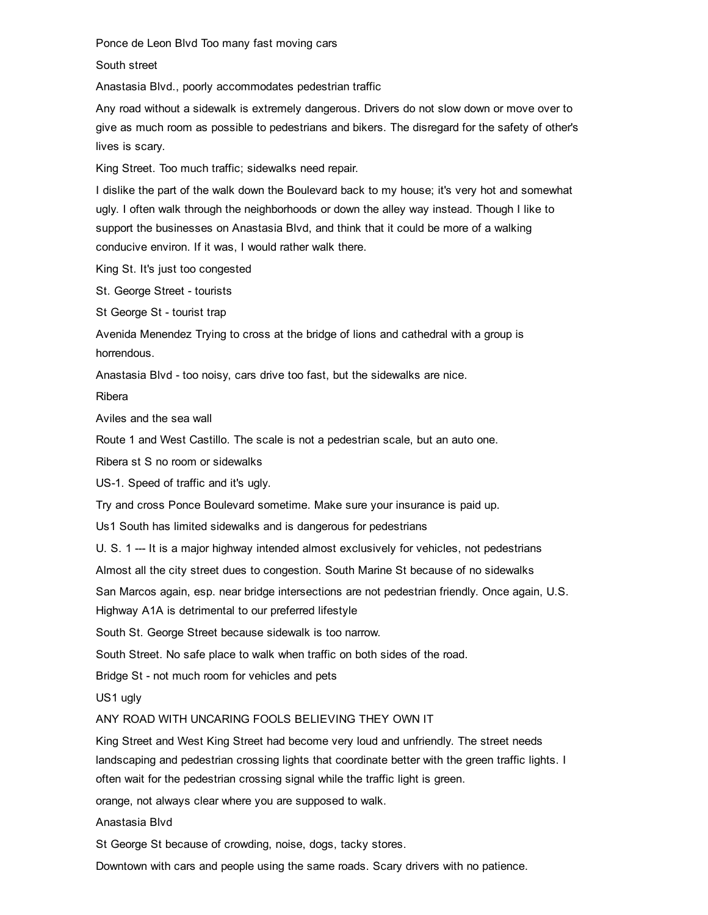Ponce de Leon Blvd Too many fast moving cars

South street

Anastasia Blvd., poorly accommodates pedestrian traffic

Any road without a sidewalk is extremely dangerous. Drivers do not slow down or move over to give as much room as possible to pedestrians and bikers. The disregard for the safety of other's lives is scary.

King Street. Too much traffic; sidewalks need repair.

I dislike the part of the walk down the Boulevard back to my house; it's very hot and somewhat ugly. I often walk through the neighborhoods or down the alley way instead. Though I like to support the businesses on Anastasia Blvd, and think that it could be more of a walking conducive environ. If it was, I would rather walk there.

King St. It's just too congested

St. George Street - tourists

St George St - tourist trap

Avenida Menendez Trying to cross at the bridge of lions and cathedral with a group is horrendous.

Anastasia Blvd - too noisy, cars drive too fast, but the sidewalks are nice.

Ribera

Aviles and the sea wall

Route 1 and West Castillo. The scale is not a pedestrian scale, but an auto one.

Ribera st S no room or sidewalks

US-1. Speed of traffic and it's ugly.

Try and cross Ponce Boulevard sometime. Make sure your insurance is paid up.

Us1 South has limited sidewalks and is dangerous for pedestrians

U. S. 1 --- It is a major highway intended almost exclusively for vehicles, not pedestrians

Almost all the city street dues to congestion. South Marine St because of no sidewalks

San Marcos again, esp. near bridge intersections are not pedestrian friendly. Once again, U.S. Highway A1A is detrimental to our preferred lifestyle

South St. George Street because sidewalk is too narrow.

South Street. No safe place to walk when traffic on both sides of the road.

Bridge St - not much room for vehicles and pets

US1 ugly

ANY ROAD WITH UNCARING FOOLS BELIEVING THEY OWN IT

King Street and West King Street had become very loud and unfriendly. The street needs landscaping and pedestrian crossing lights that coordinate better with the green traffic lights. I often wait for the pedestrian crossing signal while the traffic light is green.

orange, not always clear where you are supposed to walk.

Anastasia Blvd

St George St because of crowding, noise, dogs, tacky stores.

Downtown with cars and people using the same roads. Scary drivers with no patience.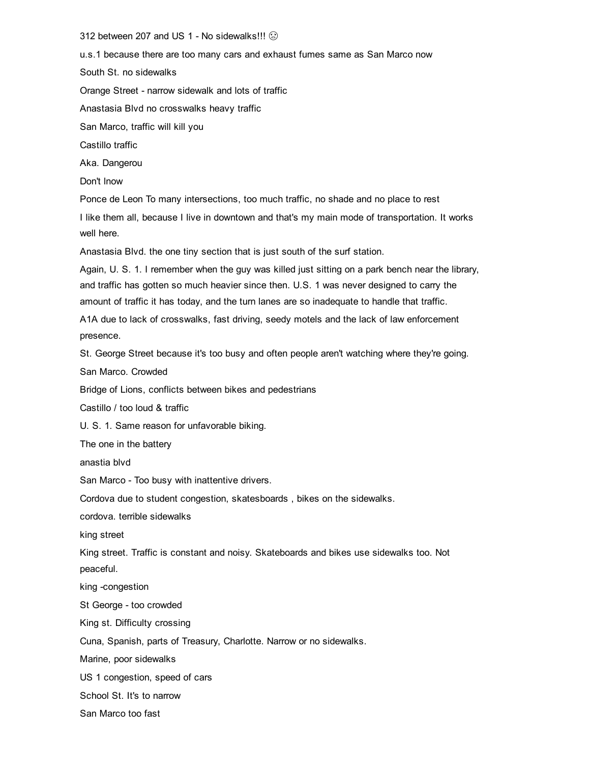312 between 207 and US 1 - No sidewalks!!! ☹

u.s.1 because there are too many cars and exhaust fumes same as San Marco now

South St. no sidewalks

Orange Street - narrow sidewalk and lots of traffic

Anastasia Blvd no crosswalks heavy traffic

San Marco, traffic will kill you

Castillo traffic

Aka. Dangerou

Don't lnow

Ponce de Leon To many intersections, too much traffic, no shade and no place to rest

I like them all, because I live in downtown and that's my main mode of transportation. It works well here.

Anastasia Blvd. the one tiny section that is just south of the surf station.

Again, U. S. 1. I remember when the guy was killed just sitting on a park bench near the library, and traffic has gotten so much heavier since then. U.S. 1 was never designed to carry the amount of traffic it has today, and the turn lanes are so inadequate to handle that traffic.

A1A due to lack of crosswalks, fast driving, seedy motels and the lack of law enforcement presence.

St. George Street because it's too busy and often people aren't watching where they're going.

San Marco. Crowded

Bridge of Lions, conflicts between bikes and pedestrians

Castillo / too loud & traffic

U. S. 1. Same reason for unfavorable biking.

The one in the battery

anastia blvd

San Marco - Too busy with inattentive drivers.

Cordova due to student congestion, skatesboards , bikes on the sidewalks.

cordova. terrible sidewalks

king street

King street. Traffic is constant and noisy. Skateboards and bikes use sidewalks too. Not peaceful.

king -congestion

St George - too crowded

King st. Difficulty crossing

Cuna, Spanish, parts of Treasury, Charlotte. Narrow or no sidewalks.

Marine, poor sidewalks

US 1 congestion, speed of cars

School St. It's to narrow

San Marco too fast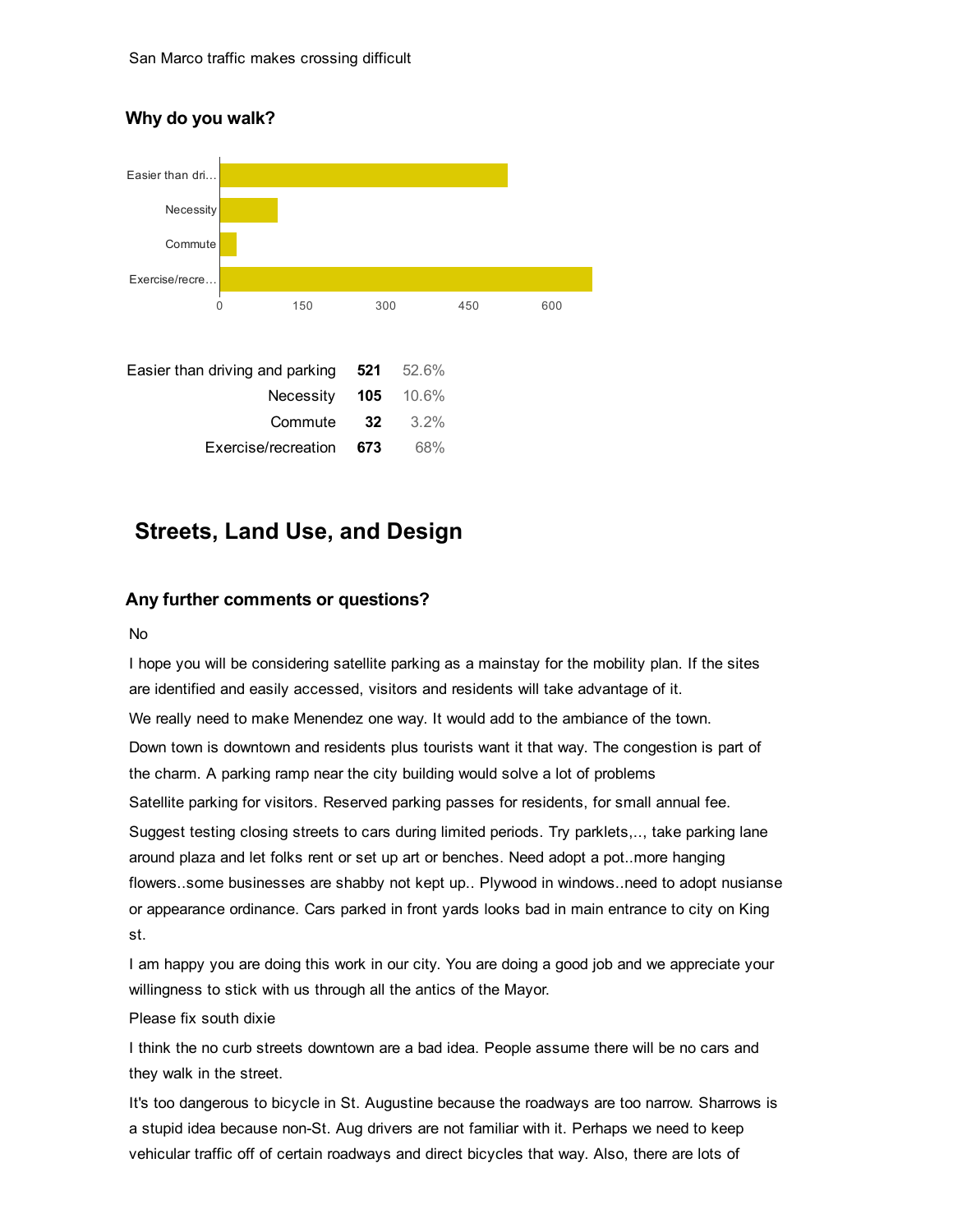San Marco traffic makes crossing difficult

### Why do you walk?

| | | |
|---|---|---|
| Easier than driving and parking | **521** | 52.6% |
| Necessity | **105** | 10.6% |
| Commute | **32** | 3.2% |
| Exercise/recreation | **673** | 68% |

## Streets, Land Use, and Design

### Any further comments or questions?

No

I hope you will be considering satellite parking as a mainstay for the mobility plan. If the sites are identified and easily accessed, visitors and residents will take advantage of it.

We really need to make Menendez one way. It would add to the ambiance of the town.

Down town is downtown and residents plus tourists want it that way. The congestion is part of the charm. A parking ramp near the city building would solve a lot of problems

Satellite parking for visitors. Reserved parking passes for residents, for small annual fee.

Suggest testing closing streets to cars during limited periods. Try parklets,.., take parking lane around plaza and let folks rent or set up art or benches. Need adopt a pot..more hanging flowers..some businesses are shabby not kept up.. Plywood in windows..need to adopt nusianse or appearance ordinance. Cars parked in front yards looks bad in main entrance to city on King st.

I am happy you are doing this work in our city. You are doing a good job and we appreciate your willingness to stick with us through all the antics of the Mayor.

Please fix south dixie

I think the no curb streets downtown are a bad idea. People assume there will be no cars and they walk in the street.

It's too dangerous to bicycle in St. Augustine because the roadways are too narrow. Sharrows is a stupid idea because non-St. Aug drivers are not familiar with it. Perhaps we need to keep vehicular traffic off of certain roadways and direct bicycles that way. Also, there are lots of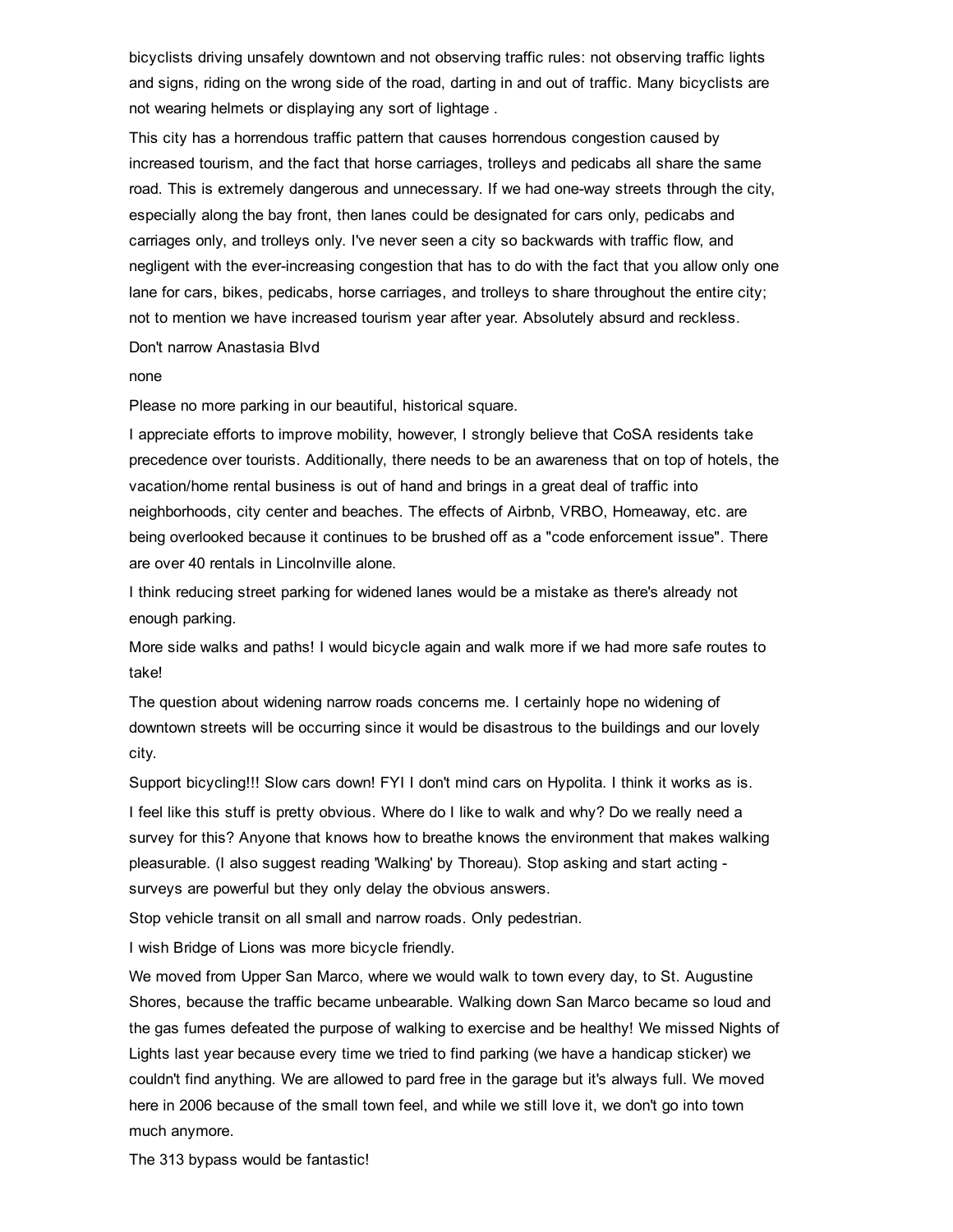bicyclists driving unsafely downtown and not observing traffic rules: not observing traffic lights and signs, riding on the wrong side of the road, darting in and out of traffic. Many bicyclists are not wearing helmets or displaying any sort of lightage .

This city has a horrendous traffic pattern that causes horrendous congestion caused by increased tourism, and the fact that horse carriages, trolleys and pedicabs all share the same road. This is extremely dangerous and unnecessary. If we had one-way streets through the city, especially along the bay front, then lanes could be designated for cars only, pedicabs and carriages only, and trolleys only. I've never seen a city so backwards with traffic flow, and negligent with the ever-increasing congestion that has to do with the fact that you allow only one lane for cars, bikes, pedicabs, horse carriages, and trolleys to share throughout the entire city; not to mention we have increased tourism year after year. Absolutely absurd and reckless.

Don't narrow Anastasia Blvd

none

Please no more parking in our beautiful, historical square.

I appreciate efforts to improve mobility, however, I strongly believe that CoSA residents take precedence over tourists. Additionally, there needs to be an awareness that on top of hotels, the vacation/home rental business is out of hand and brings in a great deal of traffic into neighborhoods, city center and beaches. The effects of Airbnb, VRBO, Homeaway, etc. are being overlooked because it continues to be brushed off as a "code enforcement issue". There are over 40 rentals in Lincolnville alone.

I think reducing street parking for widened lanes would be a mistake as there's already not enough parking.

More side walks and paths! I would bicycle again and walk more if we had more safe routes to take!

The question about widening narrow roads concerns me. I certainly hope no widening of downtown streets will be occurring since it would be disastrous to the buildings and our lovely city.

Support bicycling!!! Slow cars down! FYI I don't mind cars on Hypolita. I think it works as is.

I feel like this stuff is pretty obvious. Where do I like to walk and why? Do we really need a survey for this? Anyone that knows how to breathe knows the environment that makes walking pleasurable. (I also suggest reading 'Walking' by Thoreau). Stop asking and start acting - surveys are powerful but they only delay the obvious answers.

Stop vehicle transit on all small and narrow roads. Only pedestrian.

I wish Bridge of Lions was more bicycle friendly.

We moved from Upper San Marco, where we would walk to town every day, to St. Augustine Shores, because the traffic became unbearable. Walking down San Marco became so loud and the gas fumes defeated the purpose of walking to exercise and be healthy! We missed Nights of Lights last year because every time we tried to find parking (we have a handicap sticker) we couldn't find anything. We are allowed to pard free in the garage but it's always full. We moved here in 2006 because of the small town feel, and while we still love it, we don't go into town much anymore.

The 313 bypass would be fantastic!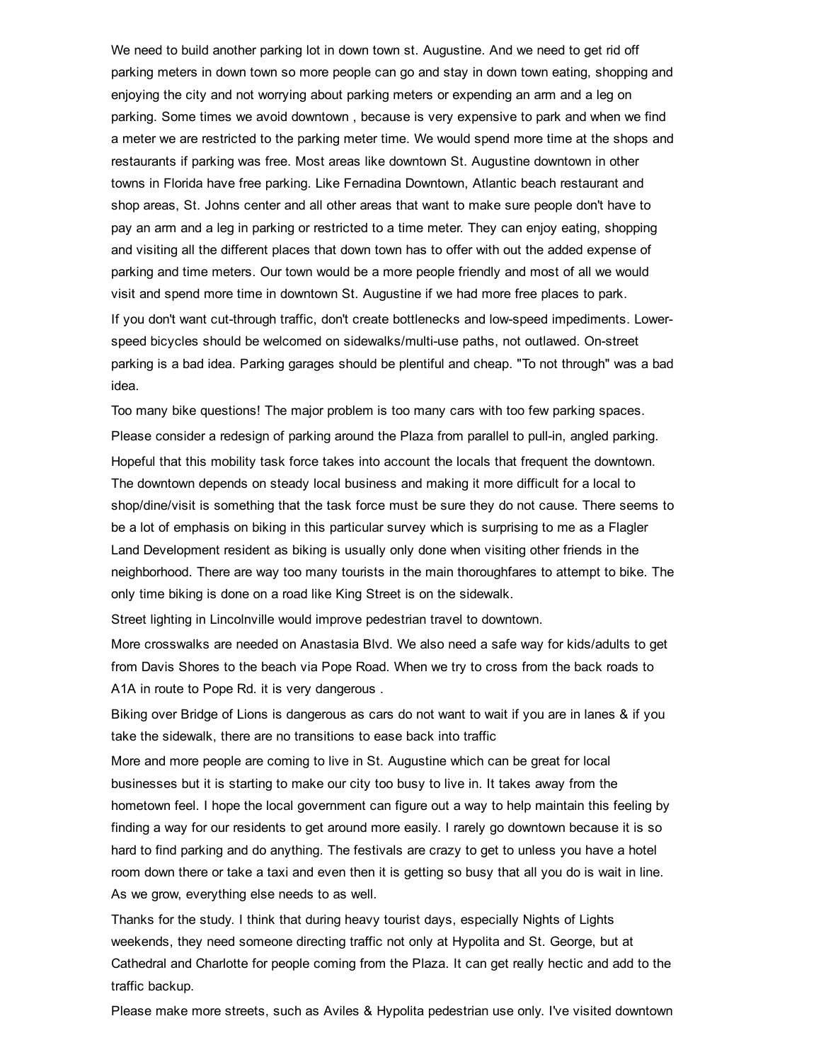We need to build another parking lot in down town st. Augustine. And we need to get rid off parking meters in down town so more people can go and stay in down town eating, shopping and enjoying the city and not worrying about parking meters or expending an arm and a leg on parking. Some times we avoid downtown , because is very expensive to park and when we find a meter we are restricted to the parking meter time. We would spend more time at the shops and restaurants if parking was free. Most areas like downtown St. Augustine downtown in other towns in Florida have free parking. Like Fernadina Downtown, Atlantic beach restaurant and shop areas, St. Johns center and all other areas that want to make sure people don't have to pay an arm and a leg in parking or restricted to a time meter. They can enjoy eating, shopping and visiting all the different places that down town has to offer with out the added expense of parking and time meters. Our town would be a more people friendly and most of all we would visit and spend more time in downtown St. Augustine if we had more free places to park.

If you don't want cut-through traffic, don't create bottlenecks and low-speed impediments. Lower-speed bicycles should be welcomed on sidewalks/multi-use paths, not outlawed. On-street parking is a bad idea. Parking garages should be plentiful and cheap. "To not through" was a bad idea.

Too many bike questions! The major problem is too many cars with too few parking spaces.

Please consider a redesign of parking around the Plaza from parallel to pull-in, angled parking.

Hopeful that this mobility task force takes into account the locals that frequent the downtown. The downtown depends on steady local business and making it more difficult for a local to shop/dine/visit is something that the task force must be sure they do not cause. There seems to be a lot of emphasis on biking in this particular survey which is surprising to me as a Flagler Land Development resident as biking is usually only done when visiting other friends in the neighborhood. There are way too many tourists in the main thoroughfares to attempt to bike. The only time biking is done on a road like King Street is on the sidewalk.

Street lighting in Lincolnville would improve pedestrian travel to downtown.

More crosswalks are needed on Anastasia Blvd. We also need a safe way for kids/adults to get from Davis Shores to the beach via Pope Road. When we try to cross from the back roads to A1A in route to Pope Rd. it is very dangerous .

Biking over Bridge of Lions is dangerous as cars do not want to wait if you are in lanes & if you take the sidewalk, there are no transitions to ease back into traffic

More and more people are coming to live in St. Augustine which can be great for local businesses but it is starting to make our city too busy to live in. It takes away from the hometown feel. I hope the local government can figure out a way to help maintain this feeling by finding a way for our residents to get around more easily. I rarely go downtown because it is so hard to find parking and do anything. The festivals are crazy to get to unless you have a hotel room down there or take a taxi and even then it is getting so busy that all you do is wait in line. As we grow, everything else needs to as well.

Thanks for the study. I think that during heavy tourist days, especially Nights of Lights weekends, they need someone directing traffic not only at Hypolita and St. George, but at Cathedral and Charlotte for people coming from the Plaza. It can get really hectic and add to the traffic backup.

Please make more streets, such as Aviles & Hypolita pedestrian use only. I've visited downtown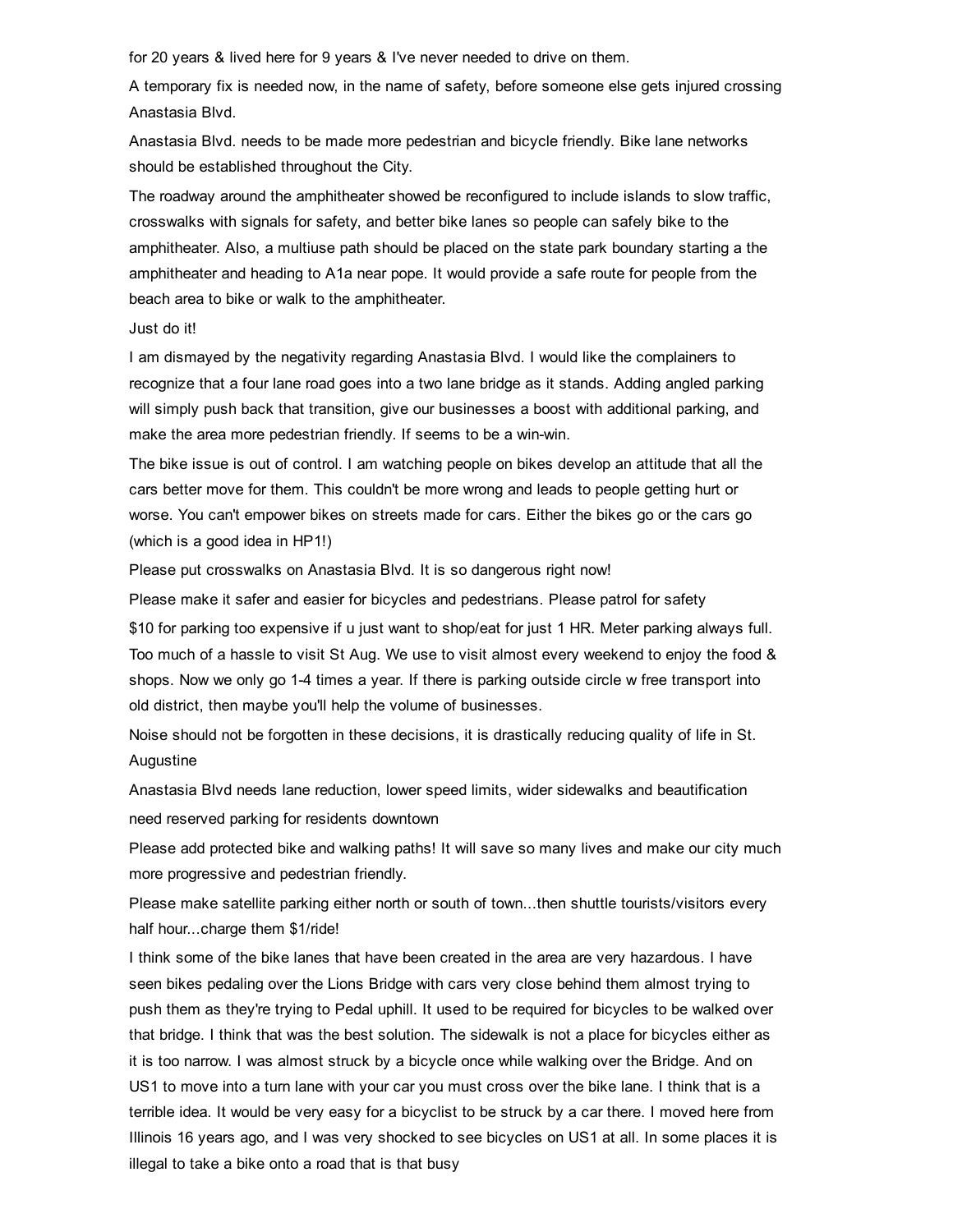for 20 years & lived here for 9 years & I've never needed to drive on them.

A temporary fix is needed now, in the name of safety, before someone else gets injured crossing Anastasia Blvd.

Anastasia Blvd. needs to be made more pedestrian and bicycle friendly. Bike lane networks should be established throughout the City.

The roadway around the amphitheater showed be reconfigured to include islands to slow traffic, crosswalks with signals for safety, and better bike lanes so people can safely bike to the amphitheater. Also, a multiuse path should be placed on the state park boundary starting a the amphitheater and heading to A1a near pope. It would provide a safe route for people from the beach area to bike or walk to the amphitheater.

Just do it!

I am dismayed by the negativity regarding Anastasia Blvd. I would like the complainers to recognize that a four lane road goes into a two lane bridge as it stands. Adding angled parking will simply push back that transition, give our businesses a boost with additional parking, and make the area more pedestrian friendly. If seems to be a win-win.

The bike issue is out of control. I am watching people on bikes develop an attitude that all the cars better move for them. This couldn't be more wrong and leads to people getting hurt or worse. You can't empower bikes on streets made for cars. Either the bikes go or the cars go (which is a good idea in HP1!)

Please put crosswalks on Anastasia Blvd. It is so dangerous right now!

Please make it safer and easier for bicycles and pedestrians. Please patrol for safety

$10 for parking too expensive if u just want to shop/eat for just 1 HR. Meter parking always full. Too much of a hassle to visit St Aug. We use to visit almost every weekend to enjoy the food & shops. Now we only go 1-4 times a year. If there is parking outside circle w free transport into old district, then maybe you'll help the volume of businesses.

Noise should not be forgotten in these decisions, it is drastically reducing quality of life in St. Augustine

Anastasia Blvd needs lane reduction, lower speed limits, wider sidewalks and beautification

need reserved parking for residents downtown

Please add protected bike and walking paths! It will save so many lives and make our city much more progressive and pedestrian friendly.

Please make satellite parking either north or south of town...then shuttle tourists/visitors every half hour...charge them $1/ride!

I think some of the bike lanes that have been created in the area are very hazardous. I have seen bikes pedaling over the Lions Bridge with cars very close behind them almost trying to push them as they're trying to Pedal uphill. It used to be required for bicycles to be walked over that bridge. I think that was the best solution. The sidewalk is not a place for bicycles either as it is too narrow. I was almost struck by a bicycle once while walking over the Bridge. And on US1 to move into a turn lane with your car you must cross over the bike lane. I think that is a terrible idea. It would be very easy for a bicyclist to be struck by a car there. I moved here from Illinois 16 years ago, and I was very shocked to see bicycles on US1 at all. In some places it is illegal to take a bike onto a road that is that busy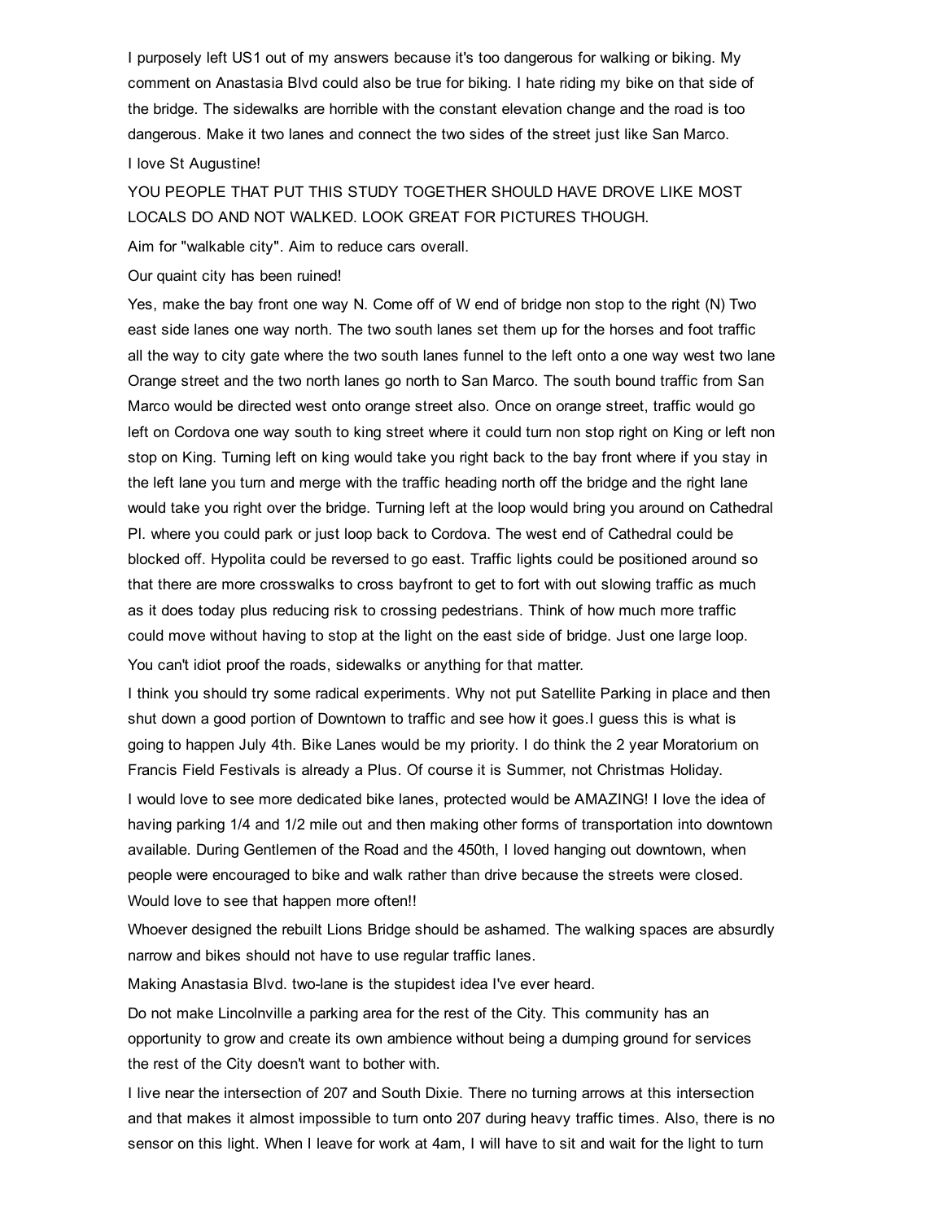I purposely left US1 out of my answers because it's too dangerous for walking or biking. My comment on Anastasia Blvd could also be true for biking. I hate riding my bike on that side of the bridge. The sidewalks are horrible with the constant elevation change and the road is too dangerous. Make it two lanes and connect the two sides of the street just like San Marco.

I love St Augustine!

YOU PEOPLE THAT PUT THIS STUDY TOGETHER SHOULD HAVE DROVE LIKE MOST LOCALS DO AND NOT WALKED. LOOK GREAT FOR PICTURES THOUGH.

Aim for "walkable city". Aim to reduce cars overall.

Our quaint city has been ruined!

Yes, make the bay front one way N. Come off of W end of bridge non stop to the right (N) Two east side lanes one way north. The two south lanes set them up for the horses and foot traffic all the way to city gate where the two south lanes funnel to the left onto a one way west two lane Orange street and the two north lanes go north to San Marco. The south bound traffic from San Marco would be directed west onto orange street also. Once on orange street, traffic would go left on Cordova one way south to king street where it could turn non stop right on King or left non stop on King. Turning left on king would take you right back to the bay front where if you stay in the left lane you turn and merge with the traffic heading north off the bridge and the right lane would take you right over the bridge. Turning left at the loop would bring you around on Cathedral Pl. where you could park or just loop back to Cordova. The west end of Cathedral could be blocked off. Hypolita could be reversed to go east. Traffic lights could be positioned around so that there are more crosswalks to cross bayfront to get to fort with out slowing traffic as much as it does today plus reducing risk to crossing pedestrians. Think of how much more traffic could move without having to stop at the light on the east side of bridge. Just one large loop.

You can't idiot proof the roads, sidewalks or anything for that matter.

I think you should try some radical experiments. Why not put Satellite Parking in place and then shut down a good portion of Downtown to traffic and see how it goes.I guess this is what is going to happen July 4th. Bike Lanes would be my priority. I do think the 2 year Moratorium on Francis Field Festivals is already a Plus. Of course it is Summer, not Christmas Holiday.

I would love to see more dedicated bike lanes, protected would be AMAZING! I love the idea of having parking 1/4 and 1/2 mile out and then making other forms of transportation into downtown available. During Gentlemen of the Road and the 450th, I loved hanging out downtown, when people were encouraged to bike and walk rather than drive because the streets were closed. Would love to see that happen more often!!

Whoever designed the rebuilt Lions Bridge should be ashamed. The walking spaces are absurdly narrow and bikes should not have to use regular traffic lanes.

Making Anastasia Blvd. two-lane is the stupidest idea I've ever heard.

Do not make Lincolnville a parking area for the rest of the City. This community has an opportunity to grow and create its own ambience without being a dumping ground for services the rest of the City doesn't want to bother with.

I live near the intersection of 207 and South Dixie. There no turning arrows at this intersection and that makes it almost impossible to turn onto 207 during heavy traffic times. Also, there is no sensor on this light. When I leave for work at 4am, I will have to sit and wait for the light to turn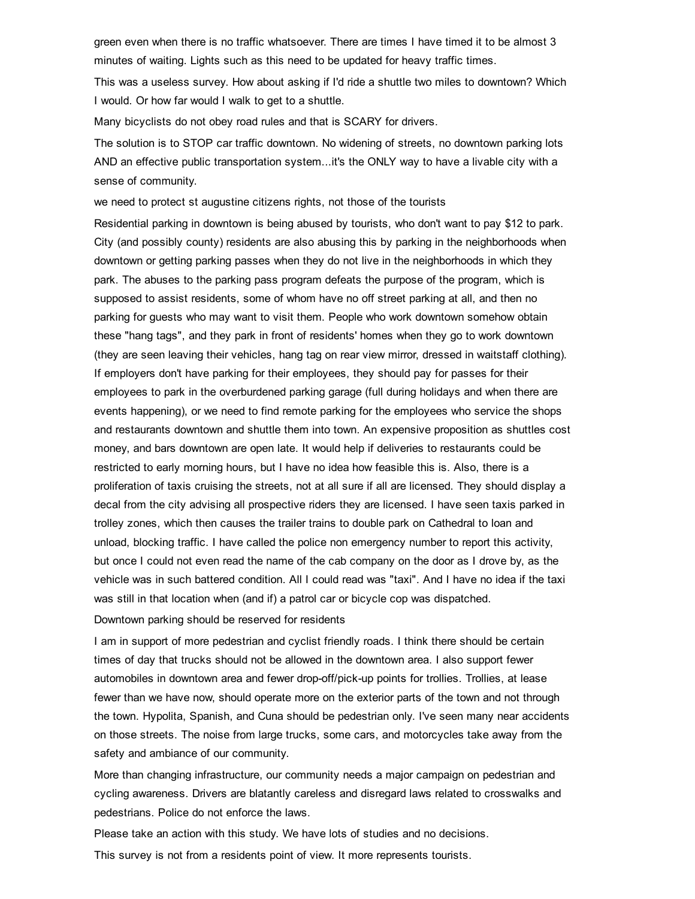green even when there is no traffic whatsoever. There are times I have timed it to be almost 3 minutes of waiting. Lights such as this need to be updated for heavy traffic times.

This was a useless survey. How about asking if I'd ride a shuttle two miles to downtown? Which I would. Or how far would I walk to get to a shuttle.

Many bicyclists do not obey road rules and that is SCARY for drivers.

The solution is to STOP car traffic downtown. No widening of streets, no downtown parking lots AND an effective public transportation system...it's the ONLY way to have a livable city with a sense of community.

we need to protect st augustine citizens rights, not those of the tourists

Residential parking in downtown is being abused by tourists, who don't want to pay $12 to park. City (and possibly county) residents are also abusing this by parking in the neighborhoods when downtown or getting parking passes when they do not live in the neighborhoods in which they park. The abuses to the parking pass program defeats the purpose of the program, which is supposed to assist residents, some of whom have no off street parking at all, and then no parking for guests who may want to visit them. People who work downtown somehow obtain these "hang tags", and they park in front of residents' homes when they go to work downtown (they are seen leaving their vehicles, hang tag on rear view mirror, dressed in waitstaff clothing). If employers don't have parking for their employees, they should pay for passes for their employees to park in the overburdened parking garage (full during holidays and when there are events happening), or we need to find remote parking for the employees who service the shops and restaurants downtown and shuttle them into town. An expensive proposition as shuttles cost money, and bars downtown are open late. It would help if deliveries to restaurants could be restricted to early morning hours, but I have no idea how feasible this is. Also, there is a proliferation of taxis cruising the streets, not at all sure if all are licensed. They should display a decal from the city advising all prospective riders they are licensed. I have seen taxis parked in trolley zones, which then causes the trailer trains to double park on Cathedral to loan and unload, blocking traffic. I have called the police non emergency number to report this activity, but once I could not even read the name of the cab company on the door as I drove by, as the vehicle was in such battered condition. All I could read was "taxi". And I have no idea if the taxi was still in that location when (and if) a patrol car or bicycle cop was dispatched.

Downtown parking should be reserved for residents

I am in support of more pedestrian and cyclist friendly roads. I think there should be certain times of day that trucks should not be allowed in the downtown area. I also support fewer automobiles in downtown area and fewer drop-off/pick-up points for trollies. Trollies, at lease fewer than we have now, should operate more on the exterior parts of the town and not through the town. Hypolita, Spanish, and Cuna should be pedestrian only. I've seen many near accidents on those streets. The noise from large trucks, some cars, and motorcycles take away from the safety and ambiance of our community.

More than changing infrastructure, our community needs a major campaign on pedestrian and cycling awareness. Drivers are blatantly careless and disregard laws related to crosswalks and pedestrians. Police do not enforce the laws.

Please take an action with this study. We have lots of studies and no decisions.

This survey is not from a residents point of view. It more represents tourists.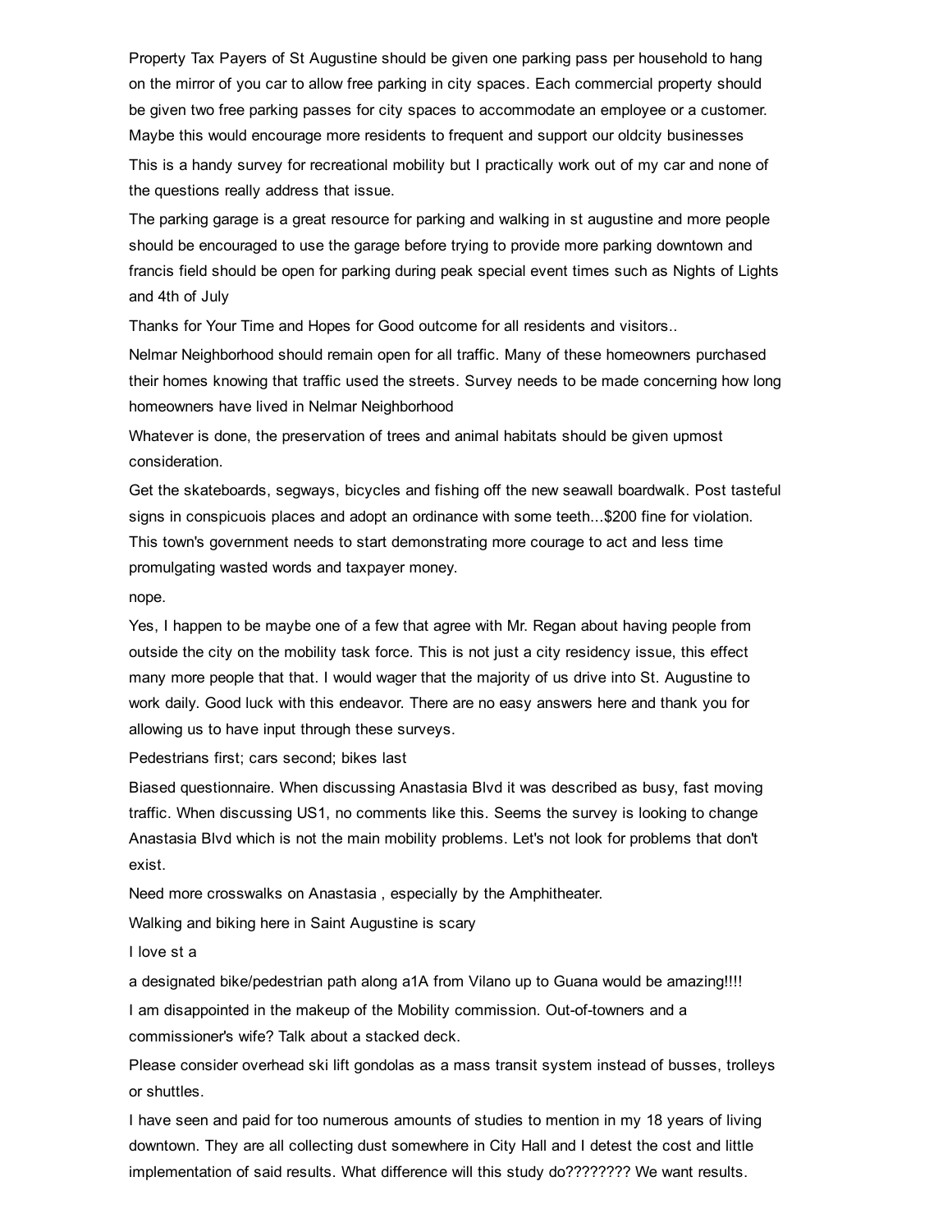Property Tax Payers of St Augustine should be given one parking pass per household to hang on the mirror of you car to allow free parking in city spaces. Each commercial property should be given two free parking passes for city spaces to accommodate an employee or a customer. Maybe this would encourage more residents to frequent and support our oldcity businesses

This is a handy survey for recreational mobility but I practically work out of my car and none of the questions really address that issue.

The parking garage is a great resource for parking and walking in st augustine and more people should be encouraged to use the garage before trying to provide more parking downtown and francis field should be open for parking during peak special event times such as Nights of Lights and 4th of July

Thanks for Your Time and Hopes for Good outcome for all residents and visitors..

Nelmar Neighborhood should remain open for all traffic. Many of these homeowners purchased their homes knowing that traffic used the streets. Survey needs to be made concerning how long homeowners have lived in Nelmar Neighborhood

Whatever is done, the preservation of trees and animal habitats should be given upmost consideration.

Get the skateboards, segways, bicycles and fishing off the new seawall boardwalk. Post tasteful signs in conspicuois places and adopt an ordinance with some teeth...$200 fine for violation. This town's government needs to start demonstrating more courage to act and less time promulgating wasted words and taxpayer money.

nope.

Yes, I happen to be maybe one of a few that agree with Mr. Regan about having people from outside the city on the mobility task force. This is not just a city residency issue, this effect many more people that that. I would wager that the majority of us drive into St. Augustine to work daily. Good luck with this endeavor. There are no easy answers here and thank you for allowing us to have input through these surveys.

Pedestrians first; cars second; bikes last

Biased questionnaire. When discussing Anastasia Blvd it was described as busy, fast moving traffic. When discussing US1, no comments like this. Seems the survey is looking to change Anastasia Blvd which is not the main mobility problems. Let's not look for problems that don't exist.

Need more crosswalks on Anastasia , especially by the Amphitheater.

Walking and biking here in Saint Augustine is scary

I love st a

a designated bike/pedestrian path along a1A from Vilano up to Guana would be amazing!!!!

I am disappointed in the makeup of the Mobility commission. Out-of-towners and a commissioner's wife? Talk about a stacked deck.

Please consider overhead ski lift gondolas as a mass transit system instead of busses, trolleys or shuttles.

I have seen and paid for too numerous amounts of studies to mention in my 18 years of living downtown. They are all collecting dust somewhere in City Hall and I detest the cost and little implementation of said results. What difference will this study do???????? We want results.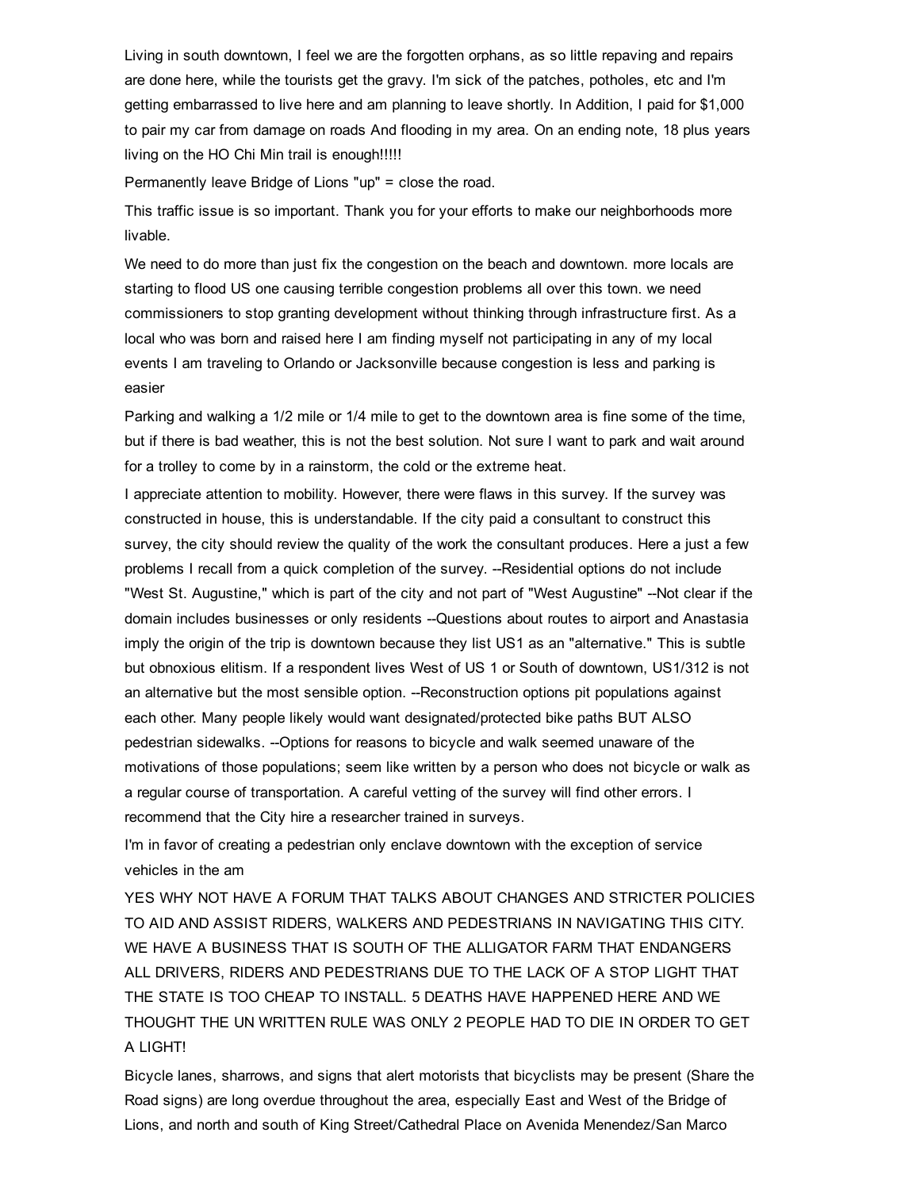Living in south downtown, I feel we are the forgotten orphans, as so little repaving and repairs are done here, while the tourists get the gravy. I'm sick of the patches, potholes, etc and I'm getting embarrassed to live here and am planning to leave shortly. In Addition, I paid for $1,000 to pair my car from damage on roads And flooding in my area. On an ending note, 18 plus years living on the HO Chi Min trail is enough!!!!!

Permanently leave Bridge of Lions "up" = close the road.

This traffic issue is so important. Thank you for your efforts to make our neighborhoods more livable.

We need to do more than just fix the congestion on the beach and downtown. more locals are starting to flood US one causing terrible congestion problems all over this town. we need commissioners to stop granting development without thinking through infrastructure first. As a local who was born and raised here I am finding myself not participating in any of my local events I am traveling to Orlando or Jacksonville because congestion is less and parking is easier

Parking and walking a 1/2 mile or 1/4 mile to get to the downtown area is fine some of the time, but if there is bad weather, this is not the best solution. Not sure I want to park and wait around for a trolley to come by in a rainstorm, the cold or the extreme heat.

I appreciate attention to mobility. However, there were flaws in this survey. If the survey was constructed in house, this is understandable. If the city paid a consultant to construct this survey, the city should review the quality of the work the consultant produces. Here a just a few problems I recall from a quick completion of the survey. --Residential options do not include "West St. Augustine," which is part of the city and not part of "West Augustine" --Not clear if the domain includes businesses or only residents --Questions about routes to airport and Anastasia imply the origin of the trip is downtown because they list US1 as an "alternative." This is subtle but obnoxious elitism. If a respondent lives West of US 1 or South of downtown, US1/312 is not an alternative but the most sensible option. --Reconstruction options pit populations against each other. Many people likely would want designated/protected bike paths BUT ALSO pedestrian sidewalks. --Options for reasons to bicycle and walk seemed unaware of the motivations of those populations; seem like written by a person who does not bicycle or walk as a regular course of transportation. A careful vetting of the survey will find other errors. I recommend that the City hire a researcher trained in surveys.

I'm in favor of creating a pedestrian only enclave downtown with the exception of service vehicles in the am

YES WHY NOT HAVE A FORUM THAT TALKS ABOUT CHANGES AND STRICTER POLICIES TO AID AND ASSIST RIDERS, WALKERS AND PEDESTRIANS IN NAVIGATING THIS CITY. WE HAVE A BUSINESS THAT IS SOUTH OF THE ALLIGATOR FARM THAT ENDANGERS ALL DRIVERS, RIDERS AND PEDESTRIANS DUE TO THE LACK OF A STOP LIGHT THAT THE STATE IS TOO CHEAP TO INSTALL. 5 DEATHS HAVE HAPPENED HERE AND WE THOUGHT THE UN WRITTEN RULE WAS ONLY 2 PEOPLE HAD TO DIE IN ORDER TO GET A LIGHT!

Bicycle lanes, sharrows, and signs that alert motorists that bicyclists may be present (Share the Road signs) are long overdue throughout the area, especially East and West of the Bridge of Lions, and north and south of King Street/Cathedral Place on Avenida Menendez/San Marco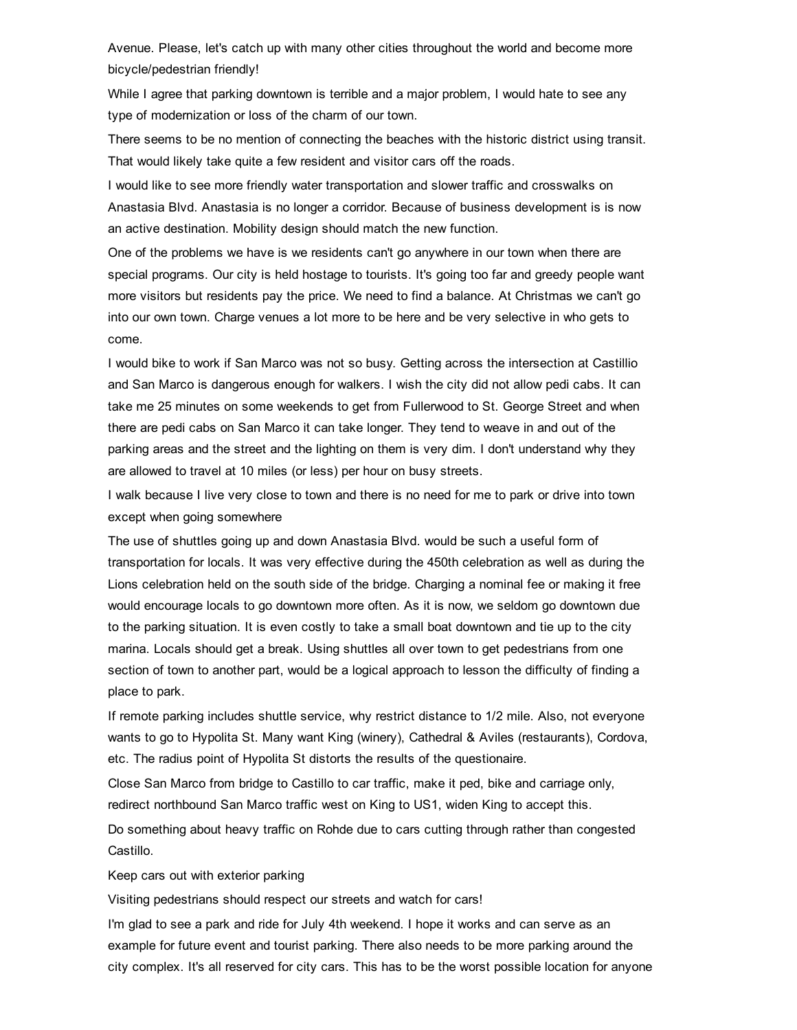Avenue. Please, let's catch up with many other cities throughout the world and become more bicycle/pedestrian friendly!

While I agree that parking downtown is terrible and a major problem, I would hate to see any type of modernization or loss of the charm of our town.

There seems to be no mention of connecting the beaches with the historic district using transit. That would likely take quite a few resident and visitor cars off the roads.

I would like to see more friendly water transportation and slower traffic and crosswalks on Anastasia Blvd. Anastasia is no longer a corridor. Because of business development is is now an active destination. Mobility design should match the new function.

One of the problems we have is we residents can't go anywhere in our town when there are special programs. Our city is held hostage to tourists. It's going too far and greedy people want more visitors but residents pay the price. We need to find a balance. At Christmas we can't go into our own town. Charge venues a lot more to be here and be very selective in who gets to come.

I would bike to work if San Marco was not so busy. Getting across the intersection at Castillio and San Marco is dangerous enough for walkers. I wish the city did not allow pedi cabs. It can take me 25 minutes on some weekends to get from Fullerwood to St. George Street and when there are pedi cabs on San Marco it can take longer. They tend to weave in and out of the parking areas and the street and the lighting on them is very dim. I don't understand why they are allowed to travel at 10 miles (or less) per hour on busy streets.

I walk because I live very close to town and there is no need for me to park or drive into town except when going somewhere

The use of shuttles going up and down Anastasia Blvd. would be such a useful form of transportation for locals. It was very effective during the 450th celebration as well as during the Lions celebration held on the south side of the bridge. Charging a nominal fee or making it free would encourage locals to go downtown more often. As it is now, we seldom go downtown due to the parking situation. It is even costly to take a small boat downtown and tie up to the city marina. Locals should get a break. Using shuttles all over town to get pedestrians from one section of town to another part, would be a logical approach to lesson the difficulty of finding a place to park.

If remote parking includes shuttle service, why restrict distance to 1/2 mile. Also, not everyone wants to go to Hypolita St. Many want King (winery), Cathedral & Aviles (restaurants), Cordova, etc. The radius point of Hypolita St distorts the results of the questionaire.

Close San Marco from bridge to Castillo to car traffic, make it ped, bike and carriage only, redirect northbound San Marco traffic west on King to US1, widen King to accept this.

Do something about heavy traffic on Rohde due to cars cutting through rather than congested Castillo.

Keep cars out with exterior parking

Visiting pedestrians should respect our streets and watch for cars!

I'm glad to see a park and ride for July 4th weekend. I hope it works and can serve as an example for future event and tourist parking. There also needs to be more parking around the city complex. It's all reserved for city cars. This has to be the worst possible location for anyone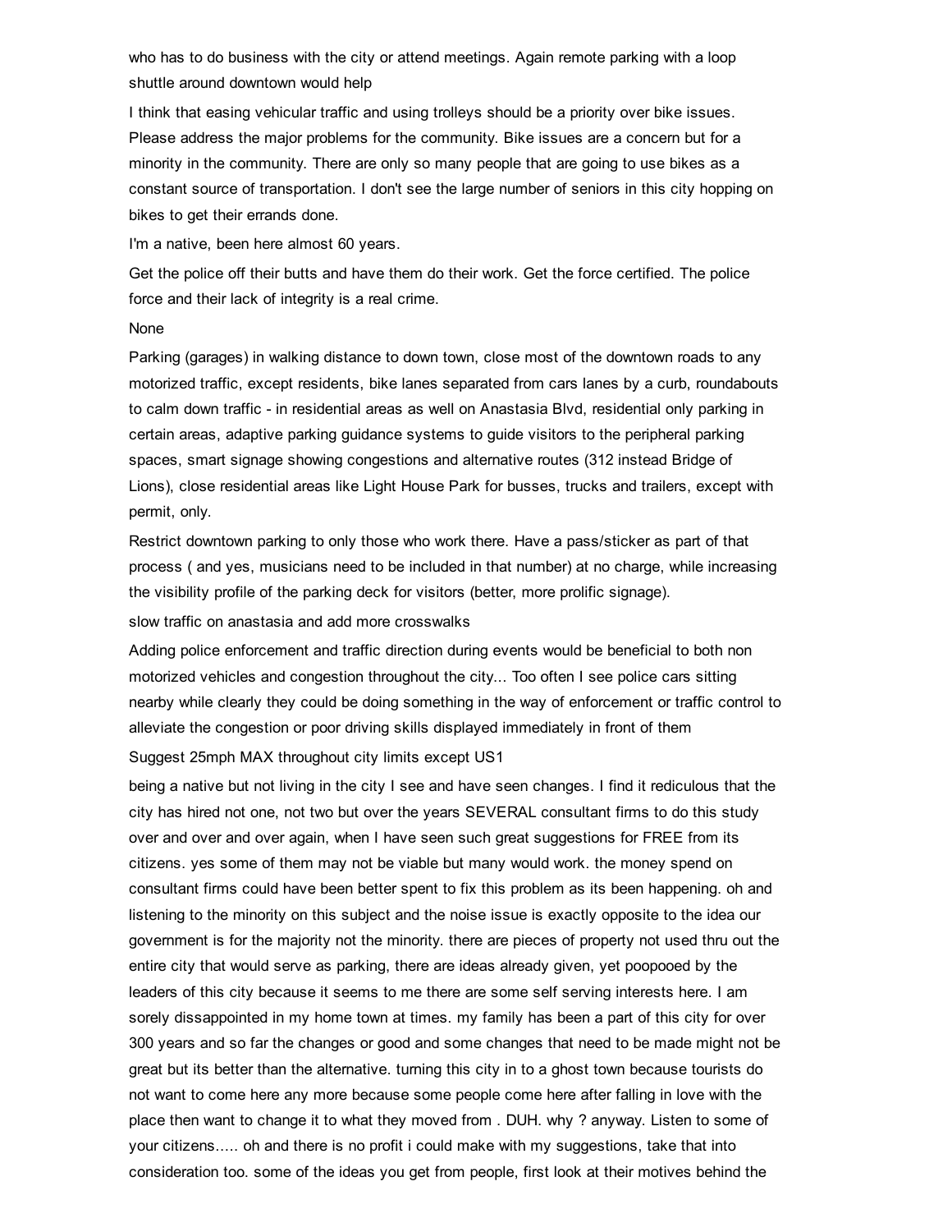who has to do business with the city or attend meetings. Again remote parking with a loop shuttle around downtown would help

I think that easing vehicular traffic and using trolleys should be a priority over bike issues. Please address the major problems for the community. Bike issues are a concern but for a minority in the community. There are only so many people that are going to use bikes as a constant source of transportation. I don't see the large number of seniors in this city hopping on bikes to get their errands done.

I'm a native, been here almost 60 years.

Get the police off their butts and have them do their work. Get the force certified. The police force and their lack of integrity is a real crime.

None

Parking (garages) in walking distance to down town, close most of the downtown roads to any motorized traffic, except residents, bike lanes separated from cars lanes by a curb, roundabouts to calm down traffic - in residential areas as well on Anastasia Blvd, residential only parking in certain areas, adaptive parking guidance systems to guide visitors to the peripheral parking spaces, smart signage showing congestions and alternative routes (312 instead Bridge of Lions), close residential areas like Light House Park for busses, trucks and trailers, except with permit, only.

Restrict downtown parking to only those who work there. Have a pass/sticker as part of that process ( and yes, musicians need to be included in that number) at no charge, while increasing the visibility profile of the parking deck for visitors (better, more prolific signage).

slow traffic on anastasia and add more crosswalks

Adding police enforcement and traffic direction during events would be beneficial to both non motorized vehicles and congestion throughout the city... Too often I see police cars sitting nearby while clearly they could be doing something in the way of enforcement or traffic control to alleviate the congestion or poor driving skills displayed immediately in front of them

Suggest 25mph MAX throughout city limits except US1

being a native but not living in the city I see and have seen changes. I find it rediculous that the city has hired not one, not two but over the years SEVERAL consultant firms to do this study over and over and over again, when I have seen such great suggestions for FREE from its citizens. yes some of them may not be viable but many would work. the money spend on consultant firms could have been better spent to fix this problem as its been happening. oh and listening to the minority on this subject and the noise issue is exactly opposite to the idea our government is for the majority not the minority. there are pieces of property not used thru out the entire city that would serve as parking, there are ideas already given, yet poopooed by the leaders of this city because it seems to me there are some self serving interests here. I am sorely dissappointed in my home town at times. my family has been a part of this city for over 300 years and so far the changes or good and some changes that need to be made might not be great but its better than the alternative. turning this city in to a ghost town because tourists do not want to come here any more because some people come here after falling in love with the place then want to change it to what they moved from . DUH. why ? anyway. Listen to some of your citizens..... oh and there is no profit i could make with my suggestions, take that into consideration too. some of the ideas you get from people, first look at their motives behind the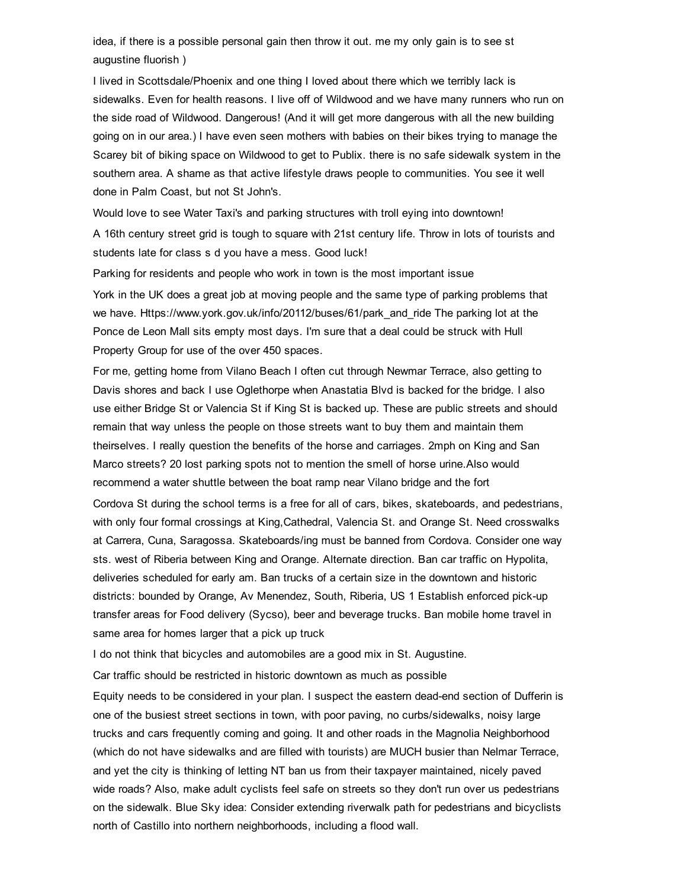idea, if there is a possible personal gain then throw it out. me my only gain is to see st augustine fluorish )

I lived in Scottsdale/Phoenix and one thing I loved about there which we terribly lack is sidewalks. Even for health reasons. I live off of Wildwood and we have many runners who run on the side road of Wildwood. Dangerous! (And it will get more dangerous with all the new building going on in our area.) I have even seen mothers with babies on their bikes trying to manage the Scarey bit of biking space on Wildwood to get to Publix. there is no safe sidewalk system in the southern area. A shame as that active lifestyle draws people to communities. You see it well done in Palm Coast, but not St John's.

Would love to see Water Taxi's and parking structures with troll eying into downtown!

A 16th century street grid is tough to square with 21st century life. Throw in lots of tourists and students late for class s d you have a mess. Good luck!

Parking for residents and people who work in town is the most important issue

York in the UK does a great job at moving people and the same type of parking problems that we have. Https://www.york.gov.uk/info/20112/buses/61/park_and_ride The parking lot at the Ponce de Leon Mall sits empty most days. I'm sure that a deal could be struck with Hull Property Group for use of the over 450 spaces.

For me, getting home from Vilano Beach I often cut through Newmar Terrace, also getting to Davis shores and back I use Oglethorpe when Anastatia Blvd is backed for the bridge. I also use either Bridge St or Valencia St if King St is backed up. These are public streets and should remain that way unless the people on those streets want to buy them and maintain them theirselves. I really question the benefits of the horse and carriages. 2mph on King and San Marco streets? 20 lost parking spots not to mention the smell of horse urine.Also would recommend a water shuttle between the boat ramp near Vilano bridge and the fort

Cordova St during the school terms is a free for all of cars, bikes, skateboards, and pedestrians, with only four formal crossings at King,Cathedral, Valencia St. and Orange St. Need crosswalks at Carrera, Cuna, Saragossa. Skateboards/ing must be banned from Cordova. Consider one way sts. west of Riberia between King and Orange. Alternate direction. Ban car traffic on Hypolita, deliveries scheduled for early am. Ban trucks of a certain size in the downtown and historic districts: bounded by Orange, Av Menendez, South, Riberia, US 1 Establish enforced pick-up transfer areas for Food delivery (Sycso), beer and beverage trucks. Ban mobile home travel in same area for homes larger that a pick up truck

I do not think that bicycles and automobiles are a good mix in St. Augustine.

Car traffic should be restricted in historic downtown as much as possible

Equity needs to be considered in your plan. I suspect the eastern dead-end section of Dufferin is one of the busiest street sections in town, with poor paving, no curbs/sidewalks, noisy large trucks and cars frequently coming and going. It and other roads in the Magnolia Neighborhood (which do not have sidewalks and are filled with tourists) are MUCH busier than Nelmar Terrace, and yet the city is thinking of letting NT ban us from their taxpayer maintained, nicely paved wide roads? Also, make adult cyclists feel safe on streets so they don't run over us pedestrians on the sidewalk. Blue Sky idea: Consider extending riverwalk path for pedestrians and bicyclists north of Castillo into northern neighborhoods, including a flood wall.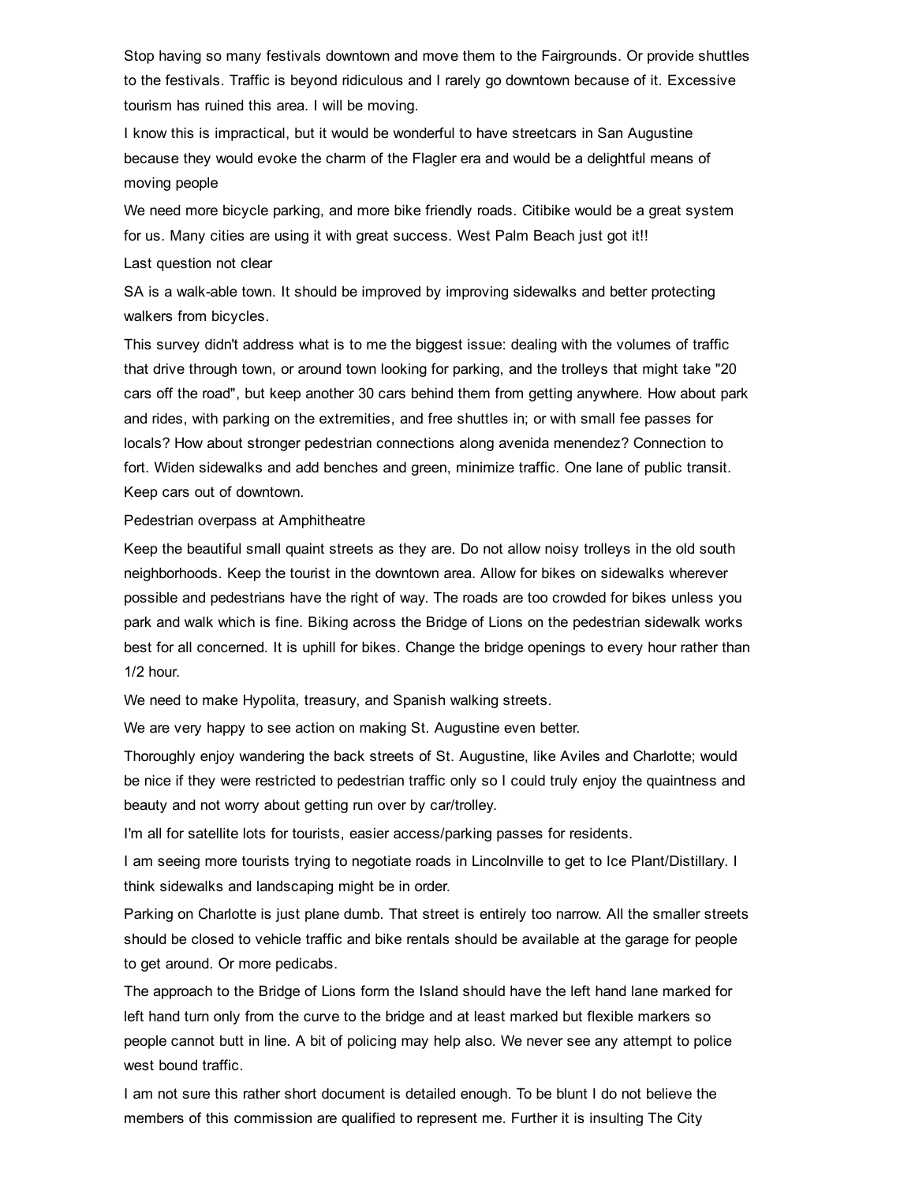Stop having so many festivals downtown and move them to the Fairgrounds. Or provide shuttles to the festivals. Traffic is beyond ridiculous and I rarely go downtown because of it. Excessive tourism has ruined this area. I will be moving.

I know this is impractical, but it would be wonderful to have streetcars in San Augustine because they would evoke the charm of the Flagler era and would be a delightful means of moving people

We need more bicycle parking, and more bike friendly roads. Citibike would be a great system for us. Many cities are using it with great success. West Palm Beach just got it!!

Last question not clear

SA is a walk-able town. It should be improved by improving sidewalks and better protecting walkers from bicycles.

This survey didn't address what is to me the biggest issue: dealing with the volumes of traffic that drive through town, or around town looking for parking, and the trolleys that might take "20 cars off the road", but keep another 30 cars behind them from getting anywhere. How about park and rides, with parking on the extremities, and free shuttles in; or with small fee passes for locals? How about stronger pedestrian connections along avenida menendez? Connection to fort. Widen sidewalks and add benches and green, minimize traffic. One lane of public transit. Keep cars out of downtown.

Pedestrian overpass at Amphitheatre

Keep the beautiful small quaint streets as they are. Do not allow noisy trolleys in the old south neighborhoods. Keep the tourist in the downtown area. Allow for bikes on sidewalks wherever possible and pedestrians have the right of way. The roads are too crowded for bikes unless you park and walk which is fine. Biking across the Bridge of Lions on the pedestrian sidewalk works best for all concerned. It is uphill for bikes. Change the bridge openings to every hour rather than 1/2 hour.

We need to make Hypolita, treasury, and Spanish walking streets.

We are very happy to see action on making St. Augustine even better.

Thoroughly enjoy wandering the back streets of St. Augustine, like Aviles and Charlotte; would be nice if they were restricted to pedestrian traffic only so I could truly enjoy the quaintness and beauty and not worry about getting run over by car/trolley.

I'm all for satellite lots for tourists, easier access/parking passes for residents.

I am seeing more tourists trying to negotiate roads in Lincolnville to get to Ice Plant/Distillary. I think sidewalks and landscaping might be in order.

Parking on Charlotte is just plane dumb. That street is entirely too narrow. All the smaller streets should be closed to vehicle traffic and bike rentals should be available at the garage for people to get around. Or more pedicabs.

The approach to the Bridge of Lions form the Island should have the left hand lane marked for left hand turn only from the curve to the bridge and at least marked but flexible markers so people cannot butt in line. A bit of policing may help also. We never see any attempt to police west bound traffic.

I am not sure this rather short document is detailed enough. To be blunt I do not believe the members of this commission are qualified to represent me. Further it is insulting The City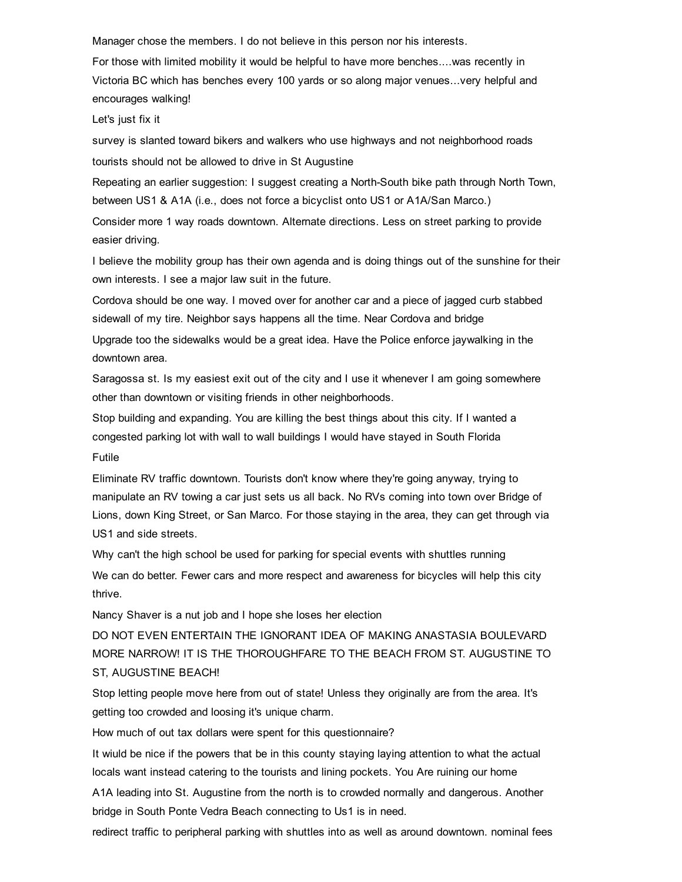Manager chose the members. I do not believe in this person nor his interests.

For those with limited mobility it would be helpful to have more benches....was recently in Victoria BC which has benches every 100 yards or so along major venues...very helpful and encourages walking!

Let's just fix it

survey is slanted toward bikers and walkers who use highways and not neighborhood roads

tourists should not be allowed to drive in St Augustine

Repeating an earlier suggestion: I suggest creating a North-South bike path through North Town, between US1 & A1A (i.e., does not force a bicyclist onto US1 or A1A/San Marco.)

Consider more 1 way roads downtown. Alternate directions. Less on street parking to provide easier driving.

I believe the mobility group has their own agenda and is doing things out of the sunshine for their own interests. I see a major law suit in the future.

Cordova should be one way. I moved over for another car and a piece of jagged curb stabbed sidewall of my tire. Neighbor says happens all the time. Near Cordova and bridge

Upgrade too the sidewalks would be a great idea. Have the Police enforce jaywalking in the downtown area.

Saragossa st. Is my easiest exit out of the city and I use it whenever I am going somewhere other than downtown or visiting friends in other neighborhoods.

Stop building and expanding. You are killing the best things about this city. If I wanted a congested parking lot with wall to wall buildings I would have stayed in South Florida

Futile

Eliminate RV traffic downtown. Tourists don't know where they're going anyway, trying to manipulate an RV towing a car just sets us all back. No RVs coming into town over Bridge of Lions, down King Street, or San Marco. For those staying in the area, they can get through via US1 and side streets.

Why can't the high school be used for parking for special events with shuttles running

We can do better. Fewer cars and more respect and awareness for bicycles will help this city thrive.

Nancy Shaver is a nut job and I hope she loses her election

DO NOT EVEN ENTERTAIN THE IGNORANT IDEA OF MAKING ANASTASIA BOULEVARD MORE NARROW! IT IS THE THOROUGHFARE TO THE BEACH FROM ST. AUGUSTINE TO ST, AUGUSTINE BEACH!

Stop letting people move here from out of state! Unless they originally are from the area. It's getting too crowded and loosing it's unique charm.

How much of out tax dollars were spent for this questionnaire?

It wiuld be nice if the powers that be in this county staying laying attention to what the actual locals want instead catering to the tourists and lining pockets. You Are ruining our home

A1A leading into St. Augustine from the north is to crowded normally and dangerous. Another bridge in South Ponte Vedra Beach connecting to Us1 is in need.

redirect traffic to peripheral parking with shuttles into as well as around downtown. nominal fees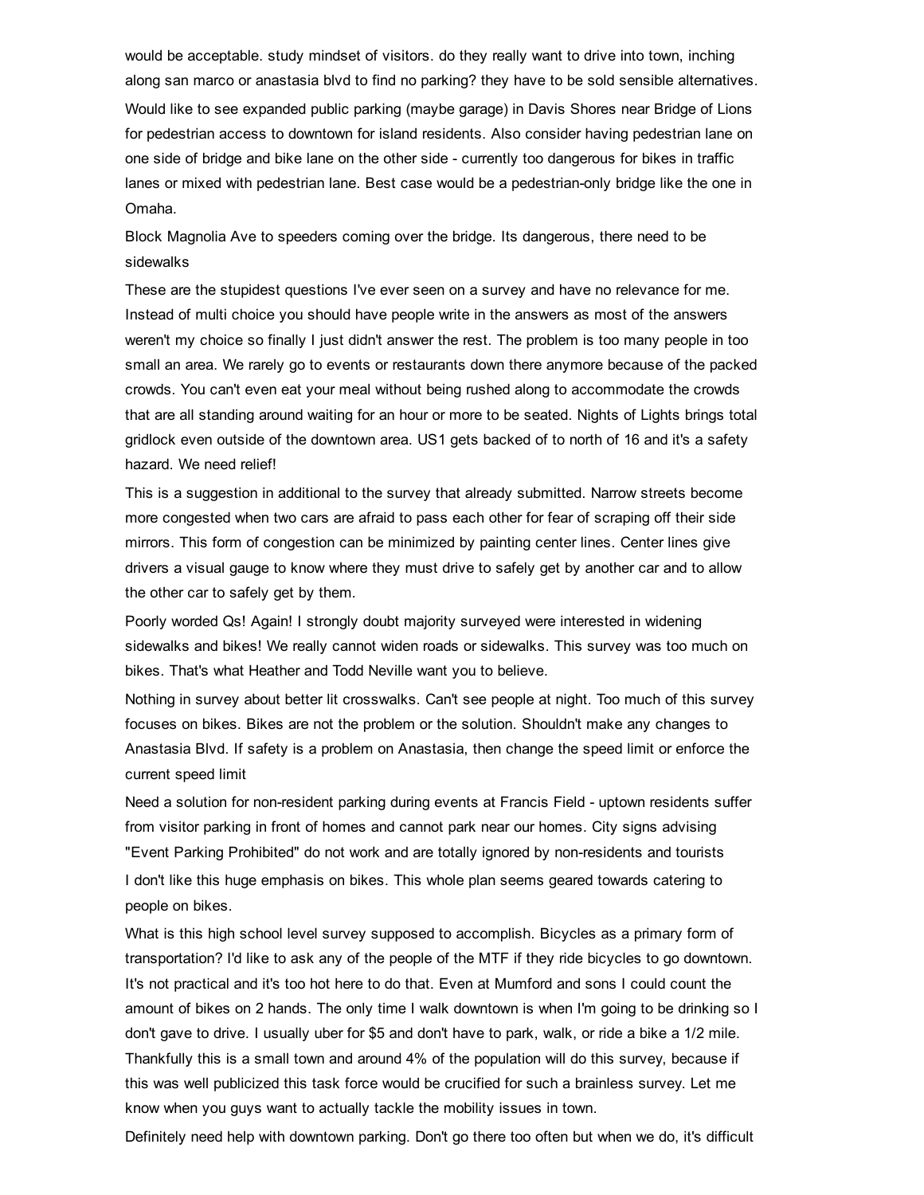would be acceptable. study mindset of visitors. do they really want to drive into town, inching along san marco or anastasia blvd to find no parking? they have to be sold sensible alternatives.

Would like to see expanded public parking (maybe garage) in Davis Shores near Bridge of Lions for pedestrian access to downtown for island residents. Also consider having pedestrian lane on one side of bridge and bike lane on the other side - currently too dangerous for bikes in traffic lanes or mixed with pedestrian lane. Best case would be a pedestrian-only bridge like the one in Omaha.

Block Magnolia Ave to speeders coming over the bridge. Its dangerous, there need to be sidewalks

These are the stupidest questions I've ever seen on a survey and have no relevance for me. Instead of multi choice you should have people write in the answers as most of the answers weren't my choice so finally I just didn't answer the rest. The problem is too many people in too small an area. We rarely go to events or restaurants down there anymore because of the packed crowds. You can't even eat your meal without being rushed along to accommodate the crowds that are all standing around waiting for an hour or more to be seated. Nights of Lights brings total gridlock even outside of the downtown area. US1 gets backed of to north of 16 and it's a safety hazard. We need relief!

This is a suggestion in additional to the survey that already submitted. Narrow streets become more congested when two cars are afraid to pass each other for fear of scraping off their side mirrors. This form of congestion can be minimized by painting center lines. Center lines give drivers a visual gauge to know where they must drive to safely get by another car and to allow the other car to safely get by them.

Poorly worded Qs! Again! I strongly doubt majority surveyed were interested in widening sidewalks and bikes! We really cannot widen roads or sidewalks. This survey was too much on bikes. That's what Heather and Todd Neville want you to believe.

Nothing in survey about better lit crosswalks. Can't see people at night. Too much of this survey focuses on bikes. Bikes are not the problem or the solution. Shouldn't make any changes to Anastasia Blvd. If safety is a problem on Anastasia, then change the speed limit or enforce the current speed limit

Need a solution for non-resident parking during events at Francis Field - uptown residents suffer from visitor parking in front of homes and cannot park near our homes. City signs advising "Event Parking Prohibited" do not work and are totally ignored by non-residents and tourists

I don't like this huge emphasis on bikes. This whole plan seems geared towards catering to people on bikes.

What is this high school level survey supposed to accomplish. Bicycles as a primary form of transportation? I'd like to ask any of the people of the MTF if they ride bicycles to go downtown. It's not practical and it's too hot here to do that. Even at Mumford and sons I could count the amount of bikes on 2 hands. The only time I walk downtown is when I'm going to be drinking so I don't gave to drive. I usually uber for $5 and don't have to park, walk, or ride a bike a 1/2 mile. Thankfully this is a small town and around 4% of the population will do this survey, because if this was well publicized this task force would be crucified for such a brainless survey. Let me know when you guys want to actually tackle the mobility issues in town.

Definitely need help with downtown parking. Don't go there too often but when we do, it's difficult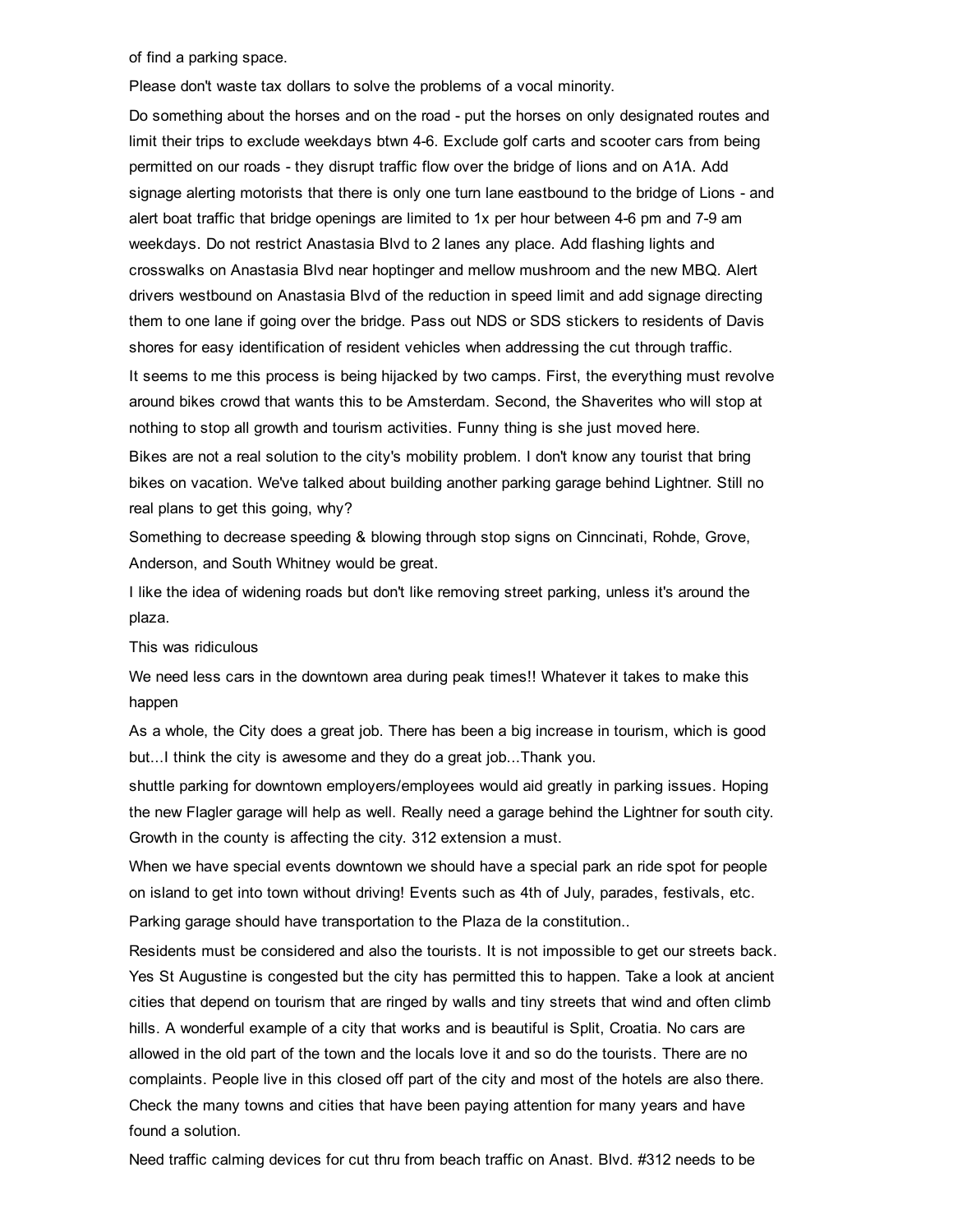of find a parking space.

Please don't waste tax dollars to solve the problems of a vocal minority.

Do something about the horses and on the road - put the horses on only designated routes and limit their trips to exclude weekdays btwn 4-6. Exclude golf carts and scooter cars from being permitted on our roads - they disrupt traffic flow over the bridge of lions and on A1A. Add signage alerting motorists that there is only one turn lane eastbound to the bridge of Lions - and alert boat traffic that bridge openings are limited to 1x per hour between 4-6 pm and 7-9 am weekdays. Do not restrict Anastasia Blvd to 2 lanes any place. Add flashing lights and crosswalks on Anastasia Blvd near hoptinger and mellow mushroom and the new MBQ. Alert drivers westbound on Anastasia Blvd of the reduction in speed limit and add signage directing them to one lane if going over the bridge. Pass out NDS or SDS stickers to residents of Davis shores for easy identification of resident vehicles when addressing the cut through traffic.

It seems to me this process is being hijacked by two camps. First, the everything must revolve around bikes crowd that wants this to be Amsterdam. Second, the Shaverites who will stop at nothing to stop all growth and tourism activities. Funny thing is she just moved here.

Bikes are not a real solution to the city's mobility problem. I don't know any tourist that bring bikes on vacation. We've talked about building another parking garage behind Lightner. Still no real plans to get this going, why?

Something to decrease speeding & blowing through stop signs on Cinncinati, Rohde, Grove, Anderson, and South Whitney would be great.

I like the idea of widening roads but don't like removing street parking, unless it's around the plaza.

This was ridiculous

We need less cars in the downtown area during peak times!! Whatever it takes to make this happen

As a whole, the City does a great job. There has been a big increase in tourism, which is good but...I think the city is awesome and they do a great job...Thank you.

shuttle parking for downtown employers/employees would aid greatly in parking issues. Hoping the new Flagler garage will help as well. Really need a garage behind the Lightner for south city. Growth in the county is affecting the city. 312 extension a must.

When we have special events downtown we should have a special park an ride spot for people on island to get into town without driving! Events such as 4th of July, parades, festivals, etc.

Parking garage should have transportation to the Plaza de la constitution..

Residents must be considered and also the tourists. It is not impossible to get our streets back. Yes St Augustine is congested but the city has permitted this to happen. Take a look at ancient cities that depend on tourism that are ringed by walls and tiny streets that wind and often climb hills. A wonderful example of a city that works and is beautiful is Split, Croatia. No cars are allowed in the old part of the town and the locals love it and so do the tourists. There are no complaints. People live in this closed off part of the city and most of the hotels are also there. Check the many towns and cities that have been paying attention for many years and have found a solution.

Need traffic calming devices for cut thru from beach traffic on Anast. Blvd. #312 needs to be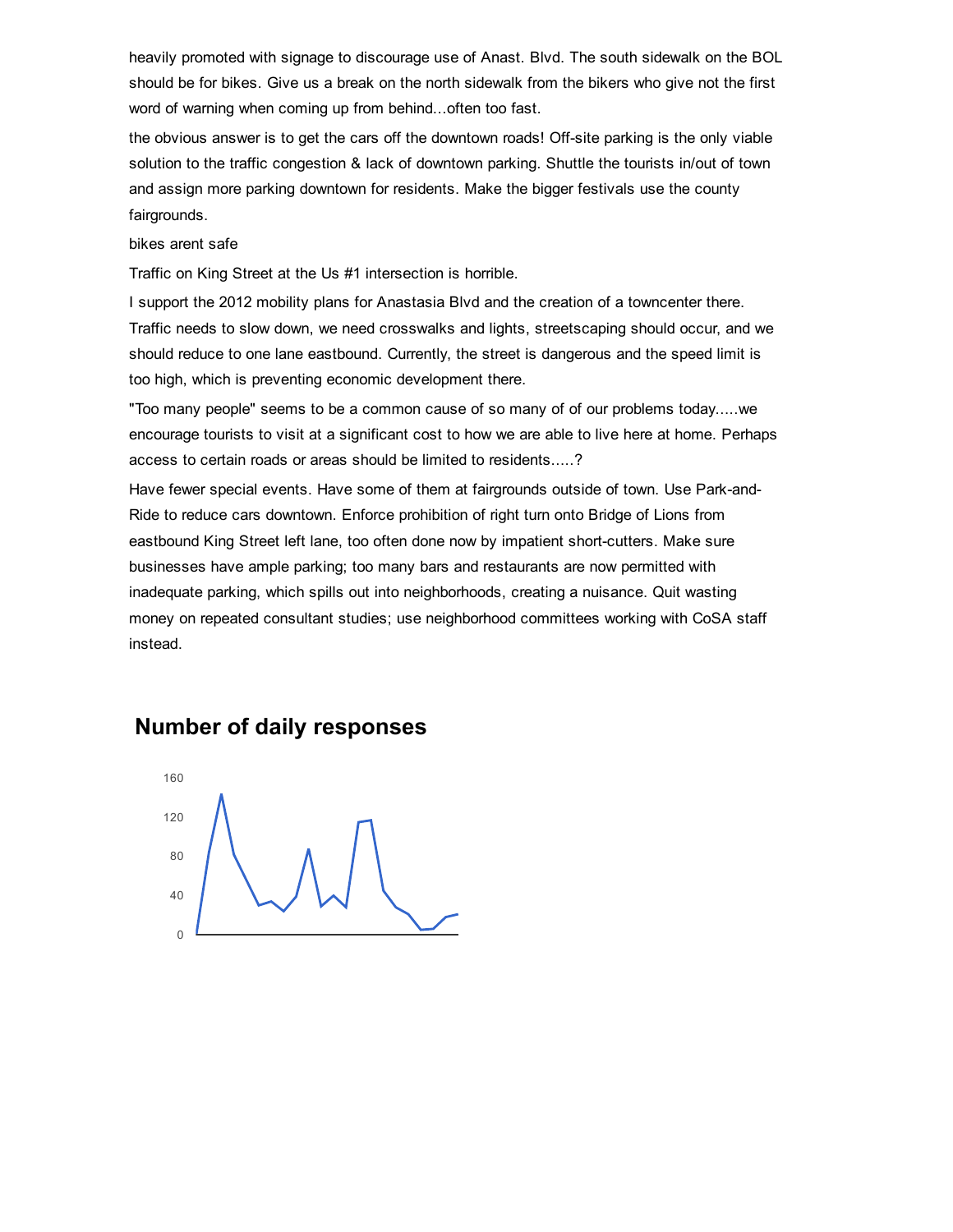heavily promoted with signage to discourage use of Anast. Blvd. The south sidewalk on the BOL should be for bikes. Give us a break on the north sidewalk from the bikers who give not the first word of warning when coming up from behind...often too fast.

the obvious answer is to get the cars off the downtown roads! Off-site parking is the only viable solution to the traffic congestion & lack of downtown parking. Shuttle the tourists in/out of town and assign more parking downtown for residents. Make the bigger festivals use the county fairgrounds.

bikes arent safe

Traffic on King Street at the Us #1 intersection is horrible.

I support the 2012 mobility plans for Anastasia Blvd and the creation of a towncenter there. Traffic needs to slow down, we need crosswalks and lights, streetscaping should occur, and we should reduce to one lane eastbound. Currently, the street is dangerous and the speed limit is too high, which is preventing economic development there.

"Too many people" seems to be a common cause of so many of of our problems today.....we encourage tourists to visit at a significant cost to how we are able to live here at home. Perhaps access to certain roads or areas should be limited to residents.....?

Have fewer special events. Have some of them at fairgrounds outside of town. Use Park-and-Ride to reduce cars downtown. Enforce prohibition of right turn onto Bridge of Lions from eastbound King Street left lane, too often done now by impatient short-cutters. Make sure businesses have ample parking; too many bars and restaurants are now permitted with inadequate parking, which spills out into neighborhoods, creating a nuisance. Quit wasting money on repeated consultant studies; use neighborhood committees working with CoSA staff instead.

## Number of daily responses

160
120
80
40
0